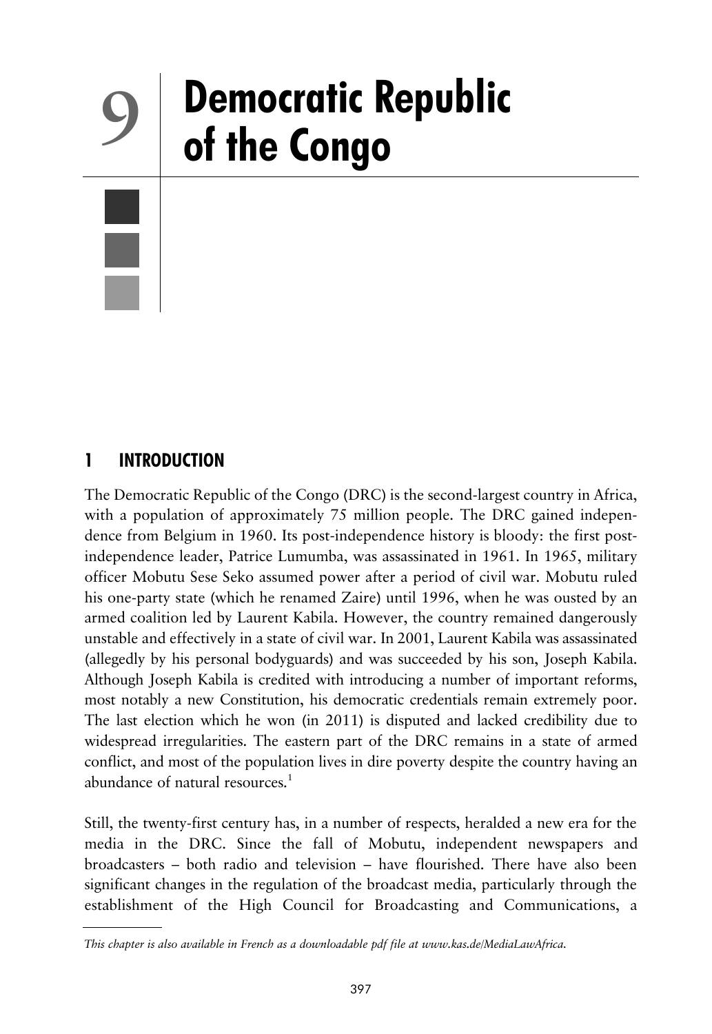# 9 Democratic Republic of the Congo

## 1 INTRODUCTION

The Democratic Republic of the Congo (DRC) is the second-largest country in Africa, with a population of approximately 75 million people. The DRC gained independence from Belgium in 1960. Its post-independence history is bloody: the first post-independence leader, Patrice Lumumba, was assassinated in 1961. In 1965, military officer Mobutu Sese Seko assumed power after a period of civil war. Mobutu ruled his one-party state (which he renamed Zaire) until 1996, when he was ousted by an armed coalition led by Laurent Kabila. However, the country remained dangerously unstable and effectively in a state of civil war. In 2001, Laurent Kabila was assassinated (allegedly by his personal bodyguards) and was succeeded by his son, Joseph Kabila. Although Joseph Kabila is credited with introducing a number of important reforms, most notably a new Constitution, his democratic credentials remain extremely poor. The last election which he won (in 2011) is disputed and lacked credibility due to widespread irregularities. The eastern part of the DRC remains in a state of armed conflict, and most of the population lives in dire poverty despite the country having an abundance of natural resources.[1]

Still, the twenty-first century has, in a number of respects, heralded a new era for the media in the DRC. Since the fall of Mobutu, independent newspapers and broadcasters – both radio and television – have flourished. There have also been significant changes in the regulation of the broadcast media, particularly through the establishment of the High Council for Broadcasting and Communications, a

*This chapter is also available in French as a downloadable pdf file at www.kas.de/MediaLawAfrica.*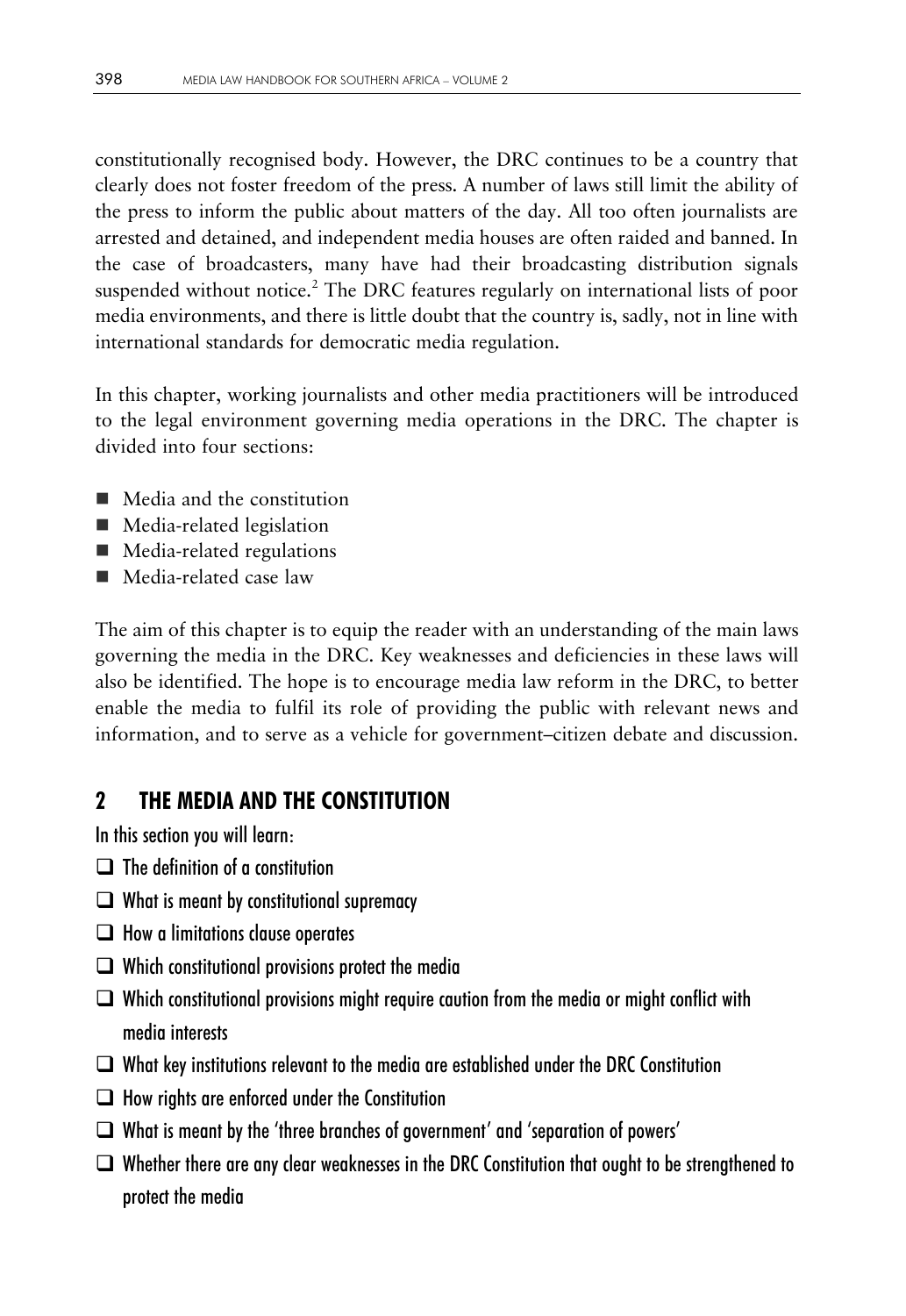constitutionally recognised body. However, the DRC continues to be a country that clearly does not foster freedom of the press. A number of laws still limit the ability of the press to inform the public about matters of the day. All too often journalists are arrested and detained, and independent media houses are often raided and banned. In the case of broadcasters, many have had their broadcasting distribution signals suspended without notice.[2] The DRC features regularly on international lists of poor media environments, and there is little doubt that the country is, sadly, not in line with international standards for democratic media regulation.

In this chapter, working journalists and other media practitioners will be introduced to the legal environment governing media operations in the DRC. The chapter is divided into four sections:

- Media and the constitution
- Media-related legislation
- Media-related regulations
- Media-related case law

The aim of this chapter is to equip the reader with an understanding of the main laws governing the media in the DRC. Key weaknesses and deficiencies in these laws will also be identified. The hope is to encourage media law reform in the DRC, to better enable the media to fulfil its role of providing the public with relevant news and information, and to serve as a vehicle for government–citizen debate and discussion.

## 2 THE MEDIA AND THE CONSTITUTION

In this section you will learn:

- The definition of a constitution
- What is meant by constitutional supremacy
- How a limitations clause operates
- Which constitutional provisions protect the media
- Which constitutional provisions might require caution from the media or might conflict with media interests
- What key institutions relevant to the media are established under the DRC Constitution
- How rights are enforced under the Constitution
- What is meant by the 'three branches of government' and 'separation of powers'
- Whether there are any clear weaknesses in the DRC Constitution that ought to be strengthened to protect the media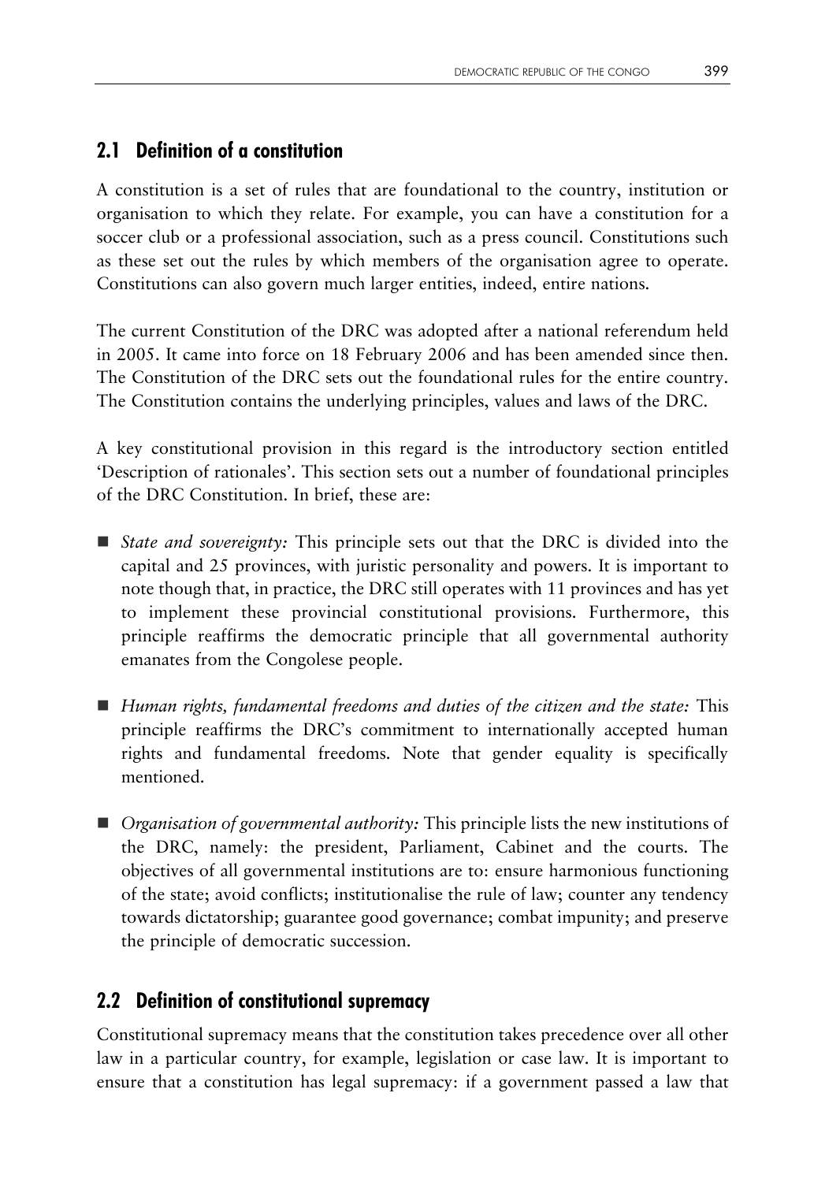## 2.1 Definition of a constitution

A constitution is a set of rules that are foundational to the country, institution or organisation to which they relate. For example, you can have a constitution for a soccer club or a professional association, such as a press council. Constitutions such as these set out the rules by which members of the organisation agree to operate. Constitutions can also govern much larger entities, indeed, entire nations.

The current Constitution of the DRC was adopted after a national referendum held in 2005. It came into force on 18 February 2006 and has been amended since then. The Constitution of the DRC sets out the foundational rules for the entire country. The Constitution contains the underlying principles, values and laws of the DRC.

A key constitutional provision in this regard is the introductory section entitled 'Description of rationales'. This section sets out a number of foundational principles of the DRC Constitution. In brief, these are:

- *State and sovereignty:* This principle sets out that the DRC is divided into the capital and 25 provinces, with juristic personality and powers. It is important to note though that, in practice, the DRC still operates with 11 provinces and has yet to implement these provincial constitutional provisions. Furthermore, this principle reaffirms the democratic principle that all governmental authority emanates from the Congolese people.
- *Human rights, fundamental freedoms and duties of the citizen and the state:* This principle reaffirms the DRC's commitment to internationally accepted human rights and fundamental freedoms. Note that gender equality is specifically mentioned.
- *Organisation of governmental authority:* This principle lists the new institutions of the DRC, namely: the president, Parliament, Cabinet and the courts. The objectives of all governmental institutions are to: ensure harmonious functioning of the state; avoid conflicts; institutionalise the rule of law; counter any tendency towards dictatorship; guarantee good governance; combat impunity; and preserve the principle of democratic succession.

## 2.2 Definition of constitutional supremacy

Constitutional supremacy means that the constitution takes precedence over all other law in a particular country, for example, legislation or case law. It is important to ensure that a constitution has legal supremacy: if a government passed a law that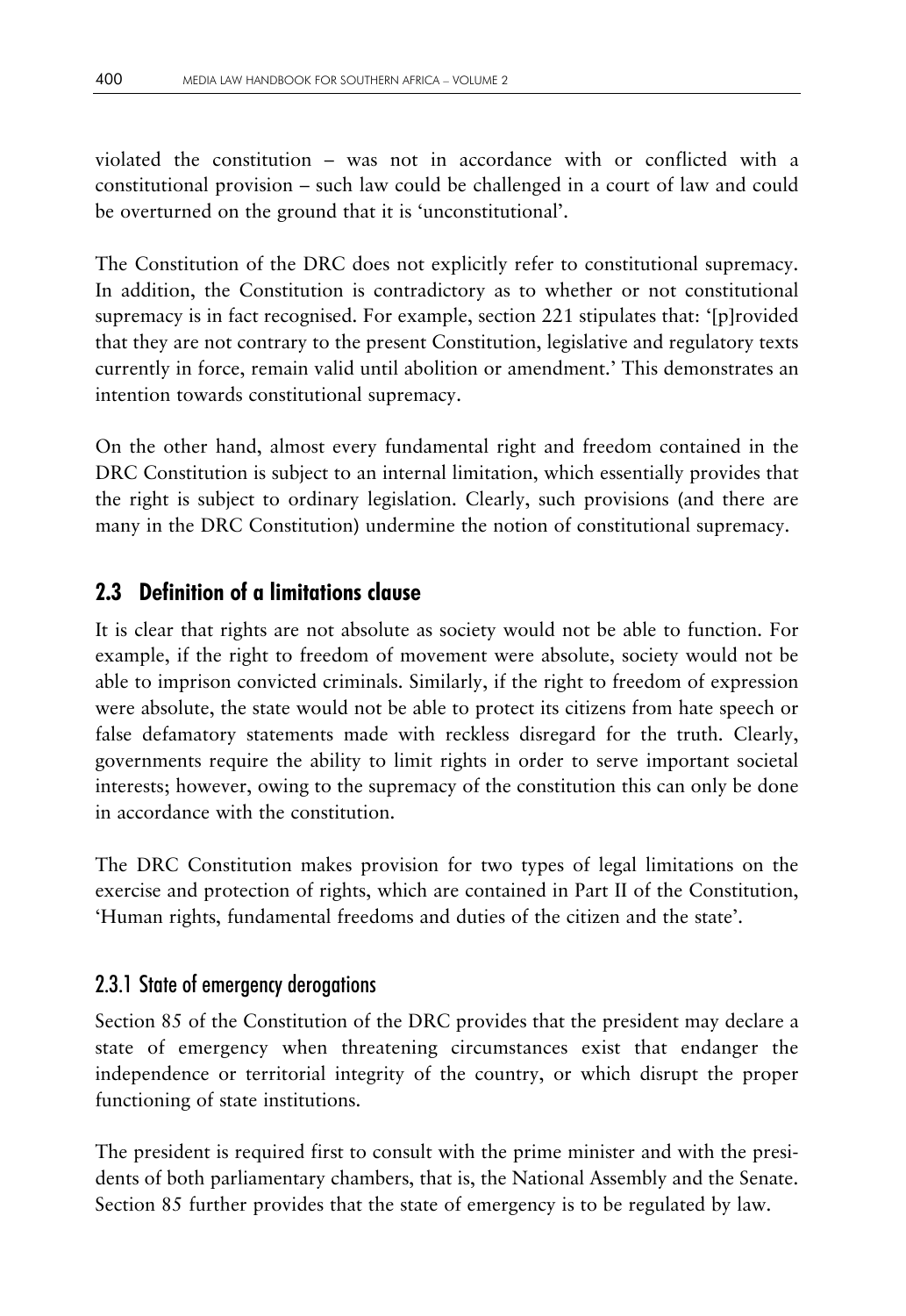violated the constitution – was not in accordance with or conflicted with a constitutional provision – such law could be challenged in a court of law and could be overturned on the ground that it is 'unconstitutional'.

The Constitution of the DRC does not explicitly refer to constitutional supremacy. In addition, the Constitution is contradictory as to whether or not constitutional supremacy is in fact recognised. For example, section 221 stipulates that: '[p]rovided that they are not contrary to the present Constitution, legislative and regulatory texts currently in force, remain valid until abolition or amendment.' This demonstrates an intention towards constitutional supremacy.

On the other hand, almost every fundamental right and freedom contained in the DRC Constitution is subject to an internal limitation, which essentially provides that the right is subject to ordinary legislation. Clearly, such provisions (and there are many in the DRC Constitution) undermine the notion of constitutional supremacy.

## 2.3 Definition of a limitations clause

It is clear that rights are not absolute as society would not be able to function. For example, if the right to freedom of movement were absolute, society would not be able to imprison convicted criminals. Similarly, if the right to freedom of expression were absolute, the state would not be able to protect its citizens from hate speech or false defamatory statements made with reckless disregard for the truth. Clearly, governments require the ability to limit rights in order to serve important societal interests; however, owing to the supremacy of the constitution this can only be done in accordance with the constitution.

The DRC Constitution makes provision for two types of legal limitations on the exercise and protection of rights, which are contained in Part II of the Constitution, 'Human rights, fundamental freedoms and duties of the citizen and the state'.

### 2.3.1 State of emergency derogations

Section 85 of the Constitution of the DRC provides that the president may declare a state of emergency when threatening circumstances exist that endanger the independence or territorial integrity of the country, or which disrupt the proper functioning of state institutions.

The president is required first to consult with the prime minister and with the presidents of both parliamentary chambers, that is, the National Assembly and the Senate. Section 85 further provides that the state of emergency is to be regulated by law.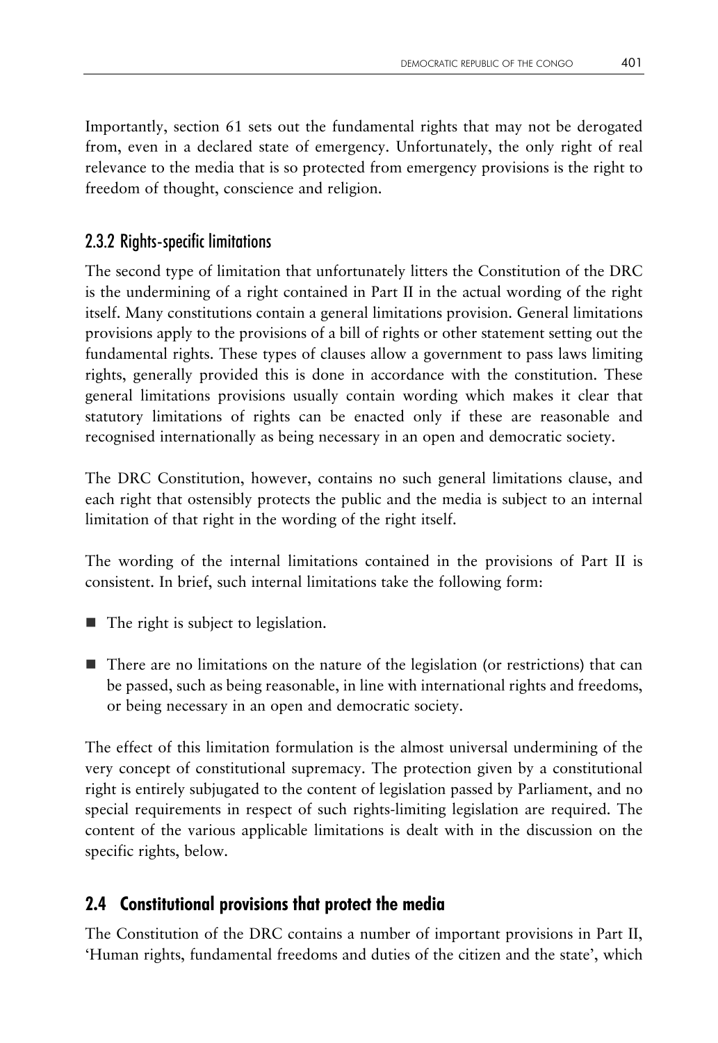Importantly, section 61 sets out the fundamental rights that may not be derogated from, even in a declared state of emergency. Unfortunately, the only right of real relevance to the media that is so protected from emergency provisions is the right to freedom of thought, conscience and religion.

### 2.3.2 Rights-specific limitations

The second type of limitation that unfortunately litters the Constitution of the DRC is the undermining of a right contained in Part II in the actual wording of the right itself. Many constitutions contain a general limitations provision. General limitations provisions apply to the provisions of a bill of rights or other statement setting out the fundamental rights. These types of clauses allow a government to pass laws limiting rights, generally provided this is done in accordance with the constitution. These general limitations provisions usually contain wording which makes it clear that statutory limitations of rights can be enacted only if these are reasonable and recognised internationally as being necessary in an open and democratic society.

The DRC Constitution, however, contains no such general limitations clause, and each right that ostensibly protects the public and the media is subject to an internal limitation of that right in the wording of the right itself.

The wording of the internal limitations contained in the provisions of Part II is consistent. In brief, such internal limitations take the following form:

- The right is subject to legislation.
- There are no limitations on the nature of the legislation (or restrictions) that can be passed, such as being reasonable, in line with international rights and freedoms, or being necessary in an open and democratic society.

The effect of this limitation formulation is the almost universal undermining of the very concept of constitutional supremacy. The protection given by a constitutional right is entirely subjugated to the content of legislation passed by Parliament, and no special requirements in respect of such rights-limiting legislation are required. The content of the various applicable limitations is dealt with in the discussion on the specific rights, below.

## 2.4 Constitutional provisions that protect the media

The Constitution of the DRC contains a number of important provisions in Part II, 'Human rights, fundamental freedoms and duties of the citizen and the state', which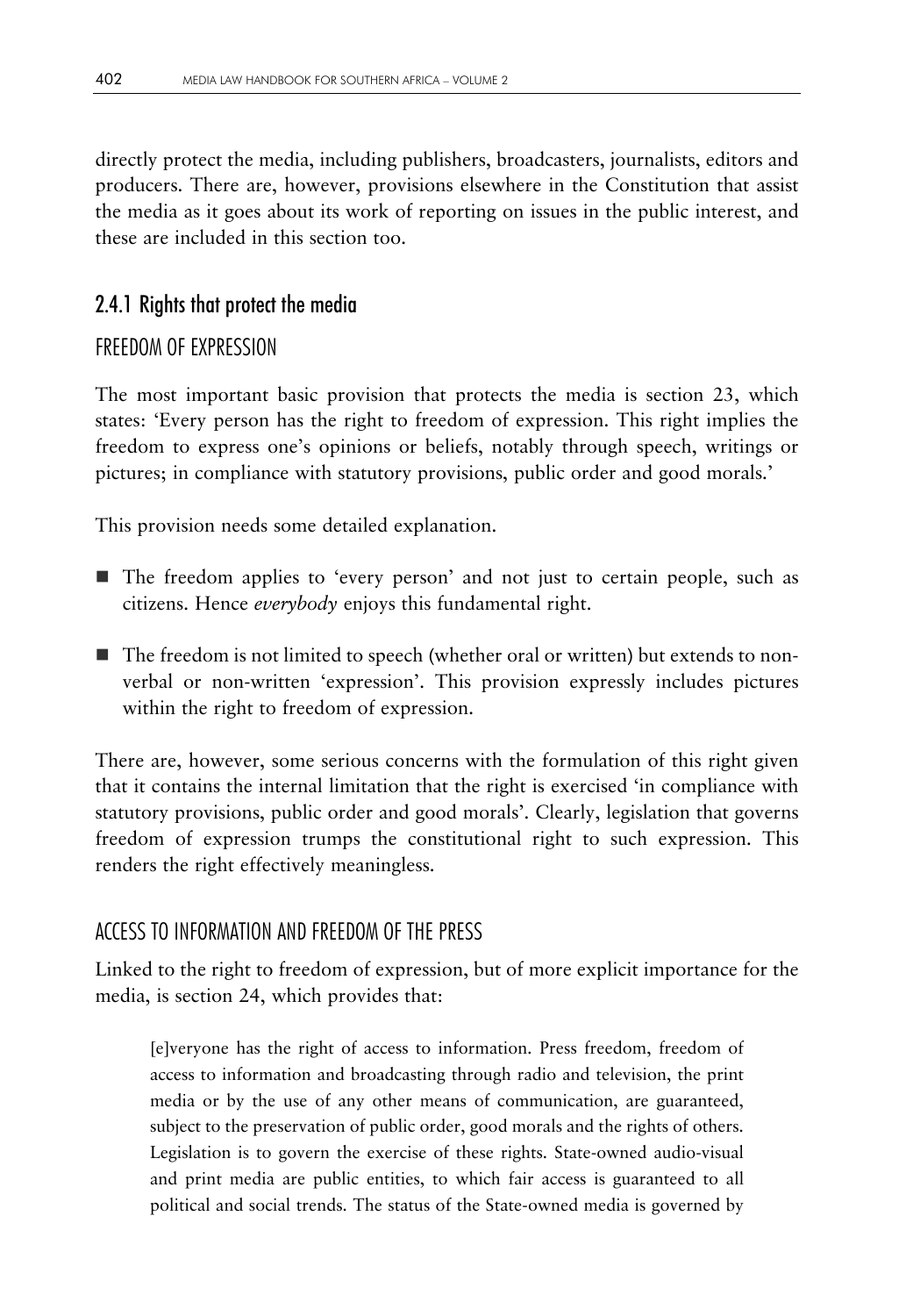directly protect the media, including publishers, broadcasters, journalists, editors and producers. There are, however, provisions elsewhere in the Constitution that assist the media as it goes about its work of reporting on issues in the public interest, and these are included in this section too.

### 2.4.1 Rights that protect the media

#### FREEDOM OF EXPRESSION

The most important basic provision that protects the media is section 23, which states: 'Every person has the right to freedom of expression. This right implies the freedom to express one's opinions or beliefs, notably through speech, writings or pictures; in compliance with statutory provisions, public order and good morals.'

This provision needs some detailed explanation.

- The freedom applies to 'every person' and not just to certain people, such as citizens. Hence *everybody* enjoys this fundamental right.
- The freedom is not limited to speech (whether oral or written) but extends to non-verbal or non-written 'expression'. This provision expressly includes pictures within the right to freedom of expression.

There are, however, some serious concerns with the formulation of this right given that it contains the internal limitation that the right is exercised 'in compliance with statutory provisions, public order and good morals'. Clearly, legislation that governs freedom of expression trumps the constitutional right to such expression. This renders the right effectively meaningless.

#### ACCESS TO INFORMATION AND FREEDOM OF THE PRESS

Linked to the right to freedom of expression, but of more explicit importance for the media, is section 24, which provides that:

> [e]veryone has the right of access to information. Press freedom, freedom of access to information and broadcasting through radio and television, the print media or by the use of any other means of communication, are guaranteed, subject to the preservation of public order, good morals and the rights of others. Legislation is to govern the exercise of these rights. State-owned audio-visual and print media are public entities, to which fair access is guaranteed to all political and social trends. The status of the State-owned media is governed by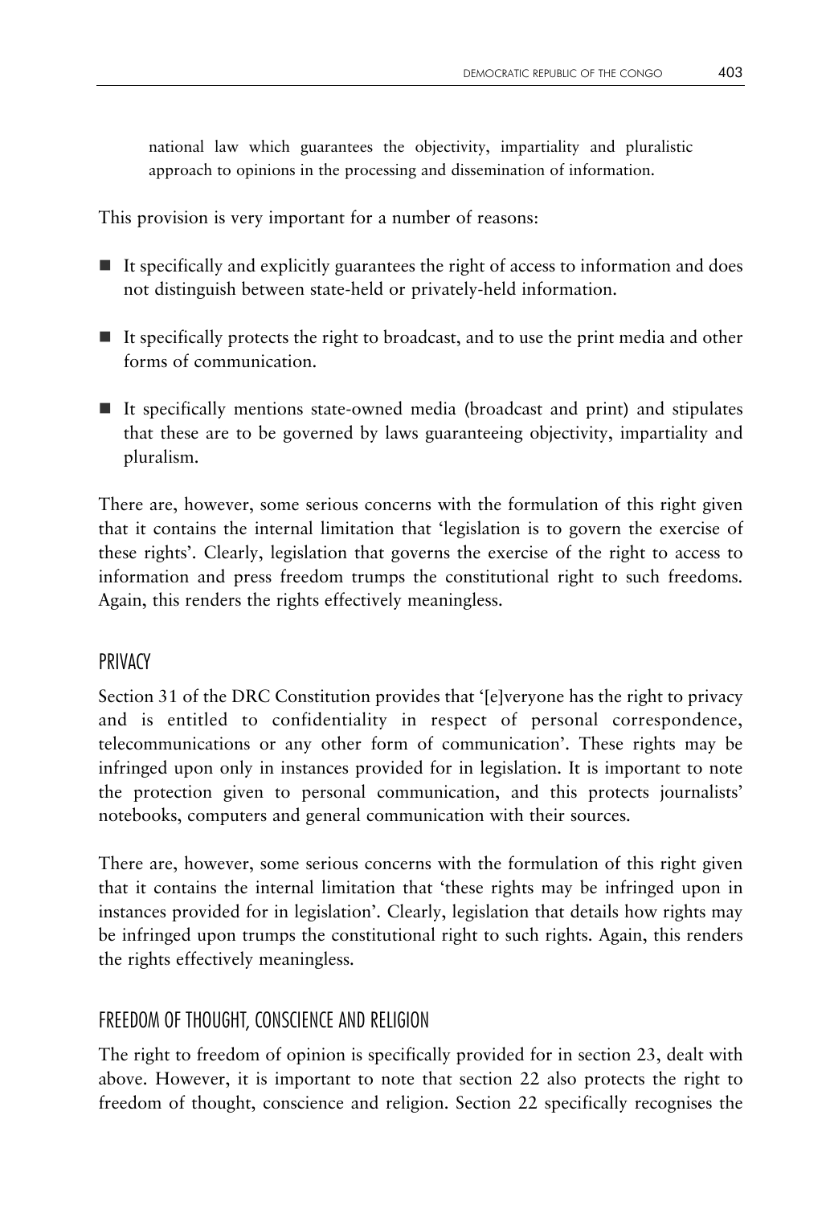> national law which guarantees the objectivity, impartiality and pluralistic approach to opinions in the processing and dissemination of information.

This provision is very important for a number of reasons:

- It specifically and explicitly guarantees the right of access to information and does not distinguish between state-held or privately-held information.
- It specifically protects the right to broadcast, and to use the print media and other forms of communication.
- It specifically mentions state-owned media (broadcast and print) and stipulates that these are to be governed by laws guaranteeing objectivity, impartiality and pluralism.

There are, however, some serious concerns with the formulation of this right given that it contains the internal limitation that 'legislation is to govern the exercise of these rights'. Clearly, legislation that governs the exercise of the right to access to information and press freedom trumps the constitutional right to such freedoms. Again, this renders the rights effectively meaningless.

## PRIVACY

Section 31 of the DRC Constitution provides that '[e]veryone has the right to privacy and is entitled to confidentiality in respect of personal correspondence, telecommunications or any other form of communication'. These rights may be infringed upon only in instances provided for in legislation. It is important to note the protection given to personal communication, and this protects journalists' notebooks, computers and general communication with their sources.

There are, however, some serious concerns with the formulation of this right given that it contains the internal limitation that 'these rights may be infringed upon in instances provided for in legislation'. Clearly, legislation that details how rights may be infringed upon trumps the constitutional right to such rights. Again, this renders the rights effectively meaningless.

## FREEDOM OF THOUGHT, CONSCIENCE AND RELIGION

The right to freedom of opinion is specifically provided for in section 23, dealt with above. However, it is important to note that section 22 also protects the right to freedom of thought, conscience and religion. Section 22 specifically recognises the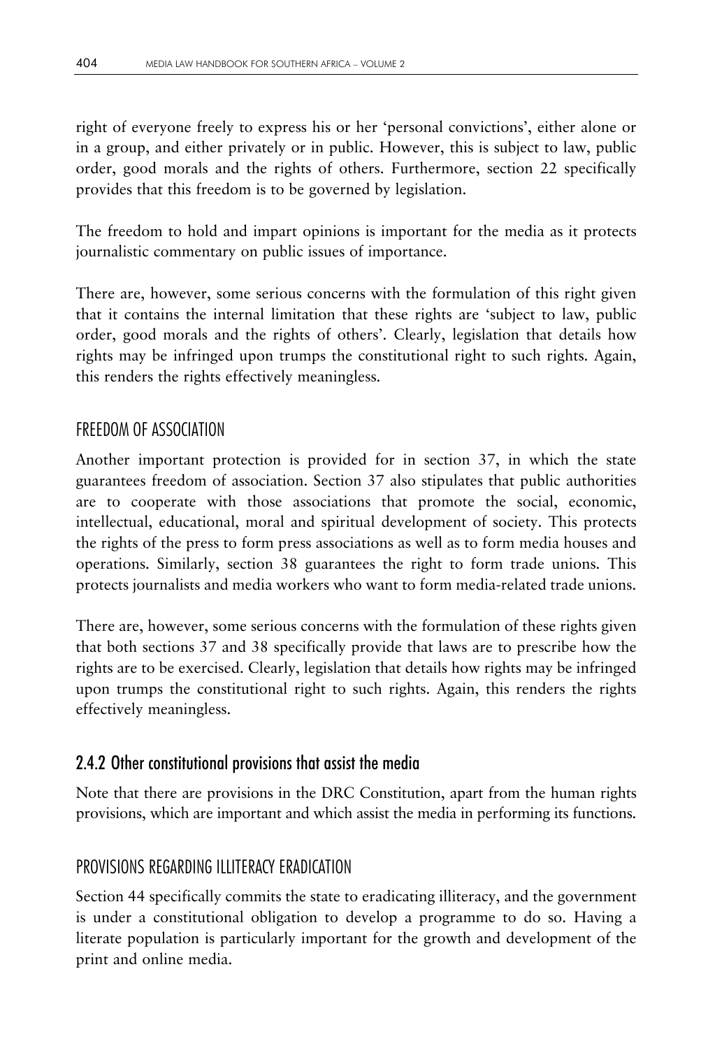right of everyone freely to express his or her 'personal convictions', either alone or in a group, and either privately or in public. However, this is subject to law, public order, good morals and the rights of others. Furthermore, section 22 specifically provides that this freedom is to be governed by legislation.

The freedom to hold and impart opinions is important for the media as it protects journalistic commentary on public issues of importance.

There are, however, some serious concerns with the formulation of this right given that it contains the internal limitation that these rights are 'subject to law, public order, good morals and the rights of others'. Clearly, legislation that details how rights may be infringed upon trumps the constitutional right to such rights. Again, this renders the rights effectively meaningless.

#### FREEDOM OF ASSOCIATION

Another important protection is provided for in section 37, in which the state guarantees freedom of association. Section 37 also stipulates that public authorities are to cooperate with those associations that promote the social, economic, intellectual, educational, moral and spiritual development of society. This protects the rights of the press to form press associations as well as to form media houses and operations. Similarly, section 38 guarantees the right to form trade unions. This protects journalists and media workers who want to form media-related trade unions.

There are, however, some serious concerns with the formulation of these rights given that both sections 37 and 38 specifically provide that laws are to prescribe how the rights are to be exercised. Clearly, legislation that details how rights may be infringed upon trumps the constitutional right to such rights. Again, this renders the rights effectively meaningless.

### 2.4.2 Other constitutional provisions that assist the media

Note that there are provisions in the DRC Constitution, apart from the human rights provisions, which are important and which assist the media in performing its functions.

#### PROVISIONS REGARDING ILLITERACY ERADICATION

Section 44 specifically commits the state to eradicating illiteracy, and the government is under a constitutional obligation to develop a programme to do so. Having a literate population is particularly important for the growth and development of the print and online media.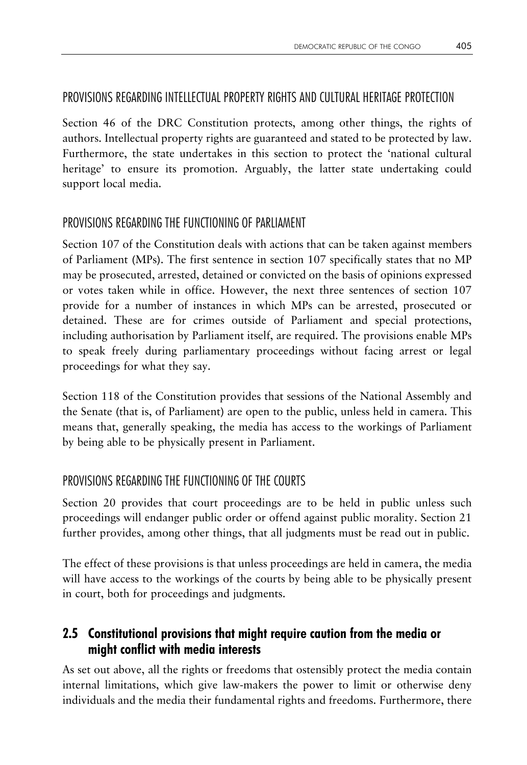### PROVISIONS REGARDING INTELLECTUAL PROPERTY RIGHTS AND CULTURAL HERITAGE PROTECTION

Section 46 of the DRC Constitution protects, among other things, the rights of authors. Intellectual property rights are guaranteed and stated to be protected by law. Furthermore, the state undertakes in this section to protect the 'national cultural heritage' to ensure its promotion. Arguably, the latter state undertaking could support local media.

### PROVISIONS REGARDING THE FUNCTIONING OF PARLIAMENT

Section 107 of the Constitution deals with actions that can be taken against members of Parliament (MPs). The first sentence in section 107 specifically states that no MP may be prosecuted, arrested, detained or convicted on the basis of opinions expressed or votes taken while in office. However, the next three sentences of section 107 provide for a number of instances in which MPs can be arrested, prosecuted or detained. These are for crimes outside of Parliament and special protections, including authorisation by Parliament itself, are required. The provisions enable MPs to speak freely during parliamentary proceedings without facing arrest or legal proceedings for what they say.

Section 118 of the Constitution provides that sessions of the National Assembly and the Senate (that is, of Parliament) are open to the public, unless held in camera. This means that, generally speaking, the media has access to the workings of Parliament by being able to be physically present in Parliament.

### PROVISIONS REGARDING THE FUNCTIONING OF THE COURTS

Section 20 provides that court proceedings are to be held in public unless such proceedings will endanger public order or offend against public morality. Section 21 further provides, among other things, that all judgments must be read out in public.

The effect of these provisions is that unless proceedings are held in camera, the media will have access to the workings of the courts by being able to be physically present in court, both for proceedings and judgments.

## 2.5 Constitutional provisions that might require caution from the media or might conflict with media interests

As set out above, all the rights or freedoms that ostensibly protect the media contain internal limitations, which give law-makers the power to limit or otherwise deny individuals and the media their fundamental rights and freedoms. Furthermore, there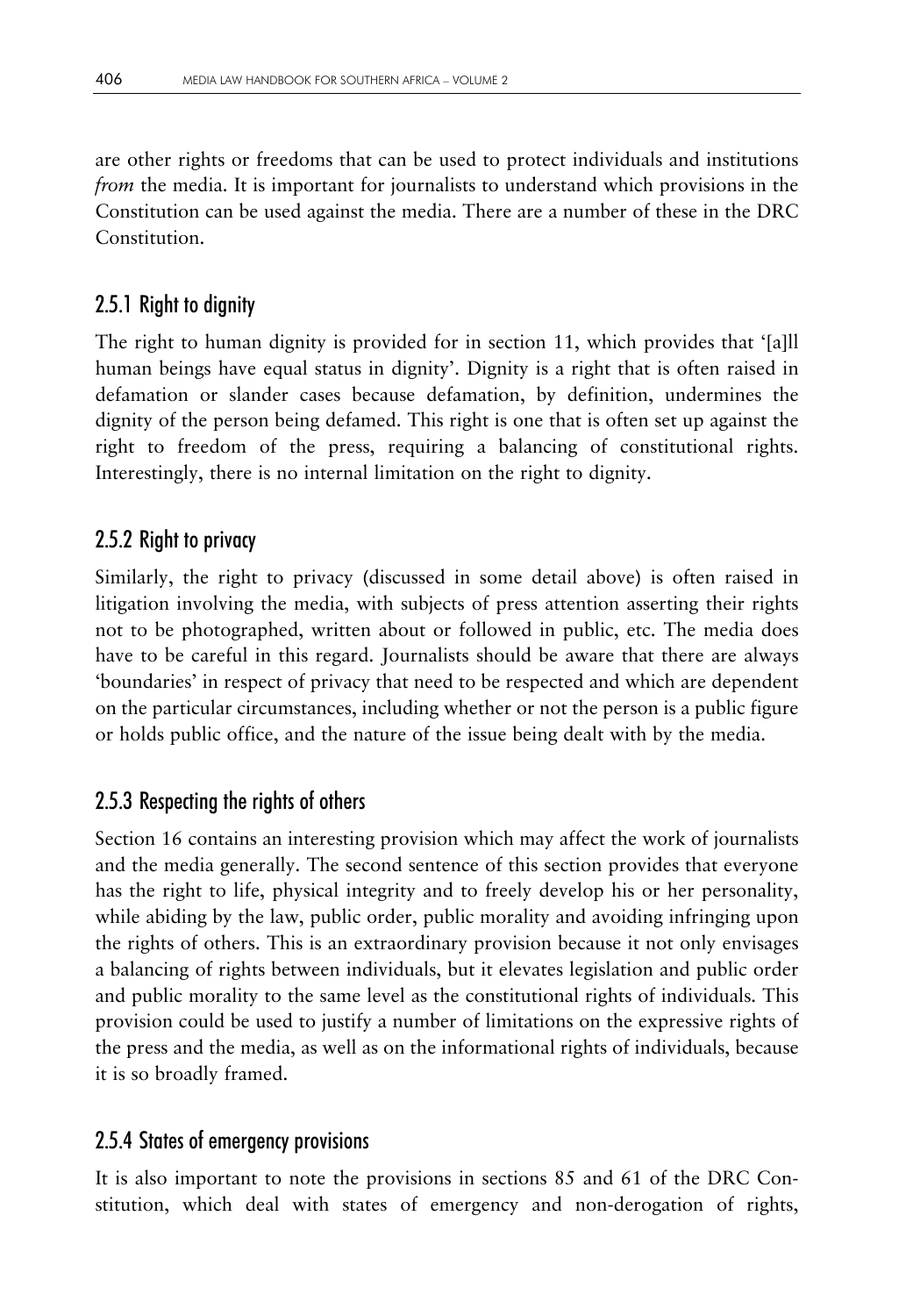are other rights or freedoms that can be used to protect individuals and institutions *from* the media. It is important for journalists to understand which provisions in the Constitution can be used against the media. There are a number of these in the DRC Constitution.

### 2.5.1 Right to dignity

The right to human dignity is provided for in section 11, which provides that '[a]ll human beings have equal status in dignity'. Dignity is a right that is often raised in defamation or slander cases because defamation, by definition, undermines the dignity of the person being defamed. This right is one that is often set up against the right to freedom of the press, requiring a balancing of constitutional rights. Interestingly, there is no internal limitation on the right to dignity.

### 2.5.2 Right to privacy

Similarly, the right to privacy (discussed in some detail above) is often raised in litigation involving the media, with subjects of press attention asserting their rights not to be photographed, written about or followed in public, etc. The media does have to be careful in this regard. Journalists should be aware that there are always 'boundaries' in respect of privacy that need to be respected and which are dependent on the particular circumstances, including whether or not the person is a public figure or holds public office, and the nature of the issue being dealt with by the media.

### 2.5.3 Respecting the rights of others

Section 16 contains an interesting provision which may affect the work of journalists and the media generally. The second sentence of this section provides that everyone has the right to life, physical integrity and to freely develop his or her personality, while abiding by the law, public order, public morality and avoiding infringing upon the rights of others. This is an extraordinary provision because it not only envisages a balancing of rights between individuals, but it elevates legislation and public order and public morality to the same level as the constitutional rights of individuals. This provision could be used to justify a number of limitations on the expressive rights of the press and the media, as well as on the informational rights of individuals, because it is so broadly framed.

### 2.5.4 States of emergency provisions

It is also important to note the provisions in sections 85 and 61 of the DRC Constitution, which deal with states of emergency and non-derogation of rights,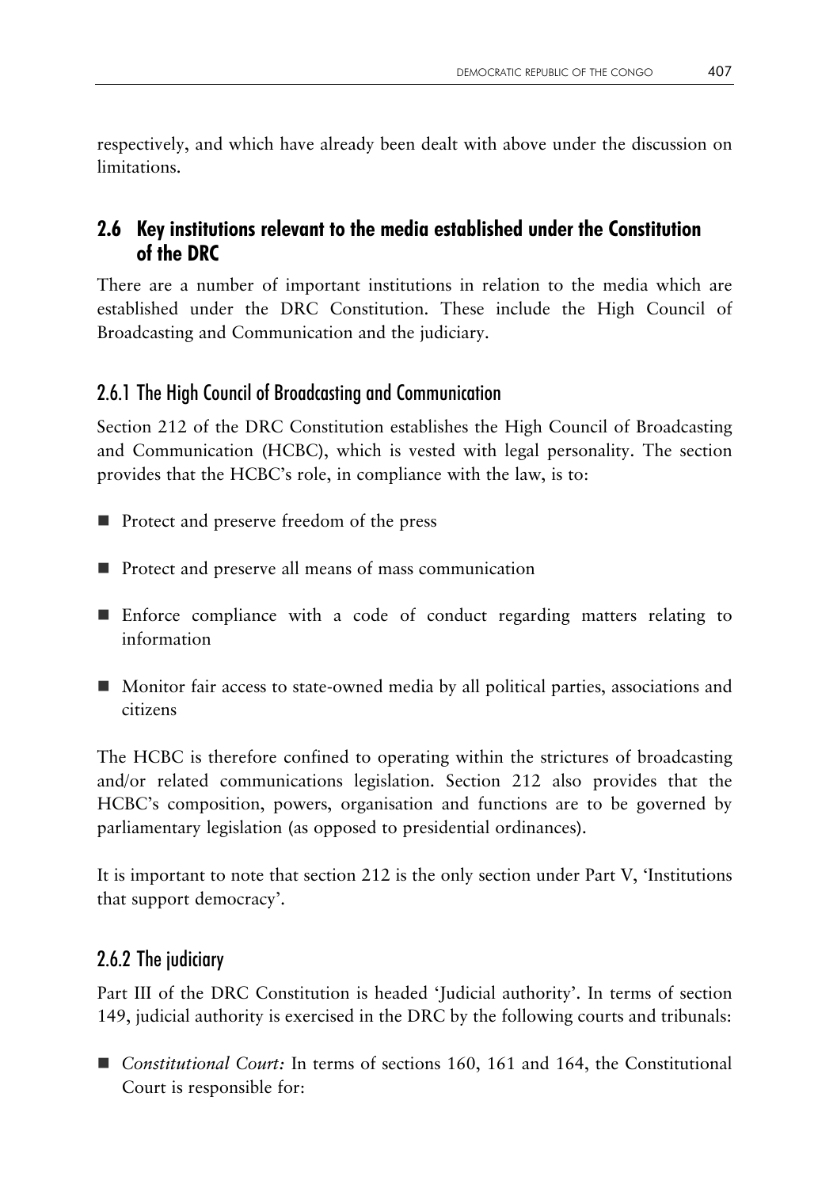respectively, and which have already been dealt with above under the discussion on limitations.

## 2.6 Key institutions relevant to the media established under the Constitution of the DRC

There are a number of important institutions in relation to the media which are established under the DRC Constitution. These include the High Council of Broadcasting and Communication and the judiciary.

### 2.6.1 The High Council of Broadcasting and Communication

Section 212 of the DRC Constitution establishes the High Council of Broadcasting and Communication (HCBC), which is vested with legal personality. The section provides that the HCBC's role, in compliance with the law, is to:

- Protect and preserve freedom of the press
- Protect and preserve all means of mass communication
- Enforce compliance with a code of conduct regarding matters relating to information
- Monitor fair access to state-owned media by all political parties, associations and citizens

The HCBC is therefore confined to operating within the strictures of broadcasting and/or related communications legislation. Section 212 also provides that the HCBC's composition, powers, organisation and functions are to be governed by parliamentary legislation (as opposed to presidential ordinances).

It is important to note that section 212 is the only section under Part V, 'Institutions that support democracy'.

### 2.6.2 The judiciary

Part III of the DRC Constitution is headed 'Judicial authority'. In terms of section 149, judicial authority is exercised in the DRC by the following courts and tribunals:

- *Constitutional Court:* In terms of sections 160, 161 and 164, the Constitutional Court is responsible for: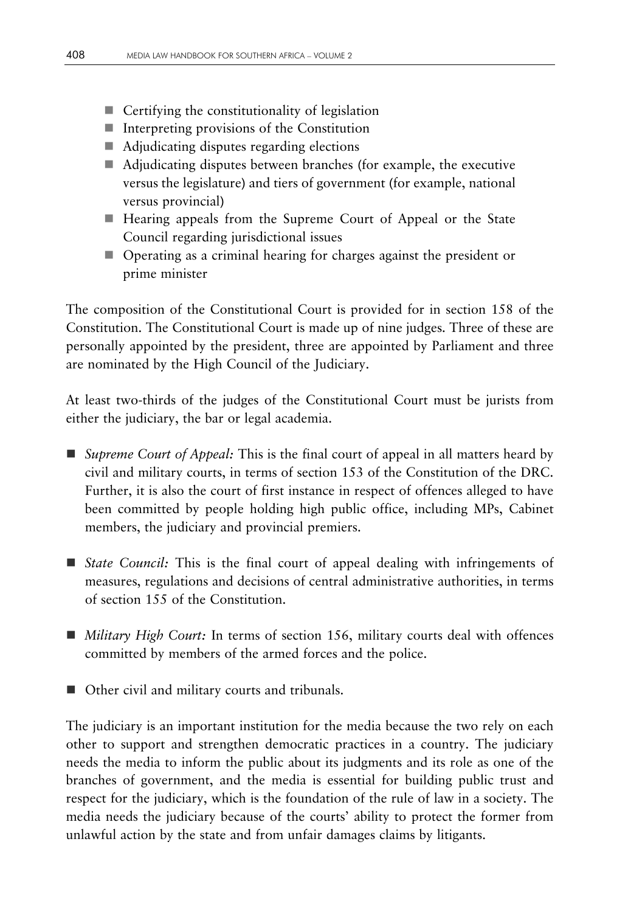- Certifying the constitutionality of legislation
- Interpreting provisions of the Constitution
- Adjudicating disputes regarding elections
- Adjudicating disputes between branches (for example, the executive versus the legislature) and tiers of government (for example, national versus provincial)
- Hearing appeals from the Supreme Court of Appeal or the State Council regarding jurisdictional issues
- Operating as a criminal hearing for charges against the president or prime minister

The composition of the Constitutional Court is provided for in section 158 of the Constitution. The Constitutional Court is made up of nine judges. Three of these are personally appointed by the president, three are appointed by Parliament and three are nominated by the High Council of the Judiciary.

At least two-thirds of the judges of the Constitutional Court must be jurists from either the judiciary, the bar or legal academia.

- *Supreme Court of Appeal:* This is the final court of appeal in all matters heard by civil and military courts, in terms of section 153 of the Constitution of the DRC. Further, it is also the court of first instance in respect of offences alleged to have been committed by people holding high public office, including MPs, Cabinet members, the judiciary and provincial premiers.

- *State Council:* This is the final court of appeal dealing with infringements of measures, regulations and decisions of central administrative authorities, in terms of section 155 of the Constitution.

- *Military High Court:* In terms of section 156, military courts deal with offences committed by members of the armed forces and the police.

- Other civil and military courts and tribunals.

The judiciary is an important institution for the media because the two rely on each other to support and strengthen democratic practices in a country. The judiciary needs the media to inform the public about its judgments and its role as one of the branches of government, and the media is essential for building public trust and respect for the judiciary, which is the foundation of the rule of law in a society. The media needs the judiciary because of the courts' ability to protect the former from unlawful action by the state and from unfair damages claims by litigants.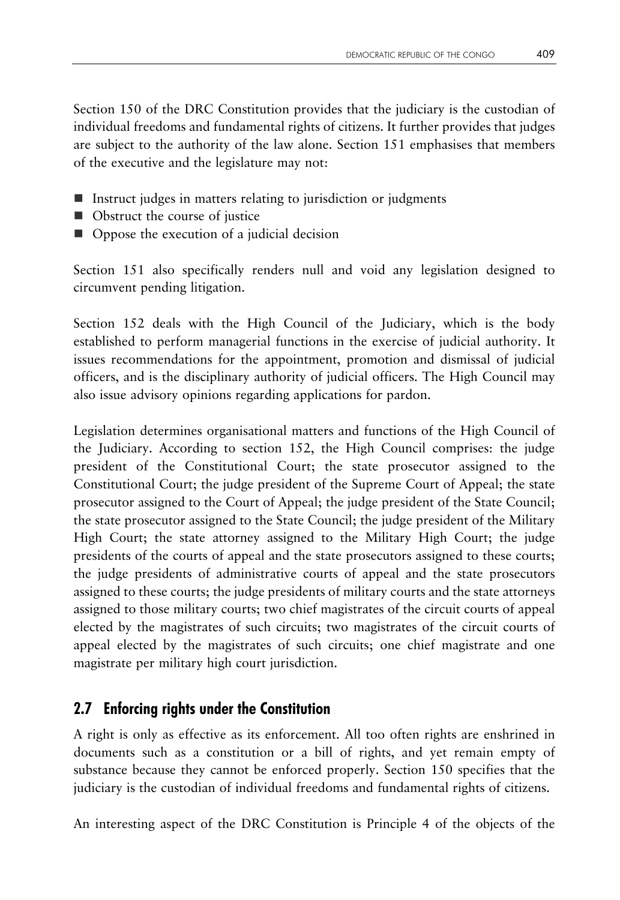Section 150 of the DRC Constitution provides that the judiciary is the custodian of individual freedoms and fundamental rights of citizens. It further provides that judges are subject to the authority of the law alone. Section 151 emphasises that members of the executive and the legislature may not:

- Instruct judges in matters relating to jurisdiction or judgments
- Obstruct the course of justice
- Oppose the execution of a judicial decision

Section 151 also specifically renders null and void any legislation designed to circumvent pending litigation.

Section 152 deals with the High Council of the Judiciary, which is the body established to perform managerial functions in the exercise of judicial authority. It issues recommendations for the appointment, promotion and dismissal of judicial officers, and is the disciplinary authority of judicial officers. The High Council may also issue advisory opinions regarding applications for pardon.

Legislation determines organisational matters and functions of the High Council of the Judiciary. According to section 152, the High Council comprises: the judge president of the Constitutional Court; the state prosecutor assigned to the Constitutional Court; the judge president of the Supreme Court of Appeal; the state prosecutor assigned to the Court of Appeal; the judge president of the State Council; the state prosecutor assigned to the State Council; the judge president of the Military High Court; the state attorney assigned to the Military High Court; the judge presidents of the courts of appeal and the state prosecutors assigned to these courts; the judge presidents of administrative courts of appeal and the state prosecutors assigned to these courts; the judge presidents of military courts and the state attorneys assigned to those military courts; two chief magistrates of the circuit courts of appeal elected by the magistrates of such circuits; two magistrates of the circuit courts of appeal elected by the magistrates of such circuits; one chief magistrate and one magistrate per military high court jurisdiction.

## 2.7 Enforcing rights under the Constitution

A right is only as effective as its enforcement. All too often rights are enshrined in documents such as a constitution or a bill of rights, and yet remain empty of substance because they cannot be enforced properly. Section 150 specifies that the judiciary is the custodian of individual freedoms and fundamental rights of citizens.

An interesting aspect of the DRC Constitution is Principle 4 of the objects of the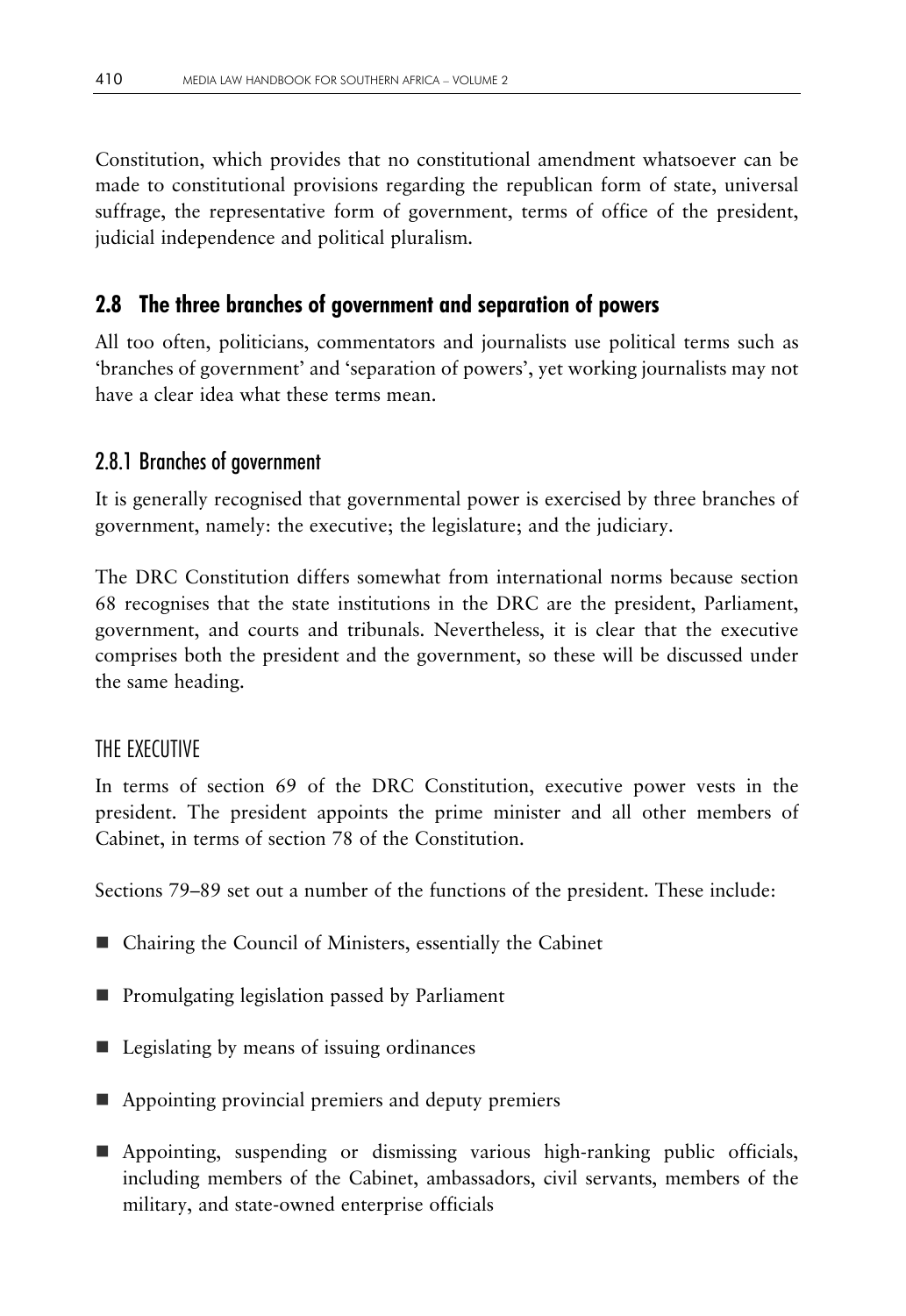Constitution, which provides that no constitutional amendment whatsoever can be made to constitutional provisions regarding the republican form of state, universal suffrage, the representative form of government, terms of office of the president, judicial independence and political pluralism.

## 2.8 The three branches of government and separation of powers

All too often, politicians, commentators and journalists use political terms such as 'branches of government' and 'separation of powers', yet working journalists may not have a clear idea what these terms mean.

### 2.8.1 Branches of government

It is generally recognised that governmental power is exercised by three branches of government, namely: the executive; the legislature; and the judiciary.

The DRC Constitution differs somewhat from international norms because section 68 recognises that the state institutions in the DRC are the president, Parliament, government, and courts and tribunals. Nevertheless, it is clear that the executive comprises both the president and the government, so these will be discussed under the same heading.

#### THE EXECUTIVE

In terms of section 69 of the DRC Constitution, executive power vests in the president. The president appoints the prime minister and all other members of Cabinet, in terms of section 78 of the Constitution.

Sections 79–89 set out a number of the functions of the president. These include:

- Chairing the Council of Ministers, essentially the Cabinet
- Promulgating legislation passed by Parliament
- Legislating by means of issuing ordinances
- Appointing provincial premiers and deputy premiers
- Appointing, suspending or dismissing various high-ranking public officials, including members of the Cabinet, ambassadors, civil servants, members of the military, and state-owned enterprise officials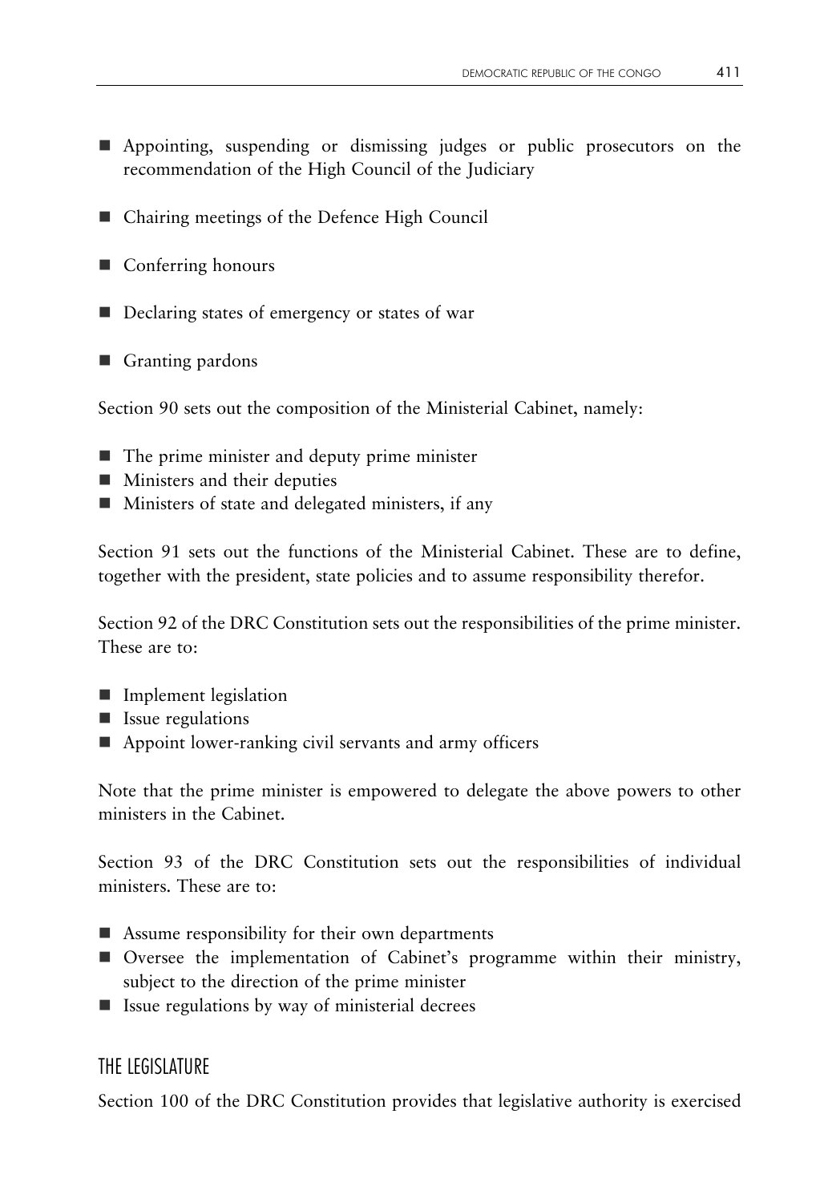- Appointing, suspending or dismissing judges or public prosecutors on the recommendation of the High Council of the Judiciary

- Chairing meetings of the Defence High Council

- Conferring honours

- Declaring states of emergency or states of war

- Granting pardons

Section 90 sets out the composition of the Ministerial Cabinet, namely:

- The prime minister and deputy prime minister
- Ministers and their deputies
- Ministers of state and delegated ministers, if any

Section 91 sets out the functions of the Ministerial Cabinet. These are to define, together with the president, state policies and to assume responsibility therefor.

Section 92 of the DRC Constitution sets out the responsibilities of the prime minister. These are to:

- Implement legislation
- Issue regulations
- Appoint lower-ranking civil servants and army officers

Note that the prime minister is empowered to delegate the above powers to other ministers in the Cabinet.

Section 93 of the DRC Constitution sets out the responsibilities of individual ministers. These are to:

- Assume responsibility for their own departments
- Oversee the implementation of Cabinet's programme within their ministry, subject to the direction of the prime minister
- Issue regulations by way of ministerial decrees

## THE LEGISLATURE

Section 100 of the DRC Constitution provides that legislative authority is exercised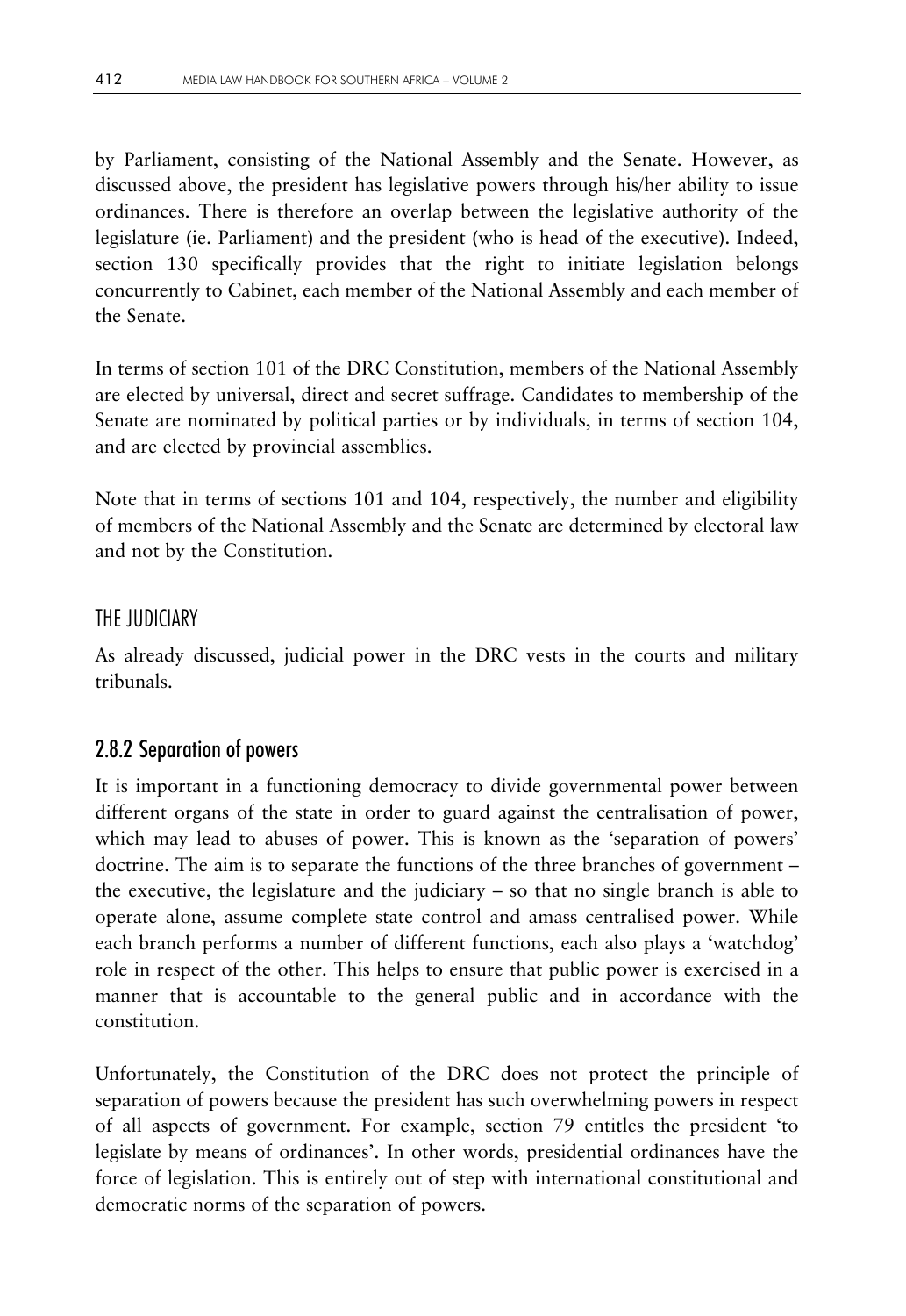by Parliament, consisting of the National Assembly and the Senate. However, as discussed above, the president has legislative powers through his/her ability to issue ordinances. There is therefore an overlap between the legislative authority of the legislature (ie. Parliament) and the president (who is head of the executive). Indeed, section 130 specifically provides that the right to initiate legislation belongs concurrently to Cabinet, each member of the National Assembly and each member of the Senate.

In terms of section 101 of the DRC Constitution, members of the National Assembly are elected by universal, direct and secret suffrage. Candidates to membership of the Senate are nominated by political parties or by individuals, in terms of section 104, and are elected by provincial assemblies.

Note that in terms of sections 101 and 104, respectively, the number and eligibility of members of the National Assembly and the Senate are determined by electoral law and not by the Constitution.

### THE JUDICIARY

As already discussed, judicial power in the DRC vests in the courts and military tribunals.

## 2.8.2 Separation of powers

It is important in a functioning democracy to divide governmental power between different organs of the state in order to guard against the centralisation of power, which may lead to abuses of power. This is known as the 'separation of powers' doctrine. The aim is to separate the functions of the three branches of government – the executive, the legislature and the judiciary – so that no single branch is able to operate alone, assume complete state control and amass centralised power. While each branch performs a number of different functions, each also plays a 'watchdog' role in respect of the other. This helps to ensure that public power is exercised in a manner that is accountable to the general public and in accordance with the constitution.

Unfortunately, the Constitution of the DRC does not protect the principle of separation of powers because the president has such overwhelming powers in respect of all aspects of government. For example, section 79 entitles the president 'to legislate by means of ordinances'. In other words, presidential ordinances have the force of legislation. This is entirely out of step with international constitutional and democratic norms of the separation of powers.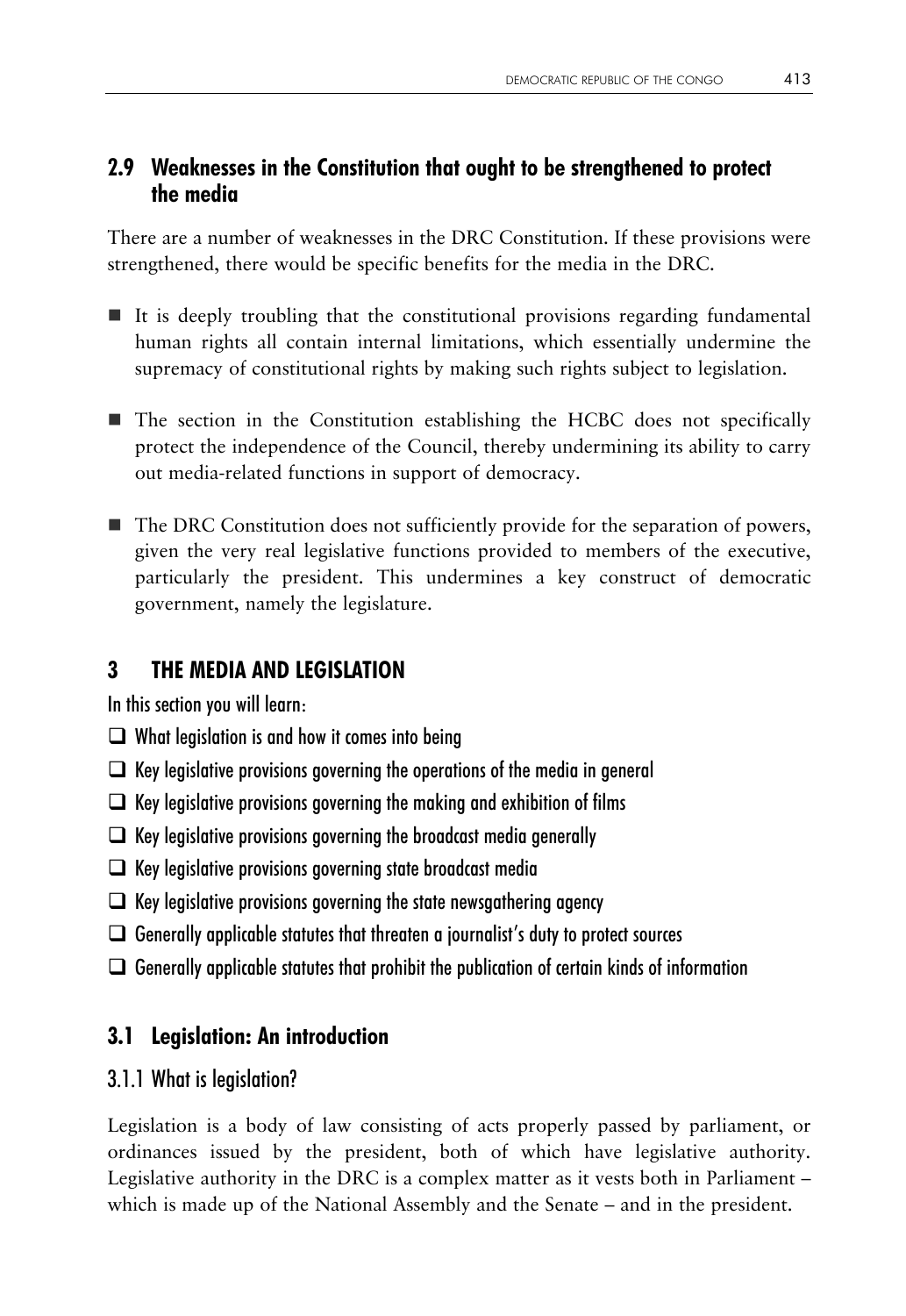## 2.9 Weaknesses in the Constitution that ought to be strengthened to protect the media

There are a number of weaknesses in the DRC Constitution. If these provisions were strengthened, there would be specific benefits for the media in the DRC.

- It is deeply troubling that the constitutional provisions regarding fundamental human rights all contain internal limitations, which essentially undermine the supremacy of constitutional rights by making such rights subject to legislation.
- The section in the Constitution establishing the HCBC does not specifically protect the independence of the Council, thereby undermining its ability to carry out media-related functions in support of democracy.
- The DRC Constitution does not sufficiently provide for the separation of powers, given the very real legislative functions provided to members of the executive, particularly the president. This undermines a key construct of democratic government, namely the legislature.

# 3 THE MEDIA AND LEGISLATION

In this section you will learn:

- ❑ What legislation is and how it comes into being
- ❑ Key legislative provisions governing the operations of the media in general
- ❑ Key legislative provisions governing the making and exhibition of films
- ❑ Key legislative provisions governing the broadcast media generally
- ❑ Key legislative provisions governing state broadcast media
- ❑ Key legislative provisions governing the state newsgathering agency
- ❑ Generally applicable statutes that threaten a journalist's duty to protect sources
- ❑ Generally applicable statutes that prohibit the publication of certain kinds of information

## 3.1 Legislation: An introduction

### 3.1.1 What is legislation?

Legislation is a body of law consisting of acts properly passed by parliament, or ordinances issued by the president, both of which have legislative authority. Legislative authority in the DRC is a complex matter as it vests both in Parliament – which is made up of the National Assembly and the Senate – and in the president.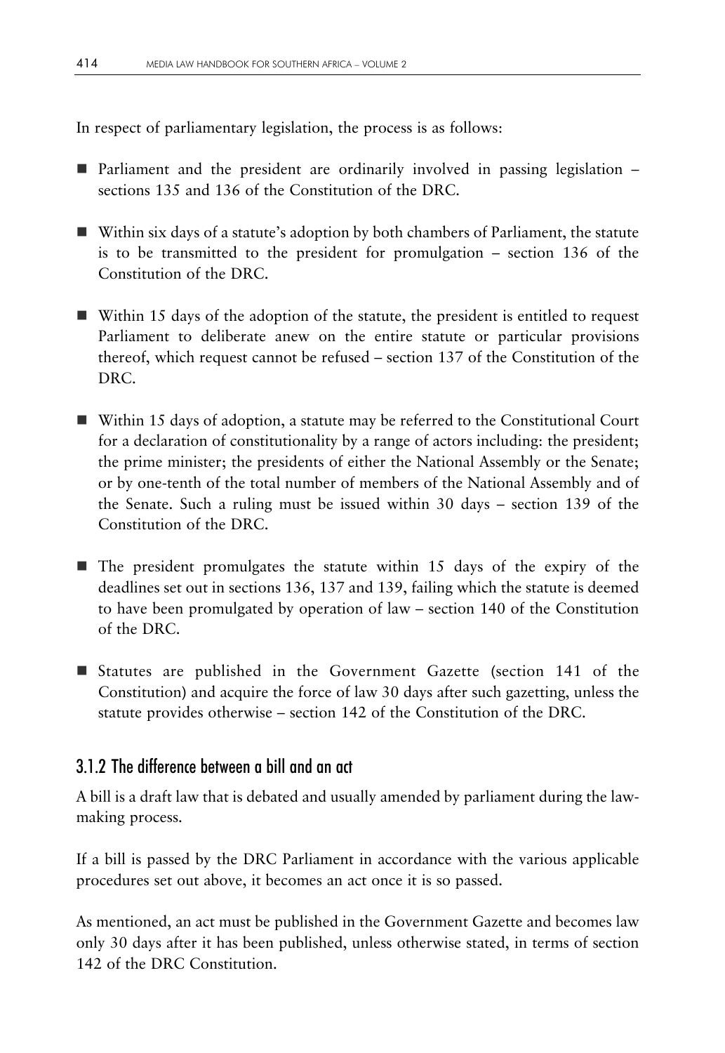In respect of parliamentary legislation, the process is as follows:

- Parliament and the president are ordinarily involved in passing legislation – sections 135 and 136 of the Constitution of the DRC.
- Within six days of a statute's adoption by both chambers of Parliament, the statute is to be transmitted to the president for promulgation – section 136 of the Constitution of the DRC.
- Within 15 days of the adoption of the statute, the president is entitled to request Parliament to deliberate anew on the entire statute or particular provisions thereof, which request cannot be refused – section 137 of the Constitution of the DRC.
- Within 15 days of adoption, a statute may be referred to the Constitutional Court for a declaration of constitutionality by a range of actors including: the president; the prime minister; the presidents of either the National Assembly or the Senate; or by one-tenth of the total number of members of the National Assembly and of the Senate. Such a ruling must be issued within 30 days – section 139 of the Constitution of the DRC.
- The president promulgates the statute within 15 days of the expiry of the deadlines set out in sections 136, 137 and 139, failing which the statute is deemed to have been promulgated by operation of law – section 140 of the Constitution of the DRC.
- Statutes are published in the Government Gazette (section 141 of the Constitution) and acquire the force of law 30 days after such gazetting, unless the statute provides otherwise – section 142 of the Constitution of the DRC.

### 3.1.2 The difference between a bill and an act

A bill is a draft law that is debated and usually amended by parliament during the law-making process.

If a bill is passed by the DRC Parliament in accordance with the various applicable procedures set out above, it becomes an act once it is so passed.

As mentioned, an act must be published in the Government Gazette and becomes law only 30 days after it has been published, unless otherwise stated, in terms of section 142 of the DRC Constitution.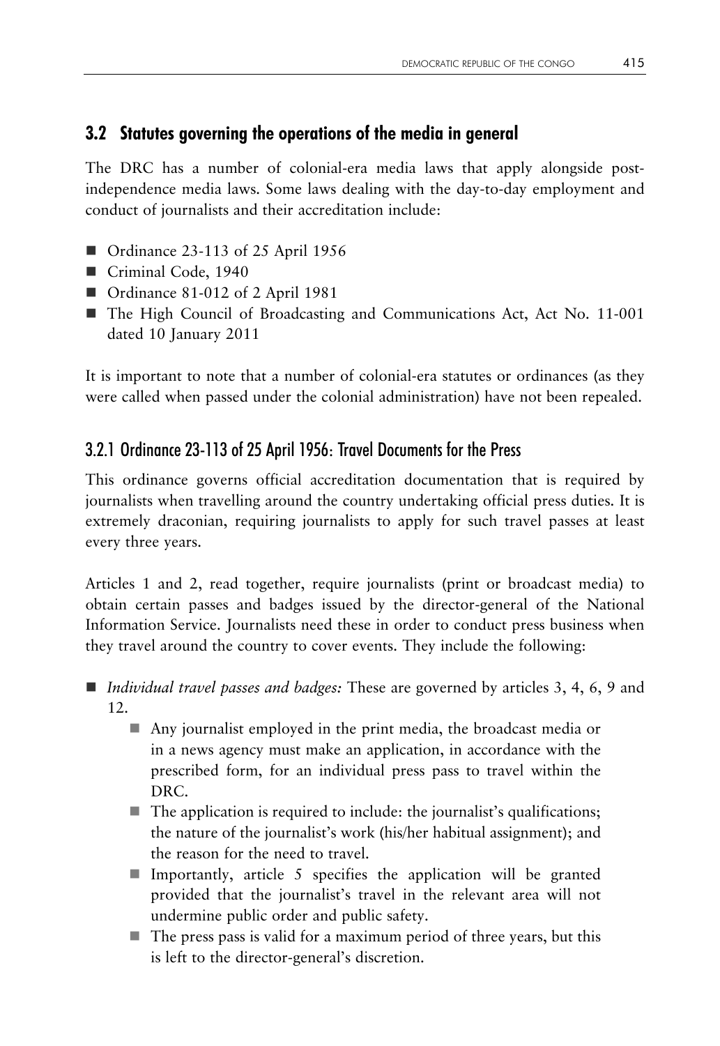## 3.2 Statutes governing the operations of the media in general

The DRC has a number of colonial-era media laws that apply alongside post-independence media laws. Some laws dealing with the day-to-day employment and conduct of journalists and their accreditation include:

- Ordinance 23-113 of 25 April 1956
- Criminal Code, 1940
- Ordinance 81-012 of 2 April 1981
- The High Council of Broadcasting and Communications Act, Act No. 11-001 dated 10 January 2011

It is important to note that a number of colonial-era statutes or ordinances (as they were called when passed under the colonial administration) have not been repealed.

### 3.2.1 Ordinance 23-113 of 25 April 1956: Travel Documents for the Press

This ordinance governs official accreditation documentation that is required by journalists when travelling around the country undertaking official press duties. It is extremely draconian, requiring journalists to apply for such travel passes at least every three years.

Articles 1 and 2, read together, require journalists (print or broadcast media) to obtain certain passes and badges issued by the director-general of the National Information Service. Journalists need these in order to conduct press business when they travel around the country to cover events. They include the following:

- *Individual travel passes and badges:* These are governed by articles 3, 4, 6, 9 and 12.
  - Any journalist employed in the print media, the broadcast media or in a news agency must make an application, in accordance with the prescribed form, for an individual press pass to travel within the DRC.
  - The application is required to include: the journalist's qualifications; the nature of the journalist's work (his/her habitual assignment); and the reason for the need to travel.
  - Importantly, article 5 specifies the application will be granted provided that the journalist's travel in the relevant area will not undermine public order and public safety.
  - The press pass is valid for a maximum period of three years, but this is left to the director-general's discretion.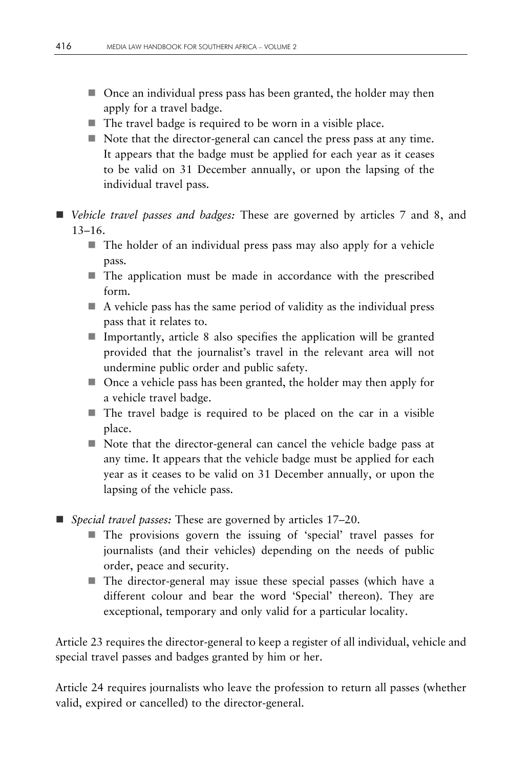- Once an individual press pass has been granted, the holder may then apply for a travel badge.
- The travel badge is required to be worn in a visible place.
- Note that the director-general can cancel the press pass at any time. It appears that the badge must be applied for each year as it ceases to be valid on 31 December annually, or upon the lapsing of the individual travel pass.

- *Vehicle travel passes and badges:* These are governed by articles 7 and 8, and 13–16.
  - The holder of an individual press pass may also apply for a vehicle pass.
  - The application must be made in accordance with the prescribed form.
  - A vehicle pass has the same period of validity as the individual press pass that it relates to.
  - Importantly, article 8 also specifies the application will be granted provided that the journalist's travel in the relevant area will not undermine public order and public safety.
  - Once a vehicle pass has been granted, the holder may then apply for a vehicle travel badge.
  - The travel badge is required to be placed on the car in a visible place.
  - Note that the director-general can cancel the vehicle badge pass at any time. It appears that the vehicle badge must be applied for each year as it ceases to be valid on 31 December annually, or upon the lapsing of the vehicle pass.

- *Special travel passes:* These are governed by articles 17–20.
  - The provisions govern the issuing of 'special' travel passes for journalists (and their vehicles) depending on the needs of public order, peace and security.
  - The director-general may issue these special passes (which have a different colour and bear the word 'Special' thereon). They are exceptional, temporary and only valid for a particular locality.

Article 23 requires the director-general to keep a register of all individual, vehicle and special travel passes and badges granted by him or her.

Article 24 requires journalists who leave the profession to return all passes (whether valid, expired or cancelled) to the director-general.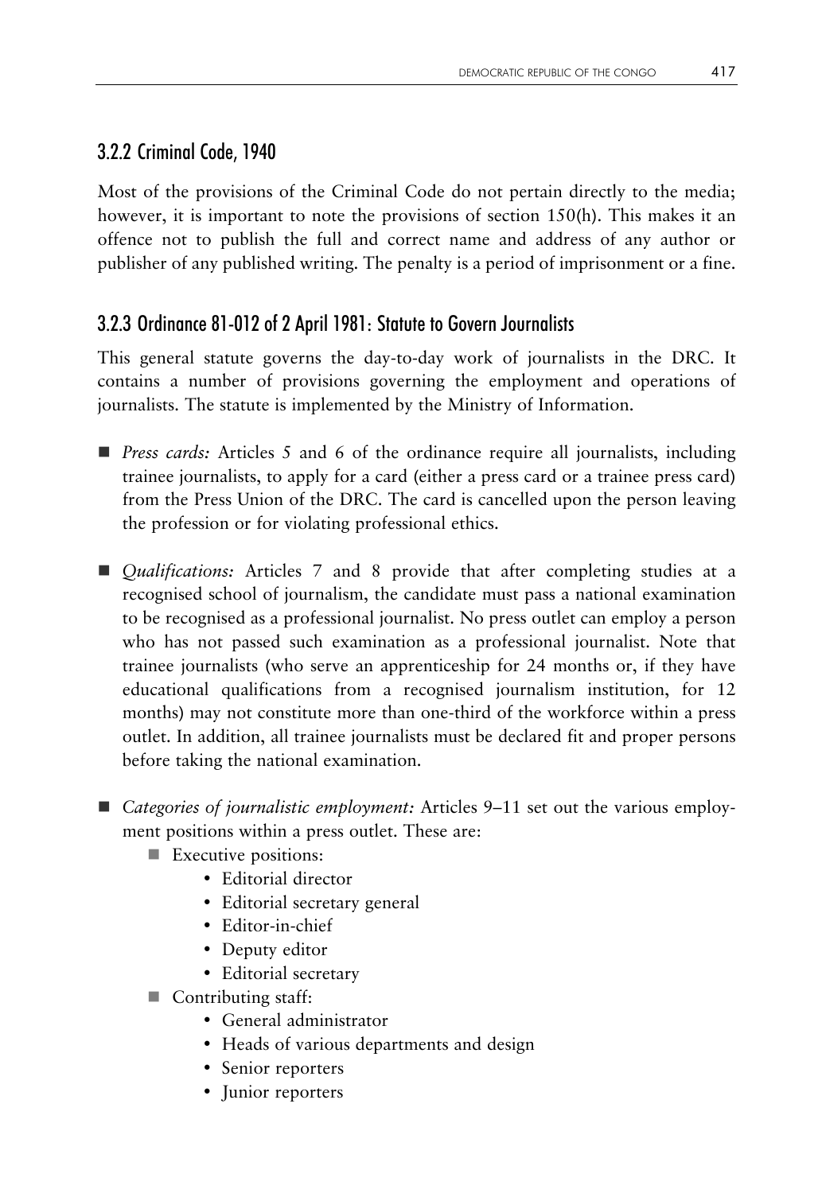### 3.2.2 Criminal Code, 1940

Most of the provisions of the Criminal Code do not pertain directly to the media; however, it is important to note the provisions of section 150(h). This makes it an offence not to publish the full and correct name and address of any author or publisher of any published writing. The penalty is a period of imprisonment or a fine.

### 3.2.3 Ordinance 81-012 of 2 April 1981: Statute to Govern Journalists

This general statute governs the day-to-day work of journalists in the DRC. It contains a number of provisions governing the employment and operations of journalists. The statute is implemented by the Ministry of Information.

- *Press cards:* Articles 5 and 6 of the ordinance require all journalists, including trainee journalists, to apply for a card (either a press card or a trainee press card) from the Press Union of the DRC. The card is cancelled upon the person leaving the profession or for violating professional ethics.

- *Qualifications:* Articles 7 and 8 provide that after completing studies at a recognised school of journalism, the candidate must pass a national examination to be recognised as a professional journalist. No press outlet can employ a person who has not passed such examination as a professional journalist. Note that trainee journalists (who serve an apprenticeship for 24 months or, if they have educational qualifications from a recognised journalism institution, for 12 months) may not constitute more than one-third of the workforce within a press outlet. In addition, all trainee journalists must be declared fit and proper persons before taking the national examination.

- *Categories of journalistic employment:* Articles 9–11 set out the various employment positions within a press outlet. These are:
  - Executive positions:
    - Editorial director
    - Editorial secretary general
    - Editor-in-chief
    - Deputy editor
    - Editorial secretary
  - Contributing staff:
    - General administrator
    - Heads of various departments and design
    - Senior reporters
    - Junior reporters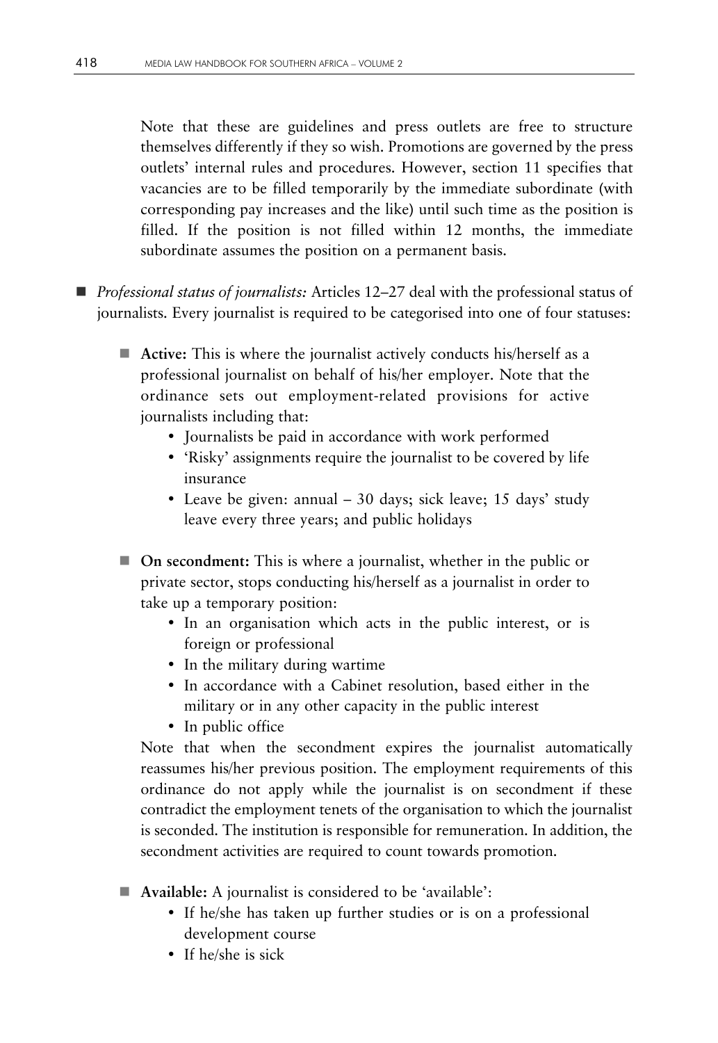Note that these are guidelines and press outlets are free to structure themselves differently if they so wish. Promotions are governed by the press outlets' internal rules and procedures. However, section 11 specifies that vacancies are to be filled temporarily by the immediate subordinate (with corresponding pay increases and the like) until such time as the position is filled. If the position is not filled within 12 months, the immediate subordinate assumes the position on a permanent basis.

- *Professional status of journalists:* Articles 12–27 deal with the professional status of journalists. Every journalist is required to be categorised into one of four statuses:
  - **Active:** This is where the journalist actively conducts his/herself as a professional journalist on behalf of his/her employer. Note that the ordinance sets out employment-related provisions for active journalists including that:
    - Journalists be paid in accordance with work performed
    - 'Risky' assignments require the journalist to be covered by life insurance
    - Leave be given: annual – 30 days; sick leave; 15 days' study leave every three years; and public holidays
  - **On secondment:** This is where a journalist, whether in the public or private sector, stops conducting his/herself as a journalist in order to take up a temporary position:
    - In an organisation which acts in the public interest, or is foreign or professional
    - In the military during wartime
    - In accordance with a Cabinet resolution, based either in the military or in any other capacity in the public interest
    - In public office

    Note that when the secondment expires the journalist automatically reassumes his/her previous position. The employment requirements of this ordinance do not apply while the journalist is on secondment if these contradict the employment tenets of the organisation to which the journalist is seconded. The institution is responsible for remuneration. In addition, the secondment activities are required to count towards promotion.
  - **Available:** A journalist is considered to be 'available':
    - If he/she has taken up further studies or is on a professional development course
    - If he/she is sick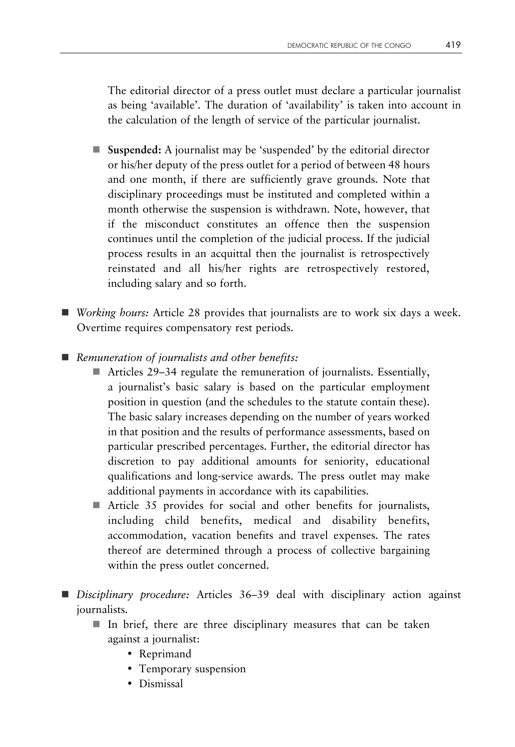The editorial director of a press outlet must declare a particular journalist as being 'available'. The duration of 'availability' is taken into account in the calculation of the length of service of the particular journalist.

- **Suspended:** A journalist may be 'suspended' by the editorial director or his/her deputy of the press outlet for a period of between 48 hours and one month, if there are sufficiently grave grounds. Note that disciplinary proceedings must be instituted and completed within a month otherwise the suspension is withdrawn. Note, however, that if the misconduct constitutes an offence then the suspension continues until the completion of the judicial process. If the judicial process results in an acquittal then the journalist is retrospectively reinstated and all his/her rights are retrospectively restored, including salary and so forth.

- *Working hours:* Article 28 provides that journalists are to work six days a week. Overtime requires compensatory rest periods.

- *Remuneration of journalists and other benefits:*
  - Articles 29–34 regulate the remuneration of journalists. Essentially, a journalist's basic salary is based on the particular employment position in question (and the schedules to the statute contain these). The basic salary increases depending on the number of years worked in that position and the results of performance assessments, based on particular prescribed percentages. Further, the editorial director has discretion to pay additional amounts for seniority, educational qualifications and long-service awards. The press outlet may make additional payments in accordance with its capabilities.
  - Article 35 provides for social and other benefits for journalists, including child benefits, medical and disability benefits, accommodation, vacation benefits and travel expenses. The rates thereof are determined through a process of collective bargaining within the press outlet concerned.

- *Disciplinary procedure:* Articles 36–39 deal with disciplinary action against journalists.
  - In brief, there are three disciplinary measures that can be taken against a journalist:
    - Reprimand
    - Temporary suspension
    - Dismissal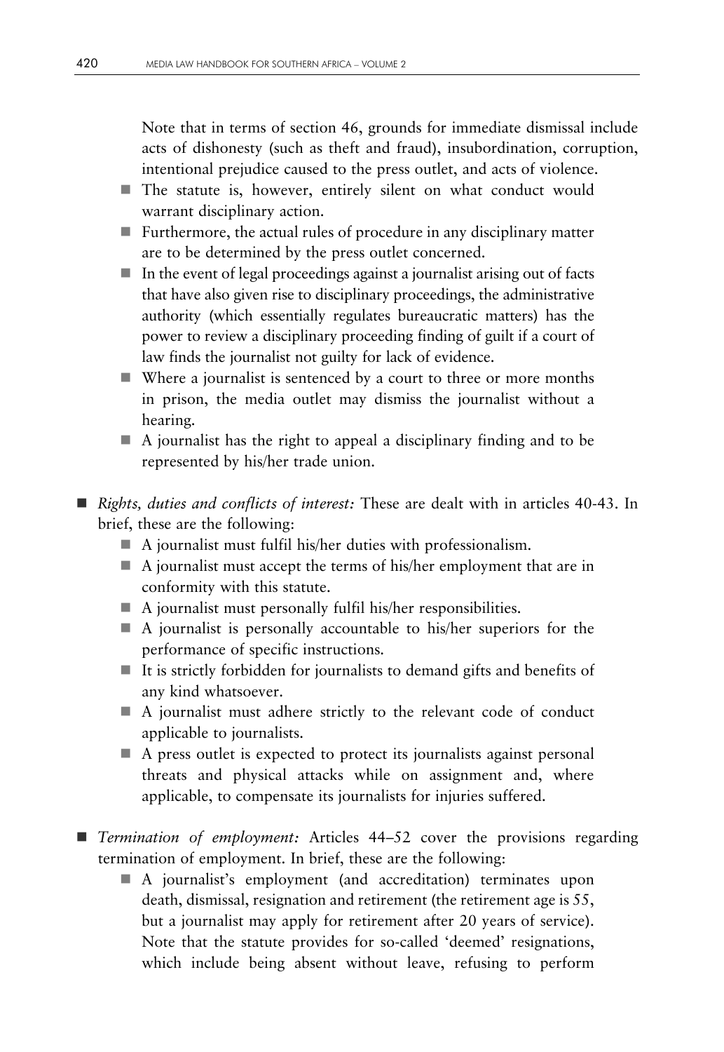Note that in terms of section 46, grounds for immediate dismissal include acts of dishonesty (such as theft and fraud), insubordination, corruption, intentional prejudice caused to the press outlet, and acts of violence.

- The statute is, however, entirely silent on what conduct would warrant disciplinary action.
- Furthermore, the actual rules of procedure in any disciplinary matter are to be determined by the press outlet concerned.
- In the event of legal proceedings against a journalist arising out of facts that have also given rise to disciplinary proceedings, the administrative authority (which essentially regulates bureaucratic matters) has the power to review a disciplinary proceeding finding of guilt if a court of law finds the journalist not guilty for lack of evidence.
- Where a journalist is sentenced by a court to three or more months in prison, the media outlet may dismiss the journalist without a hearing.
- A journalist has the right to appeal a disciplinary finding and to be represented by his/her trade union.

- *Rights, duties and conflicts of interest:* These are dealt with in articles 40-43. In brief, these are the following:
  - A journalist must fulfil his/her duties with professionalism.
  - A journalist must accept the terms of his/her employment that are in conformity with this statute.
  - A journalist must personally fulfil his/her responsibilities.
  - A journalist is personally accountable to his/her superiors for the performance of specific instructions.
  - It is strictly forbidden for journalists to demand gifts and benefits of any kind whatsoever.
  - A journalist must adhere strictly to the relevant code of conduct applicable to journalists.
  - A press outlet is expected to protect its journalists against personal threats and physical attacks while on assignment and, where applicable, to compensate its journalists for injuries suffered.

- *Termination of employment:* Articles 44–52 cover the provisions regarding termination of employment. In brief, these are the following:
  - A journalist's employment (and accreditation) terminates upon death, dismissal, resignation and retirement (the retirement age is 55, but a journalist may apply for retirement after 20 years of service). Note that the statute provides for so-called 'deemed' resignations, which include being absent without leave, refusing to perform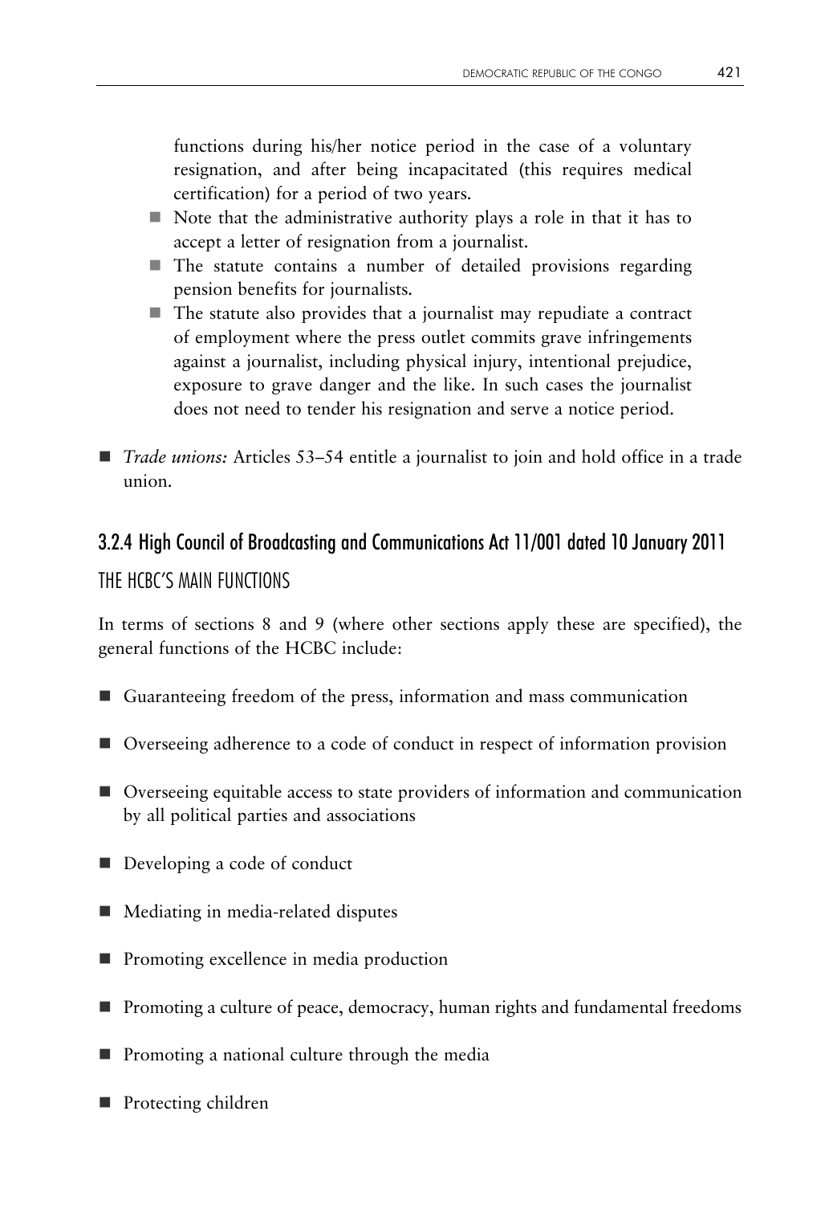functions during his/her notice period in the case of a voluntary resignation, and after being incapacitated (this requires medical certification) for a period of two years.

  - Note that the administrative authority plays a role in that it has to accept a letter of resignation from a journalist.
  - The statute contains a number of detailed provisions regarding pension benefits for journalists.
  - The statute also provides that a journalist may repudiate a contract of employment where the press outlet commits grave infringements against a journalist, including physical injury, intentional prejudice, exposure to grave danger and the like. In such cases the journalist does not need to tender his resignation and serve a notice period.

- *Trade unions:* Articles 53–54 entitle a journalist to join and hold office in a trade union.

### 3.2.4 High Council of Broadcasting and Communications Act 11/001 dated 10 January 2011

#### THE HCBC'S MAIN FUNCTIONS

In terms of sections 8 and 9 (where other sections apply these are specified), the general functions of the HCBC include:

- Guaranteeing freedom of the press, information and mass communication
- Overseeing adherence to a code of conduct in respect of information provision
- Overseeing equitable access to state providers of information and communication by all political parties and associations
- Developing a code of conduct
- Mediating in media-related disputes
- Promoting excellence in media production
- Promoting a culture of peace, democracy, human rights and fundamental freedoms
- Promoting a national culture through the media
- Protecting children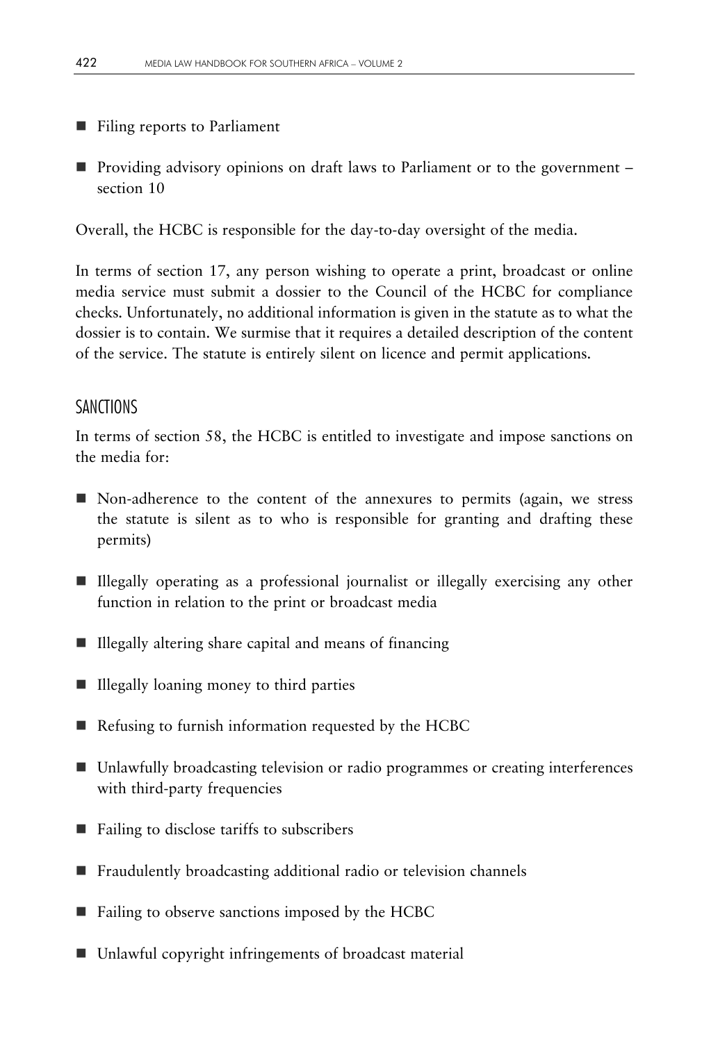- Filing reports to Parliament
- Providing advisory opinions on draft laws to Parliament or to the government – section 10

Overall, the HCBC is responsible for the day-to-day oversight of the media.

In terms of section 17, any person wishing to operate a print, broadcast or online media service must submit a dossier to the Council of the HCBC for compliance checks. Unfortunately, no additional information is given in the statute as to what the dossier is to contain. We surmise that it requires a detailed description of the content of the service. The statute is entirely silent on licence and permit applications.

## SANCTIONS

In terms of section 58, the HCBC is entitled to investigate and impose sanctions on the media for:

- Non-adherence to the content of the annexures to permits (again, we stress the statute is silent as to who is responsible for granting and drafting these permits)
- Illegally operating as a professional journalist or illegally exercising any other function in relation to the print or broadcast media
- Illegally altering share capital and means of financing
- Illegally loaning money to third parties
- Refusing to furnish information requested by the HCBC
- Unlawfully broadcasting television or radio programmes or creating interferences with third-party frequencies
- Failing to disclose tariffs to subscribers
- Fraudulently broadcasting additional radio or television channels
- Failing to observe sanctions imposed by the HCBC
- Unlawful copyright infringements of broadcast material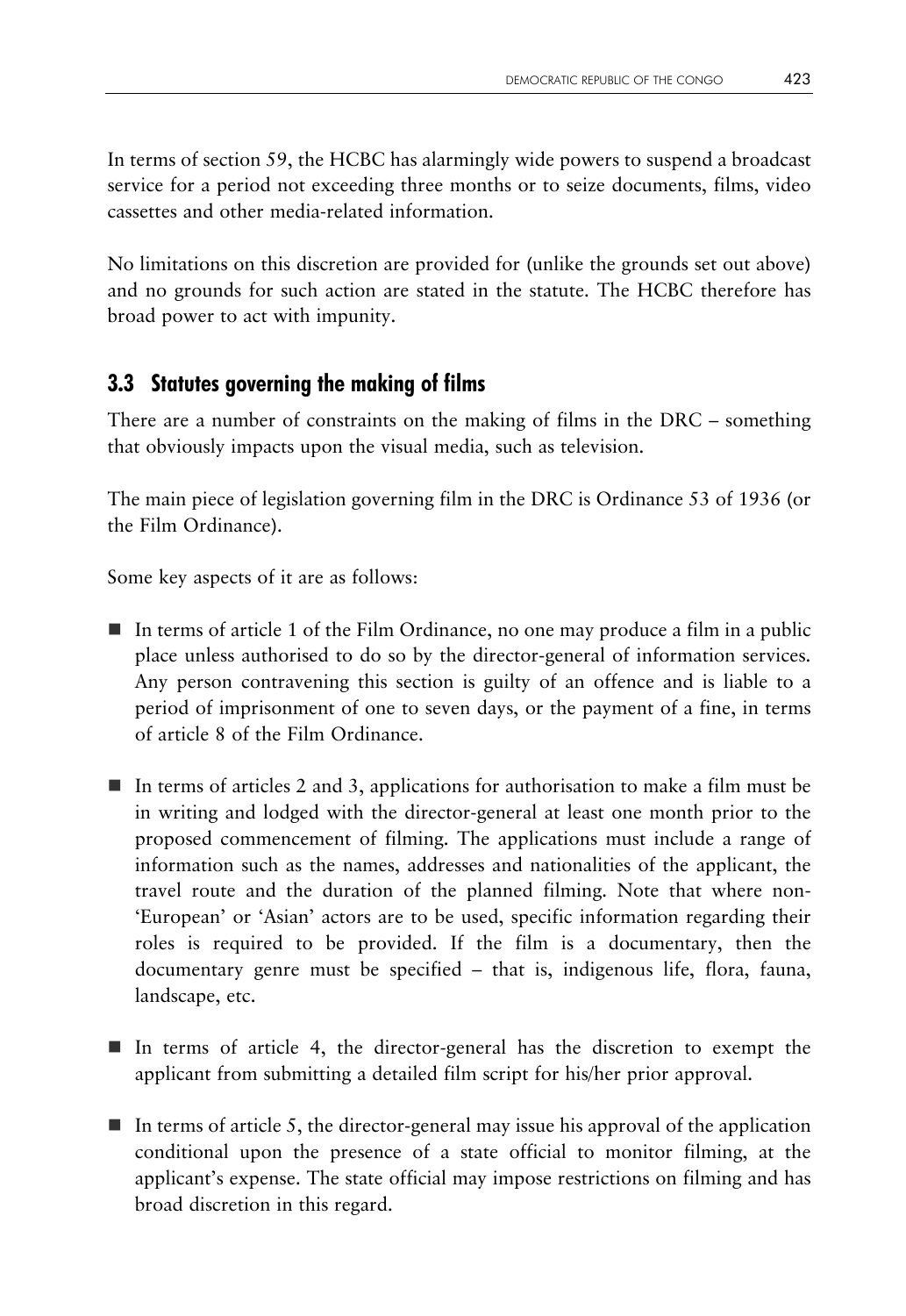In terms of section 59, the HCBC has alarmingly wide powers to suspend a broadcast service for a period not exceeding three months or to seize documents, films, video cassettes and other media-related information.

No limitations on this discretion are provided for (unlike the grounds set out above) and no grounds for such action are stated in the statute. The HCBC therefore has broad power to act with impunity.

### 3.3 Statutes governing the making of films

There are a number of constraints on the making of films in the DRC – something that obviously impacts upon the visual media, such as television.

The main piece of legislation governing film in the DRC is Ordinance 53 of 1936 (or the Film Ordinance).

Some key aspects of it are as follows:

- In terms of article 1 of the Film Ordinance, no one may produce a film in a public place unless authorised to do so by the director-general of information services. Any person contravening this section is guilty of an offence and is liable to a period of imprisonment of one to seven days, or the payment of a fine, in terms of article 8 of the Film Ordinance.
- In terms of articles 2 and 3, applications for authorisation to make a film must be in writing and lodged with the director-general at least one month prior to the proposed commencement of filming. The applications must include a range of information such as the names, addresses and nationalities of the applicant, the travel route and the duration of the planned filming. Note that where non-'European' or 'Asian' actors are to be used, specific information regarding their roles is required to be provided. If the film is a documentary, then the documentary genre must be specified – that is, indigenous life, flora, fauna, landscape, etc.
- In terms of article 4, the director-general has the discretion to exempt the applicant from submitting a detailed film script for his/her prior approval.
- In terms of article 5, the director-general may issue his approval of the application conditional upon the presence of a state official to monitor filming, at the applicant's expense. The state official may impose restrictions on filming and has broad discretion in this regard.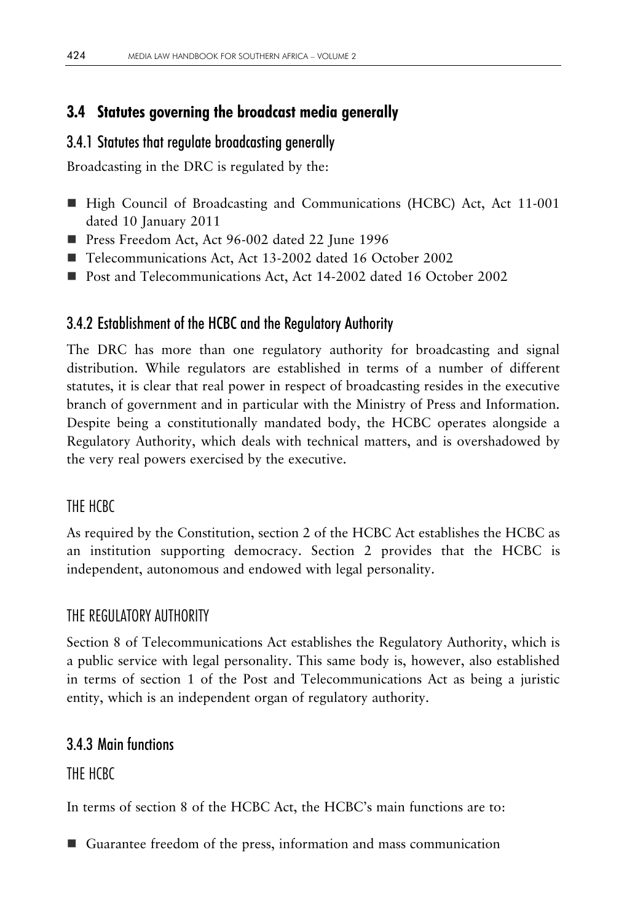## 3.4 Statutes governing the broadcast media generally

### 3.4.1 Statutes that regulate broadcasting generally

Broadcasting in the DRC is regulated by the:

- High Council of Broadcasting and Communications (HCBC) Act, Act 11-001 dated 10 January 2011
- Press Freedom Act, Act 96-002 dated 22 June 1996
- Telecommunications Act, Act 13-2002 dated 16 October 2002
- Post and Telecommunications Act, Act 14-2002 dated 16 October 2002

### 3.4.2 Establishment of the HCBC and the Regulatory Authority

The DRC has more than one regulatory authority for broadcasting and signal distribution. While regulators are established in terms of a number of different statutes, it is clear that real power in respect of broadcasting resides in the executive branch of government and in particular with the Ministry of Press and Information. Despite being a constitutionally mandated body, the HCBC operates alongside a Regulatory Authority, which deals with technical matters, and is overshadowed by the very real powers exercised by the executive.

#### THE HCBC

As required by the Constitution, section 2 of the HCBC Act establishes the HCBC as an institution supporting democracy. Section 2 provides that the HCBC is independent, autonomous and endowed with legal personality.

#### THE REGULATORY AUTHORITY

Section 8 of Telecommunications Act establishes the Regulatory Authority, which is a public service with legal personality. This same body is, however, also established in terms of section 1 of the Post and Telecommunications Act as being a juristic entity, which is an independent organ of regulatory authority.

### 3.4.3 Main functions

#### THE HCBC

In terms of section 8 of the HCBC Act, the HCBC's main functions are to:

- Guarantee freedom of the press, information and mass communication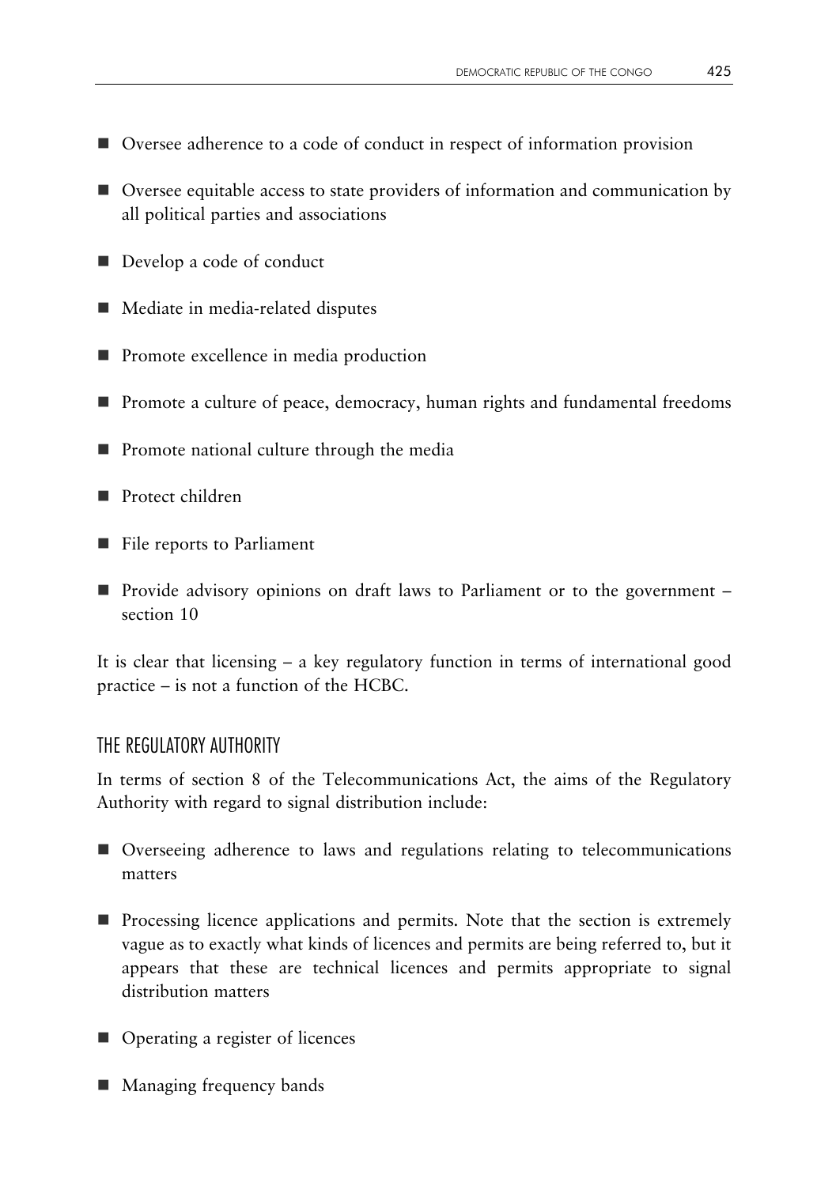- Oversee adherence to a code of conduct in respect of information provision
- Oversee equitable access to state providers of information and communication by all political parties and associations
- Develop a code of conduct
- Mediate in media-related disputes
- Promote excellence in media production
- Promote a culture of peace, democracy, human rights and fundamental freedoms
- Promote national culture through the media
- Protect children
- File reports to Parliament
- Provide advisory opinions on draft laws to Parliament or to the government – section 10

It is clear that licensing – a key regulatory function in terms of international good practice – is not a function of the HCBC.

## THE REGULATORY AUTHORITY

In terms of section 8 of the Telecommunications Act, the aims of the Regulatory Authority with regard to signal distribution include:

- Overseeing adherence to laws and regulations relating to telecommunications matters
- Processing licence applications and permits. Note that the section is extremely vague as to exactly what kinds of licences and permits are being referred to, but it appears that these are technical licences and permits appropriate to signal distribution matters
- Operating a register of licences
- Managing frequency bands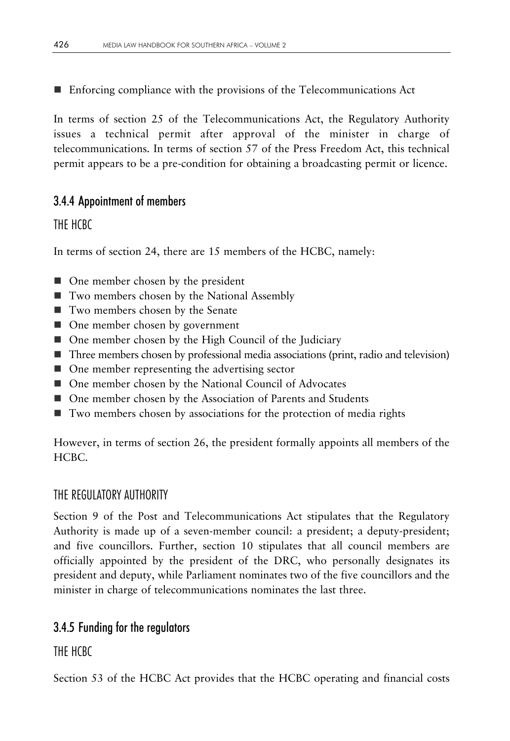- Enforcing compliance with the provisions of the Telecommunications Act

In terms of section 25 of the Telecommunications Act, the Regulatory Authority issues a technical permit after approval of the minister in charge of telecommunications. In terms of section 57 of the Press Freedom Act, this technical permit appears to be a pre-condition for obtaining a broadcasting permit or licence.

### 3.4.4 Appointment of members

#### THE HCBC

In terms of section 24, there are 15 members of the HCBC, namely:

- One member chosen by the president
- Two members chosen by the National Assembly
- Two members chosen by the Senate
- One member chosen by government
- One member chosen by the High Council of the Judiciary
- Three members chosen by professional media associations (print, radio and television)
- One member representing the advertising sector
- One member chosen by the National Council of Advocates
- One member chosen by the Association of Parents and Students
- Two members chosen by associations for the protection of media rights

However, in terms of section 26, the president formally appoints all members of the HCBC.

#### THE REGULATORY AUTHORITY

Section 9 of the Post and Telecommunications Act stipulates that the Regulatory Authority is made up of a seven-member council: a president; a deputy-president; and five councillors. Further, section 10 stipulates that all council members are officially appointed by the president of the DRC, who personally designates its president and deputy, while Parliament nominates two of the five councillors and the minister in charge of telecommunications nominates the last three.

### 3.4.5 Funding for the regulators

#### THE HCBC

Section 53 of the HCBC Act provides that the HCBC operating and financial costs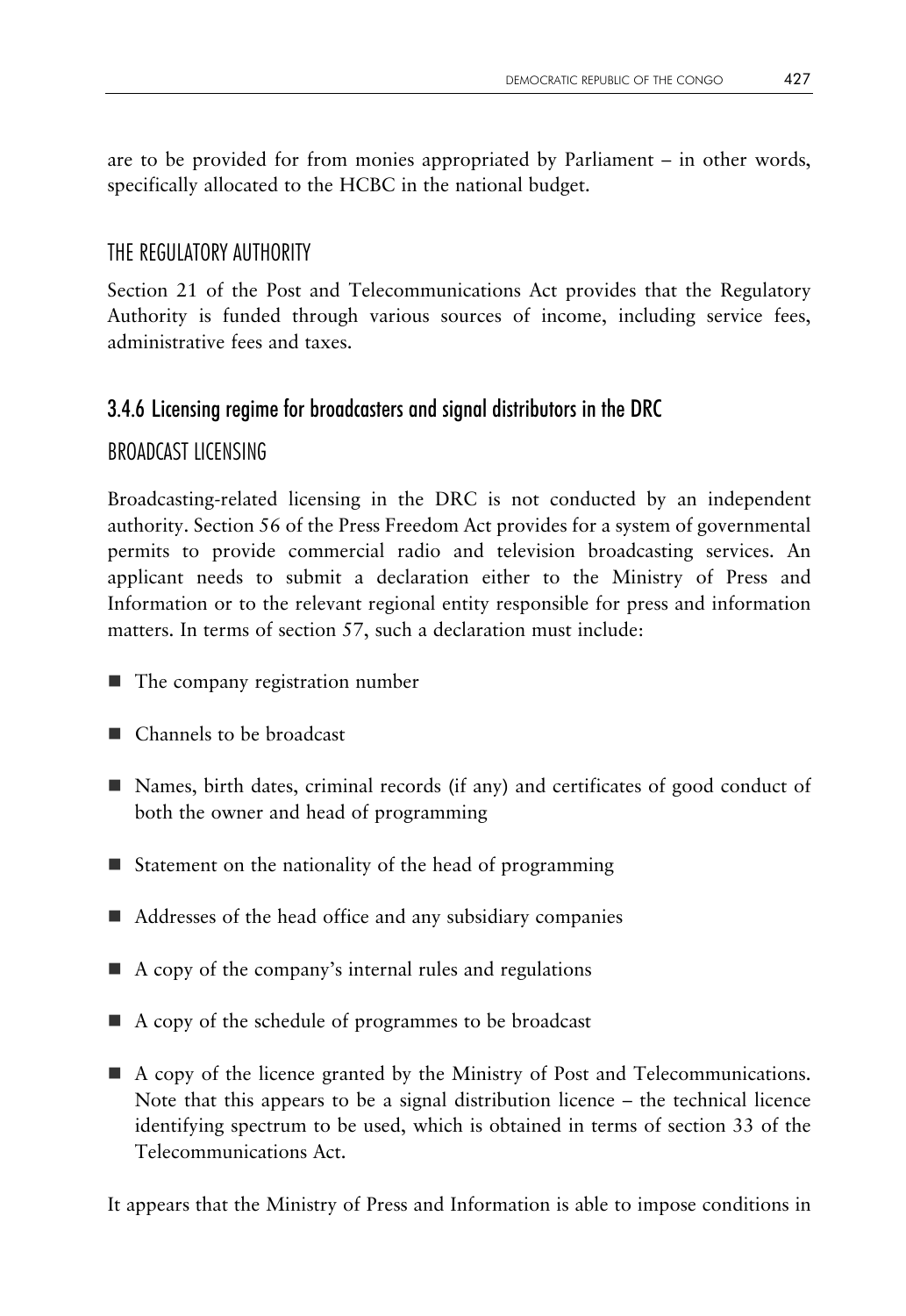are to be provided for from monies appropriated by Parliament – in other words, specifically allocated to the HCBC in the national budget.

#### THE REGULATORY AUTHORITY

Section 21 of the Post and Telecommunications Act provides that the Regulatory Authority is funded through various sources of income, including service fees, administrative fees and taxes.

### 3.4.6 Licensing regime for broadcasters and signal distributors in the DRC

#### BROADCAST LICENSING

Broadcasting-related licensing in the DRC is not conducted by an independent authority. Section 56 of the Press Freedom Act provides for a system of governmental permits to provide commercial radio and television broadcasting services. An applicant needs to submit a declaration either to the Ministry of Press and Information or to the relevant regional entity responsible for press and information matters. In terms of section 57, such a declaration must include:

- The company registration number
- Channels to be broadcast
- Names, birth dates, criminal records (if any) and certificates of good conduct of both the owner and head of programming
- Statement on the nationality of the head of programming
- Addresses of the head office and any subsidiary companies
- A copy of the company's internal rules and regulations
- A copy of the schedule of programmes to be broadcast
- A copy of the licence granted by the Ministry of Post and Telecommunications. Note that this appears to be a signal distribution licence – the technical licence identifying spectrum to be used, which is obtained in terms of section 33 of the Telecommunications Act.

It appears that the Ministry of Press and Information is able to impose conditions in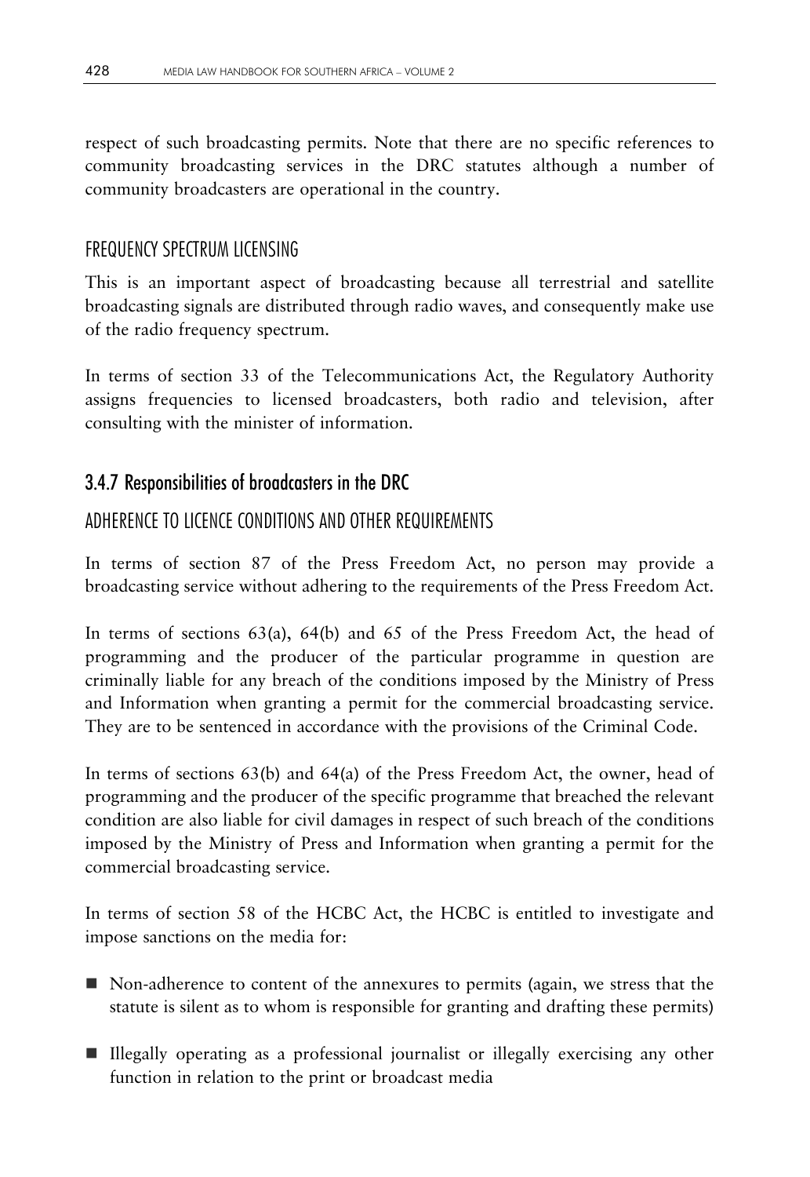respect of such broadcasting permits. Note that there are no specific references to community broadcasting services in the DRC statutes although a number of community broadcasters are operational in the country.

#### FREQUENCY SPECTRUM LICENSING

This is an important aspect of broadcasting because all terrestrial and satellite broadcasting signals are distributed through radio waves, and consequently make use of the radio frequency spectrum.

In terms of section 33 of the Telecommunications Act, the Regulatory Authority assigns frequencies to licensed broadcasters, both radio and television, after consulting with the minister of information.

### 3.4.7 Responsibilities of broadcasters in the DRC

#### ADHERENCE TO LICENCE CONDITIONS AND OTHER REQUIREMENTS

In terms of section 87 of the Press Freedom Act, no person may provide a broadcasting service without adhering to the requirements of the Press Freedom Act.

In terms of sections 63(a), 64(b) and 65 of the Press Freedom Act, the head of programming and the producer of the particular programme in question are criminally liable for any breach of the conditions imposed by the Ministry of Press and Information when granting a permit for the commercial broadcasting service. They are to be sentenced in accordance with the provisions of the Criminal Code.

In terms of sections 63(b) and 64(a) of the Press Freedom Act, the owner, head of programming and the producer of the specific programme that breached the relevant condition are also liable for civil damages in respect of such breach of the conditions imposed by the Ministry of Press and Information when granting a permit for the commercial broadcasting service.

In terms of section 58 of the HCBC Act, the HCBC is entitled to investigate and impose sanctions on the media for:

- Non-adherence to content of the annexures to permits (again, we stress that the statute is silent as to whom is responsible for granting and drafting these permits)
- Illegally operating as a professional journalist or illegally exercising any other function in relation to the print or broadcast media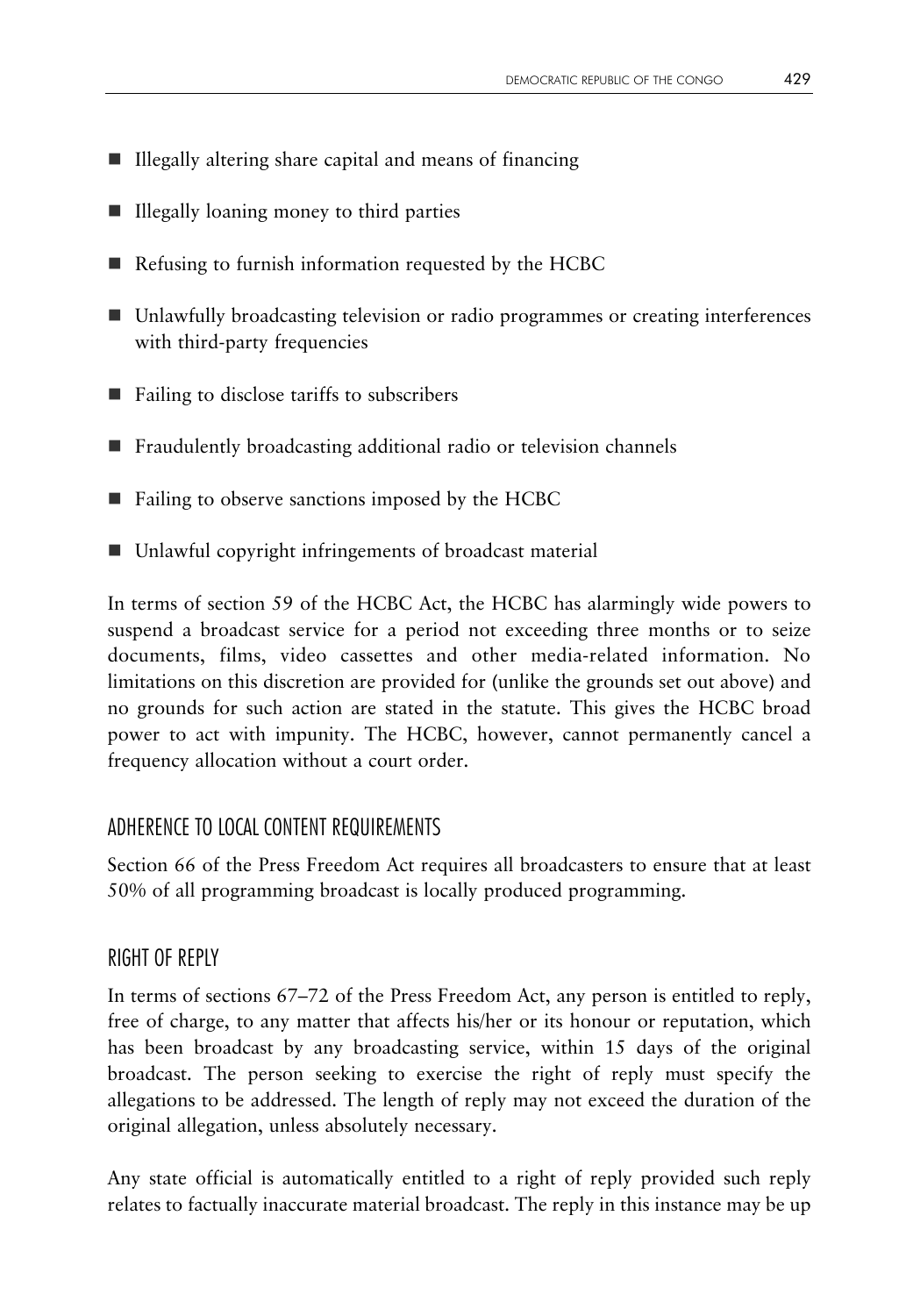- Illegally altering share capital and means of financing
- Illegally loaning money to third parties
- Refusing to furnish information requested by the HCBC
- Unlawfully broadcasting television or radio programmes or creating interferences with third-party frequencies
- Failing to disclose tariffs to subscribers
- Fraudulently broadcasting additional radio or television channels
- Failing to observe sanctions imposed by the HCBC
- Unlawful copyright infringements of broadcast material

In terms of section 59 of the HCBC Act, the HCBC has alarmingly wide powers to suspend a broadcast service for a period not exceeding three months or to seize documents, films, video cassettes and other media-related information. No limitations on this discretion are provided for (unlike the grounds set out above) and no grounds for such action are stated in the statute. This gives the HCBC broad power to act with impunity. The HCBC, however, cannot permanently cancel a frequency allocation without a court order.

## ADHERENCE TO LOCAL CONTENT REQUIREMENTS

Section 66 of the Press Freedom Act requires all broadcasters to ensure that at least 50% of all programming broadcast is locally produced programming.

## RIGHT OF REPLY

In terms of sections 67–72 of the Press Freedom Act, any person is entitled to reply, free of charge, to any matter that affects his/her or its honour or reputation, which has been broadcast by any broadcasting service, within 15 days of the original broadcast. The person seeking to exercise the right of reply must specify the allegations to be addressed. The length of reply may not exceed the duration of the original allegation, unless absolutely necessary.

Any state official is automatically entitled to a right of reply provided such reply relates to factually inaccurate material broadcast. The reply in this instance may be up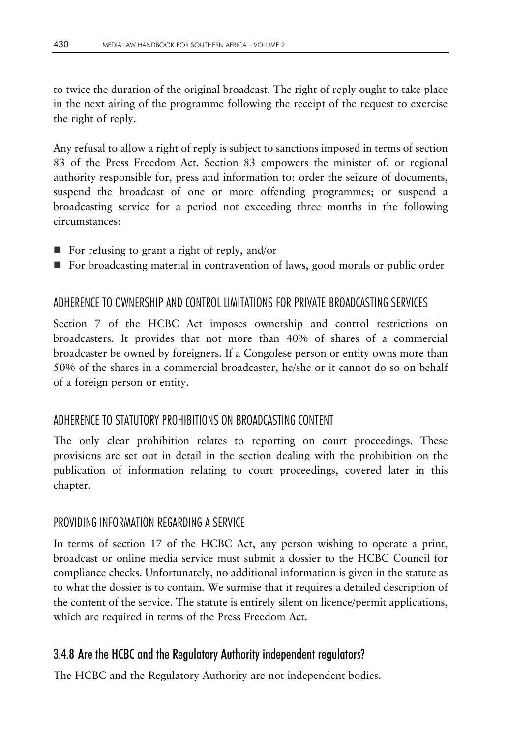to twice the duration of the original broadcast. The right of reply ought to take place in the next airing of the programme following the receipt of the request to exercise the right of reply.

Any refusal to allow a right of reply is subject to sanctions imposed in terms of section 83 of the Press Freedom Act. Section 83 empowers the minister of, or regional authority responsible for, press and information to: order the seizure of documents, suspend the broadcast of one or more offending programmes; or suspend a broadcasting service for a period not exceeding three months in the following circumstances:

- For refusing to grant a right of reply, and/or
- For broadcasting material in contravention of laws, good morals or public order

#### ADHERENCE TO OWNERSHIP AND CONTROL LIMITATIONS FOR PRIVATE BROADCASTING SERVICES

Section 7 of the HCBC Act imposes ownership and control restrictions on broadcasters. It provides that not more than 40% of shares of a commercial broadcaster be owned by foreigners. If a Congolese person or entity owns more than 50% of the shares in a commercial broadcaster, he/she or it cannot do so on behalf of a foreign person or entity.

#### ADHERENCE TO STATUTORY PROHIBITIONS ON BROADCASTING CONTENT

The only clear prohibition relates to reporting on court proceedings. These provisions are set out in detail in the section dealing with the prohibition on the publication of information relating to court proceedings, covered later in this chapter.

#### PROVIDING INFORMATION REGARDING A SERVICE

In terms of section 17 of the HCBC Act, any person wishing to operate a print, broadcast or online media service must submit a dossier to the HCBC Council for compliance checks. Unfortunately, no additional information is given in the statute as to what the dossier is to contain. We surmise that it requires a detailed description of the content of the service. The statute is entirely silent on licence/permit applications, which are required in terms of the Press Freedom Act.

### 3.4.8 Are the HCBC and the Regulatory Authority independent regulators?

The HCBC and the Regulatory Authority are not independent bodies.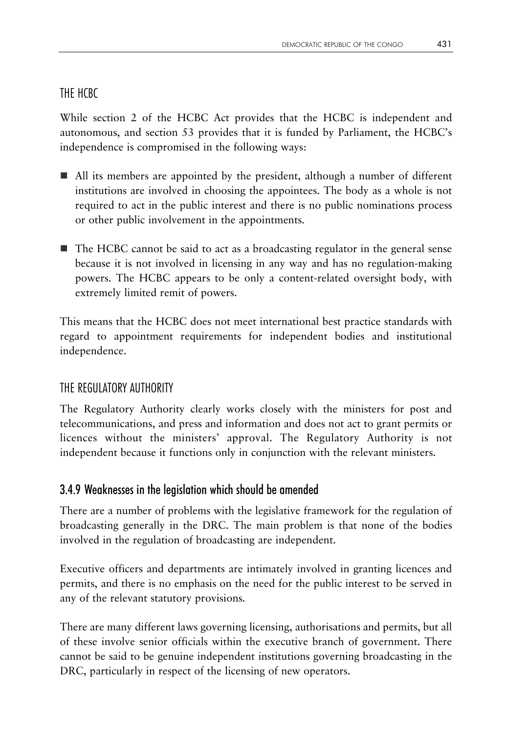### THE HCBC

While section 2 of the HCBC Act provides that the HCBC is independent and autonomous, and section 53 provides that it is funded by Parliament, the HCBC's independence is compromised in the following ways:

- All its members are appointed by the president, although a number of different institutions are involved in choosing the appointees. The body as a whole is not required to act in the public interest and there is no public nominations process or other public involvement in the appointments.
- The HCBC cannot be said to act as a broadcasting regulator in the general sense because it is not involved in licensing in any way and has no regulation-making powers. The HCBC appears to be only a content-related oversight body, with extremely limited remit of powers.

This means that the HCBC does not meet international best practice standards with regard to appointment requirements for independent bodies and institutional independence.

### THE REGULATORY AUTHORITY

The Regulatory Authority clearly works closely with the ministers for post and telecommunications, and press and information and does not act to grant permits or licences without the ministers' approval. The Regulatory Authority is not independent because it functions only in conjunction with the relevant ministers.

## 3.4.9 Weaknesses in the legislation which should be amended

There are a number of problems with the legislative framework for the regulation of broadcasting generally in the DRC. The main problem is that none of the bodies involved in the regulation of broadcasting are independent.

Executive officers and departments are intimately involved in granting licences and permits, and there is no emphasis on the need for the public interest to be served in any of the relevant statutory provisions.

There are many different laws governing licensing, authorisations and permits, but all of these involve senior officials within the executive branch of government. There cannot be said to be genuine independent institutions governing broadcasting in the DRC, particularly in respect of the licensing of new operators.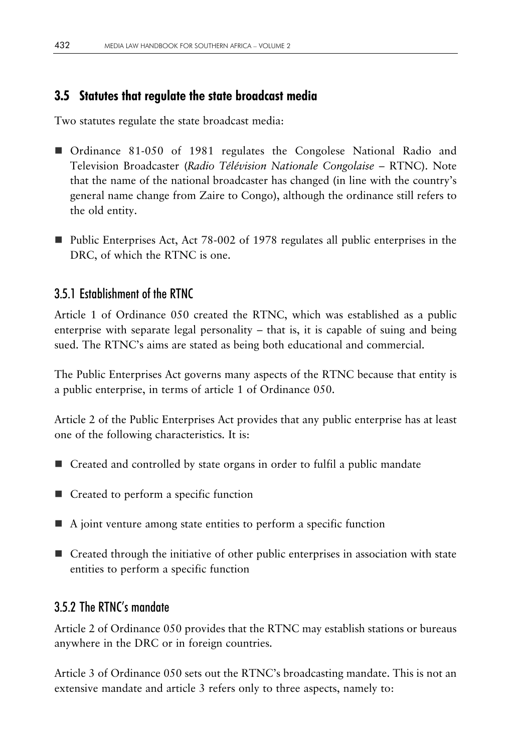## 3.5 Statutes that regulate the state broadcast media

Two statutes regulate the state broadcast media:

- Ordinance 81-050 of 1981 regulates the Congolese National Radio and Television Broadcaster (*Radio Télévision Nationale Congolaise* – RTNC). Note that the name of the national broadcaster has changed (in line with the country's general name change from Zaire to Congo), although the ordinance still refers to the old entity.
- Public Enterprises Act, Act 78-002 of 1978 regulates all public enterprises in the DRC, of which the RTNC is one.

### 3.5.1 Establishment of the RTNC

Article 1 of Ordinance 050 created the RTNC, which was established as a public enterprise with separate legal personality – that is, it is capable of suing and being sued. The RTNC's aims are stated as being both educational and commercial.

The Public Enterprises Act governs many aspects of the RTNC because that entity is a public enterprise, in terms of article 1 of Ordinance 050.

Article 2 of the Public Enterprises Act provides that any public enterprise has at least one of the following characteristics. It is:

- Created and controlled by state organs in order to fulfil a public mandate
- Created to perform a specific function
- A joint venture among state entities to perform a specific function
- Created through the initiative of other public enterprises in association with state entities to perform a specific function

### 3.5.2 The RTNC's mandate

Article 2 of Ordinance 050 provides that the RTNC may establish stations or bureaus anywhere in the DRC or in foreign countries.

Article 3 of Ordinance 050 sets out the RTNC's broadcasting mandate. This is not an extensive mandate and article 3 refers only to three aspects, namely to: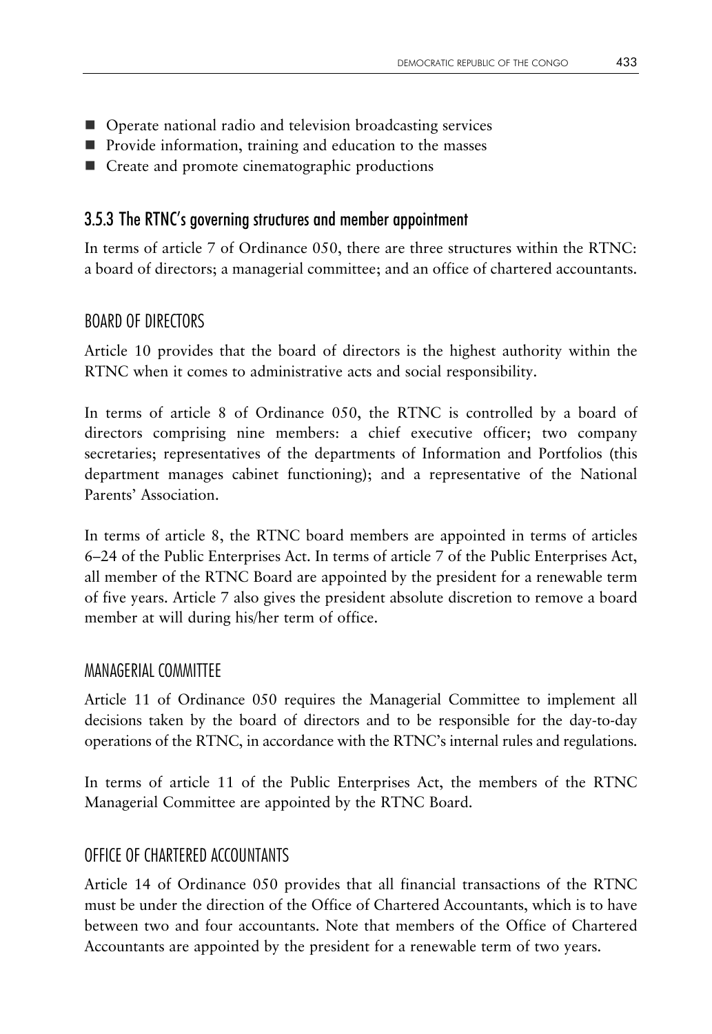- Operate national radio and television broadcasting services
- Provide information, training and education to the masses
- Create and promote cinematographic productions

### 3.5.3 The RTNC's governing structures and member appointment

In terms of article 7 of Ordinance 050, there are three structures within the RTNC: a board of directors; a managerial committee; and an office of chartered accountants.

#### BOARD OF DIRECTORS

Article 10 provides that the board of directors is the highest authority within the RTNC when it comes to administrative acts and social responsibility.

In terms of article 8 of Ordinance 050, the RTNC is controlled by a board of directors comprising nine members: a chief executive officer; two company secretaries; representatives of the departments of Information and Portfolios (this department manages cabinet functioning); and a representative of the National Parents' Association.

In terms of article 8, the RTNC board members are appointed in terms of articles 6–24 of the Public Enterprises Act. In terms of article 7 of the Public Enterprises Act, all member of the RTNC Board are appointed by the president for a renewable term of five years. Article 7 also gives the president absolute discretion to remove a board member at will during his/her term of office.

#### MANAGERIAL COMMITTEE

Article 11 of Ordinance 050 requires the Managerial Committee to implement all decisions taken by the board of directors and to be responsible for the day-to-day operations of the RTNC, in accordance with the RTNC's internal rules and regulations.

In terms of article 11 of the Public Enterprises Act, the members of the RTNC Managerial Committee are appointed by the RTNC Board.

#### OFFICE OF CHARTERED ACCOUNTANTS

Article 14 of Ordinance 050 provides that all financial transactions of the RTNC must be under the direction of the Office of Chartered Accountants, which is to have between two and four accountants. Note that members of the Office of Chartered Accountants are appointed by the president for a renewable term of two years.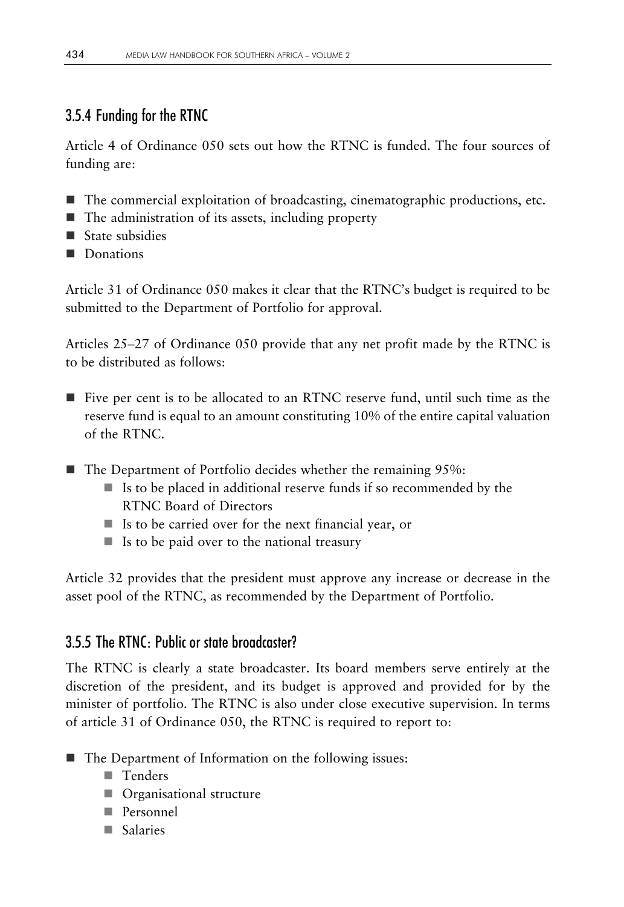### 3.5.4 Funding for the RTNC

Article 4 of Ordinance 050 sets out how the RTNC is funded. The four sources of funding are:

- The commercial exploitation of broadcasting, cinematographic productions, etc.
- The administration of its assets, including property
- State subsidies
- Donations

Article 31 of Ordinance 050 makes it clear that the RTNC's budget is required to be submitted to the Department of Portfolio for approval.

Articles 25–27 of Ordinance 050 provide that any net profit made by the RTNC is to be distributed as follows:

- Five per cent is to be allocated to an RTNC reserve fund, until such time as the reserve fund is equal to an amount constituting 10% of the entire capital valuation of the RTNC.

- The Department of Portfolio decides whether the remaining 95%:
  - Is to be placed in additional reserve funds if so recommended by the RTNC Board of Directors
  - Is to be carried over for the next financial year, or
  - Is to be paid over to the national treasury

Article 32 provides that the president must approve any increase or decrease in the asset pool of the RTNC, as recommended by the Department of Portfolio.

### 3.5.5 The RTNC: Public or state broadcaster?

The RTNC is clearly a state broadcaster. Its board members serve entirely at the discretion of the president, and its budget is approved and provided for by the minister of portfolio. The RTNC is also under close executive supervision. In terms of article 31 of Ordinance 050, the RTNC is required to report to:

- The Department of Information on the following issues:
  - Tenders
  - Organisational structure
  - Personnel
  - Salaries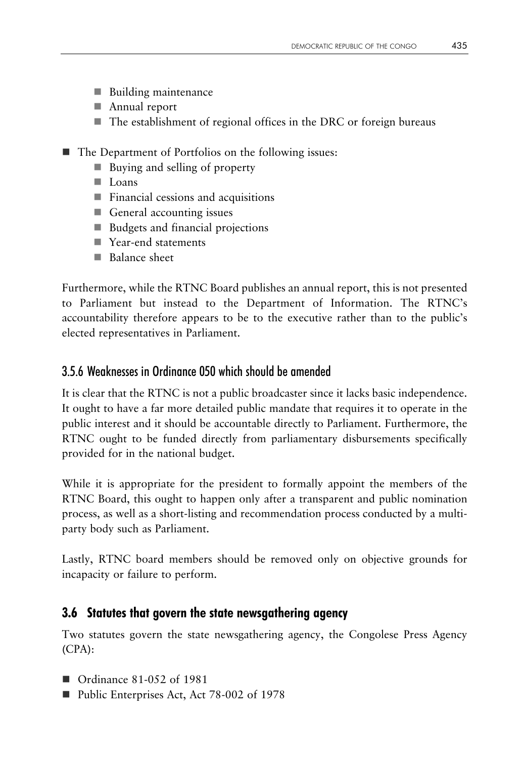- Building maintenance
  - Annual report
  - The establishment of regional offices in the DRC or foreign bureaus

- The Department of Portfolios on the following issues:
  - Buying and selling of property
  - Loans
  - Financial cessions and acquisitions
  - General accounting issues
  - Budgets and financial projections
  - Year-end statements
  - Balance sheet

Furthermore, while the RTNC Board publishes an annual report, this is not presented to Parliament but instead to the Department of Information. The RTNC's accountability therefore appears to be to the executive rather than to the public's elected representatives in Parliament.

### 3.5.6 Weaknesses in Ordinance 050 which should be amended

It is clear that the RTNC is not a public broadcaster since it lacks basic independence. It ought to have a far more detailed public mandate that requires it to operate in the public interest and it should be accountable directly to Parliament. Furthermore, the RTNC ought to be funded directly from parliamentary disbursements specifically provided for in the national budget.

While it is appropriate for the president to formally appoint the members of the RTNC Board, this ought to happen only after a transparent and public nomination process, as well as a short-listing and recommendation process conducted by a multi-party body such as Parliament.

Lastly, RTNC board members should be removed only on objective grounds for incapacity or failure to perform.

## 3.6 Statutes that govern the state newsgathering agency

Two statutes govern the state newsgathering agency, the Congolese Press Agency (CPA):

- Ordinance 81-052 of 1981
- Public Enterprises Act, Act 78-002 of 1978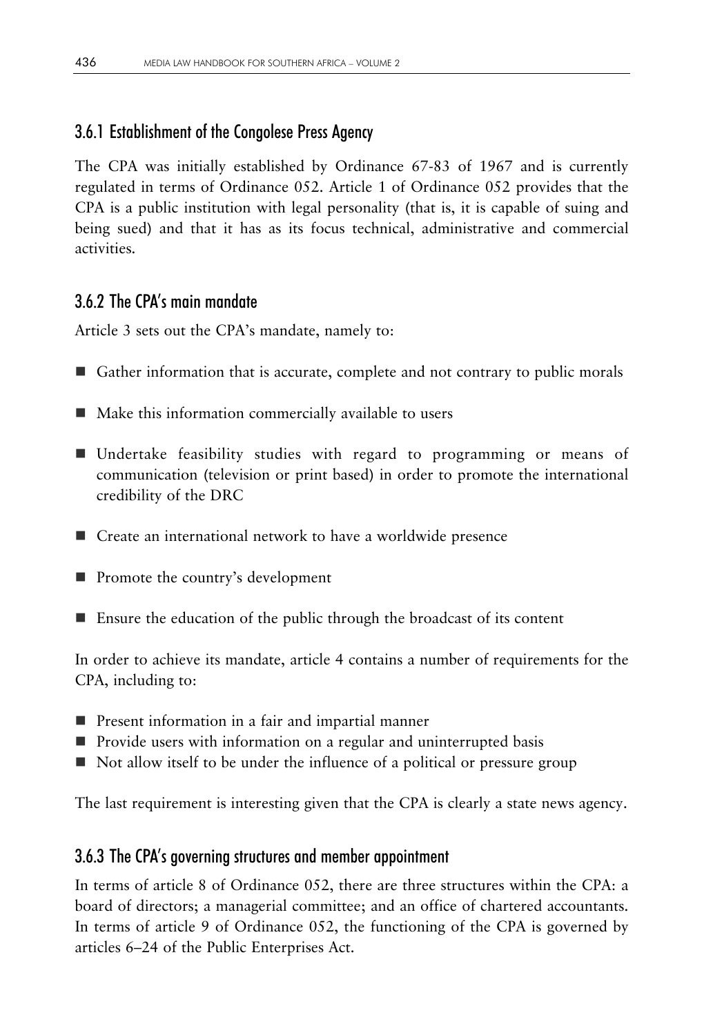### 3.6.1 Establishment of the Congolese Press Agency

The CPA was initially established by Ordinance 67-83 of 1967 and is currently regulated in terms of Ordinance 052. Article 1 of Ordinance 052 provides that the CPA is a public institution with legal personality (that is, it is capable of suing and being sued) and that it has as its focus technical, administrative and commercial activities.

### 3.6.2 The CPA's main mandate

Article 3 sets out the CPA's mandate, namely to:

- Gather information that is accurate, complete and not contrary to public morals
- Make this information commercially available to users
- Undertake feasibility studies with regard to programming or means of communication (television or print based) in order to promote the international credibility of the DRC
- Create an international network to have a worldwide presence
- Promote the country's development
- Ensure the education of the public through the broadcast of its content

In order to achieve its mandate, article 4 contains a number of requirements for the CPA, including to:

- Present information in a fair and impartial manner
- Provide users with information on a regular and uninterrupted basis
- Not allow itself to be under the influence of a political or pressure group

The last requirement is interesting given that the CPA is clearly a state news agency.

### 3.6.3 The CPA's governing structures and member appointment

In terms of article 8 of Ordinance 052, there are three structures within the CPA: a board of directors; a managerial committee; and an office of chartered accountants. In terms of article 9 of Ordinance 052, the functioning of the CPA is governed by articles 6–24 of the Public Enterprises Act.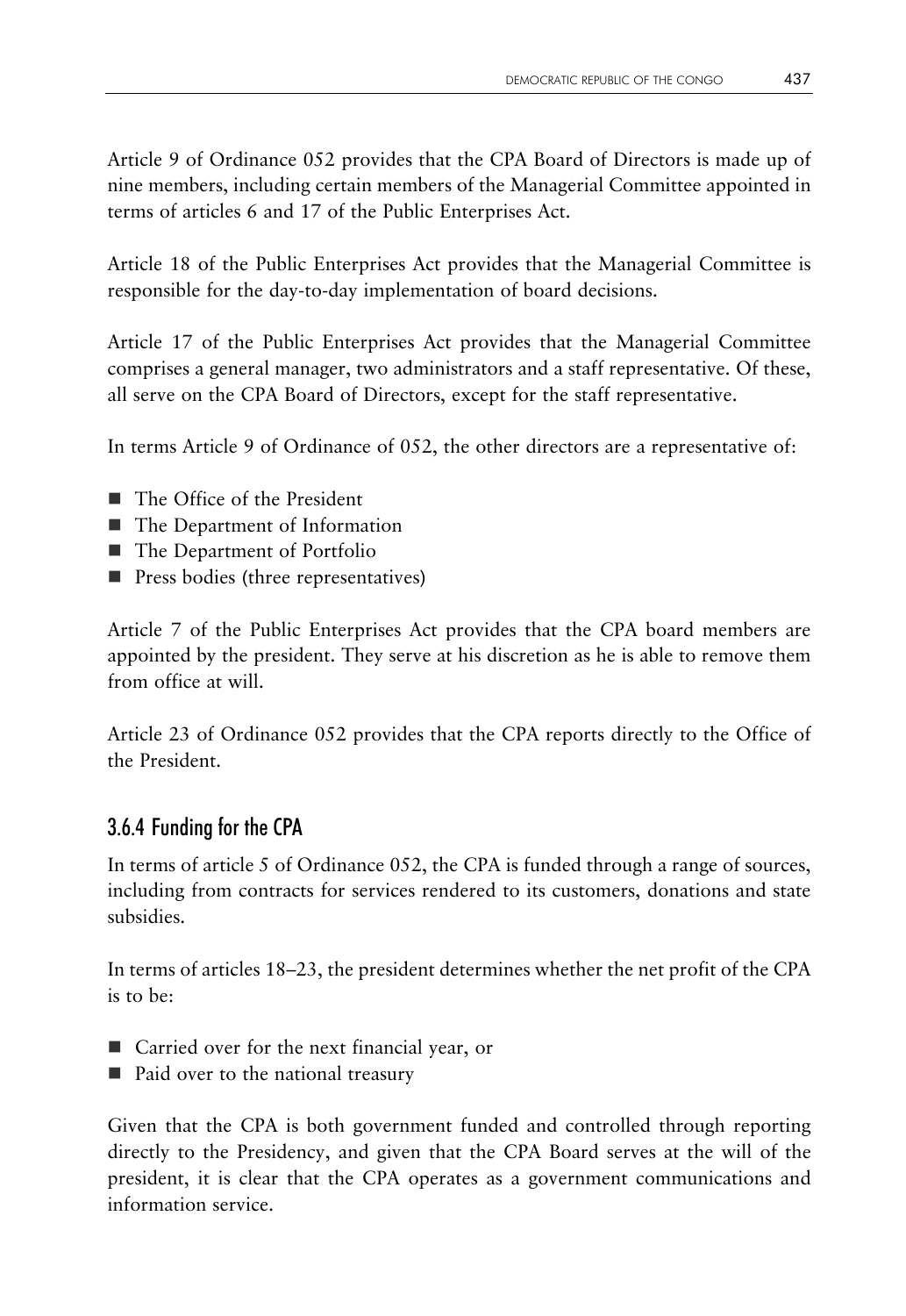Article 9 of Ordinance 052 provides that the CPA Board of Directors is made up of nine members, including certain members of the Managerial Committee appointed in terms of articles 6 and 17 of the Public Enterprises Act.

Article 18 of the Public Enterprises Act provides that the Managerial Committee is responsible for the day-to-day implementation of board decisions.

Article 17 of the Public Enterprises Act provides that the Managerial Committee comprises a general manager, two administrators and a staff representative. Of these, all serve on the CPA Board of Directors, except for the staff representative.

In terms Article 9 of Ordinance of 052, the other directors are a representative of:

- The Office of the President
- The Department of Information
- The Department of Portfolio
- Press bodies (three representatives)

Article 7 of the Public Enterprises Act provides that the CPA board members are appointed by the president. They serve at his discretion as he is able to remove them from office at will.

Article 23 of Ordinance 052 provides that the CPA reports directly to the Office of the President.

### 3.6.4 Funding for the CPA

In terms of article 5 of Ordinance 052, the CPA is funded through a range of sources, including from contracts for services rendered to its customers, donations and state subsidies.

In terms of articles 18–23, the president determines whether the net profit of the CPA is to be:

- Carried over for the next financial year, or
- Paid over to the national treasury

Given that the CPA is both government funded and controlled through reporting directly to the Presidency, and given that the CPA Board serves at the will of the president, it is clear that the CPA operates as a government communications and information service.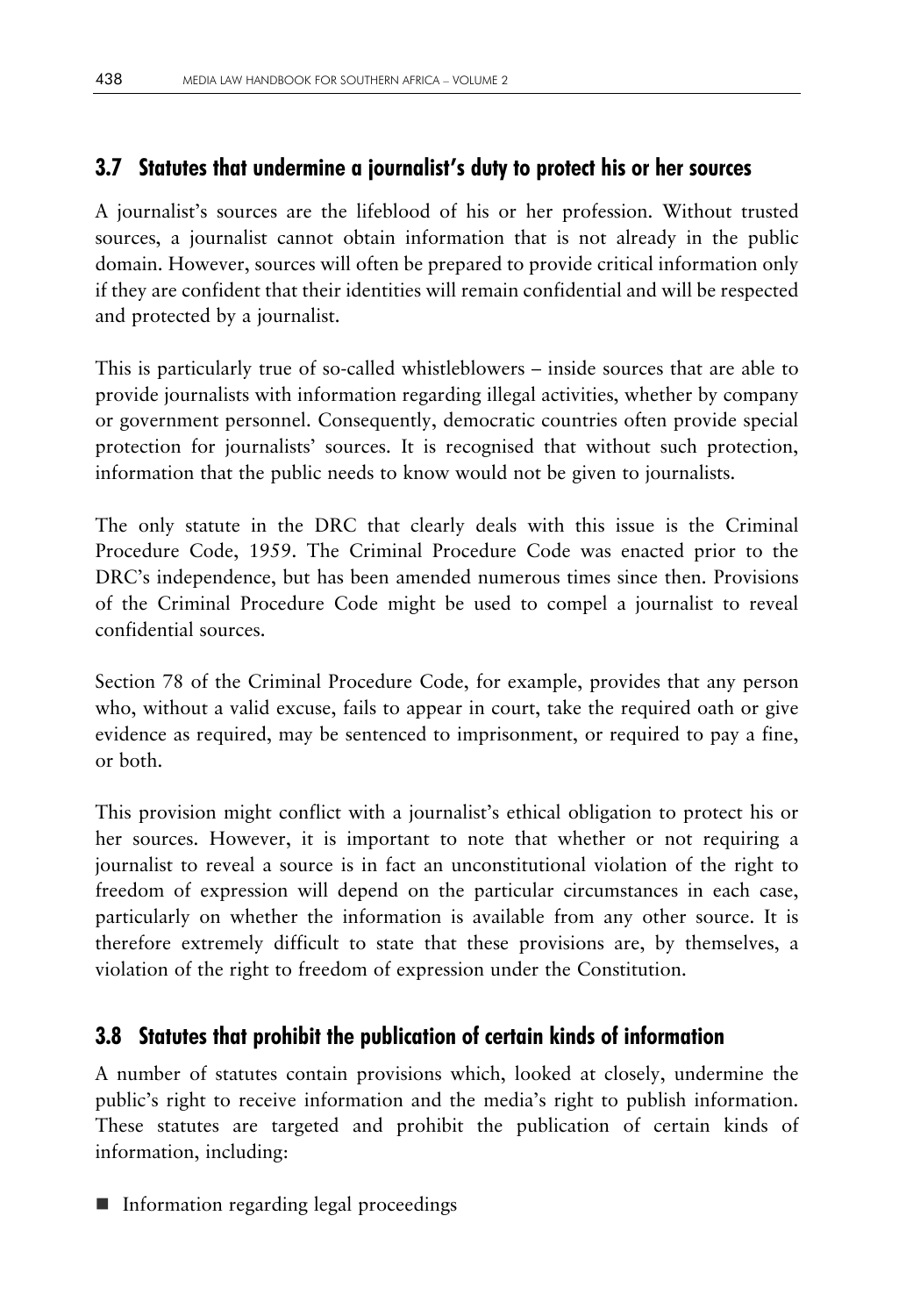## 3.7 Statutes that undermine a journalist's duty to protect his or her sources

A journalist's sources are the lifeblood of his or her profession. Without trusted sources, a journalist cannot obtain information that is not already in the public domain. However, sources will often be prepared to provide critical information only if they are confident that their identities will remain confidential and will be respected and protected by a journalist.

This is particularly true of so-called whistleblowers – inside sources that are able to provide journalists with information regarding illegal activities, whether by company or government personnel. Consequently, democratic countries often provide special protection for journalists' sources. It is recognised that without such protection, information that the public needs to know would not be given to journalists.

The only statute in the DRC that clearly deals with this issue is the Criminal Procedure Code, 1959. The Criminal Procedure Code was enacted prior to the DRC's independence, but has been amended numerous times since then. Provisions of the Criminal Procedure Code might be used to compel a journalist to reveal confidential sources.

Section 78 of the Criminal Procedure Code, for example, provides that any person who, without a valid excuse, fails to appear in court, take the required oath or give evidence as required, may be sentenced to imprisonment, or required to pay a fine, or both.

This provision might conflict with a journalist's ethical obligation to protect his or her sources. However, it is important to note that whether or not requiring a journalist to reveal a source is in fact an unconstitutional violation of the right to freedom of expression will depend on the particular circumstances in each case, particularly on whether the information is available from any other source. It is therefore extremely difficult to state that these provisions are, by themselves, a violation of the right to freedom of expression under the Constitution.

## 3.8 Statutes that prohibit the publication of certain kinds of information

A number of statutes contain provisions which, looked at closely, undermine the public's right to receive information and the media's right to publish information. These statutes are targeted and prohibit the publication of certain kinds of information, including:

- Information regarding legal proceedings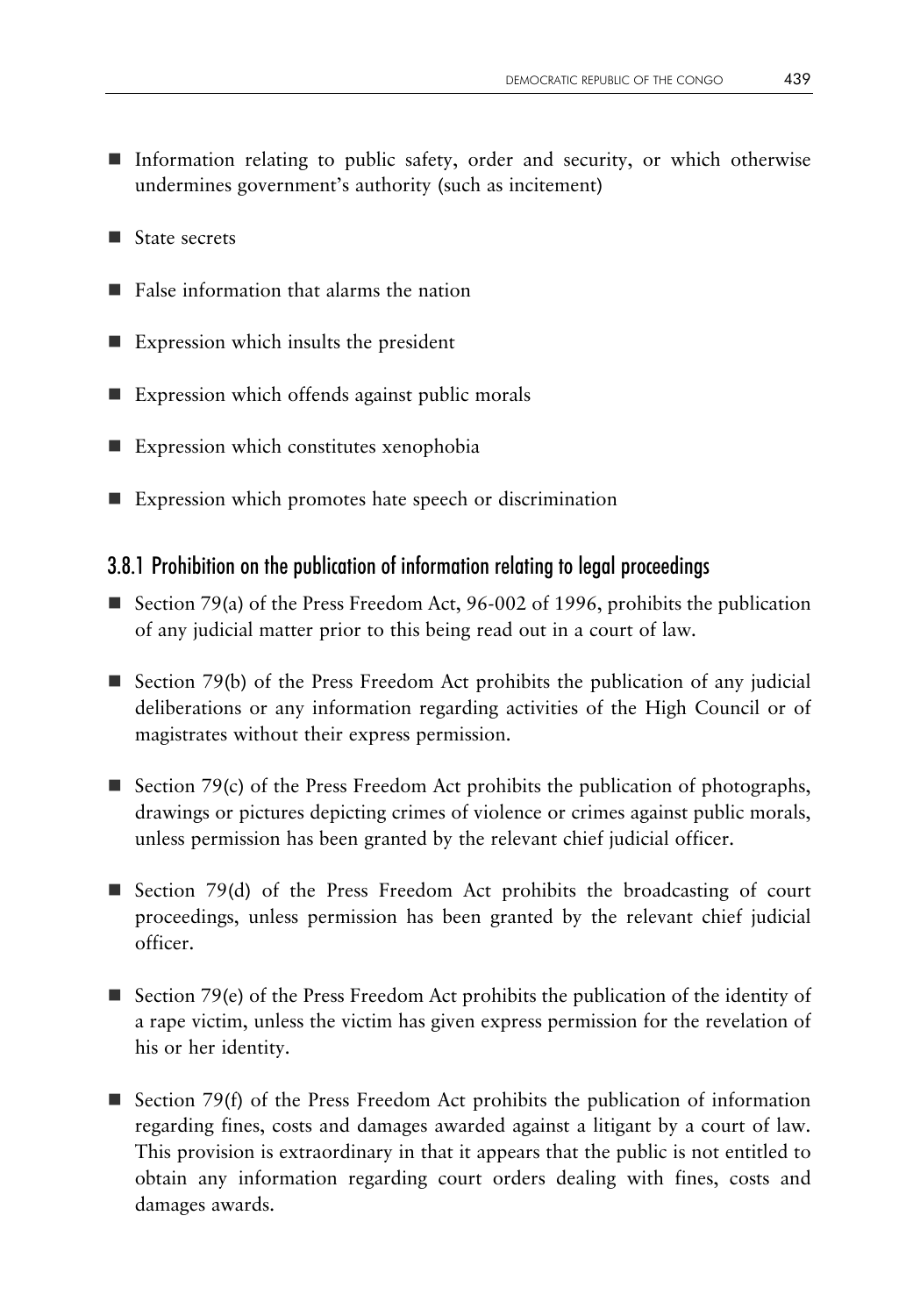- Information relating to public safety, order and security, or which otherwise undermines government's authority (such as incitement)
- State secrets
- False information that alarms the nation
- Expression which insults the president
- Expression which offends against public morals
- Expression which constitutes xenophobia
- Expression which promotes hate speech or discrimination

### 3.8.1 Prohibition on the publication of information relating to legal proceedings

- Section 79(a) of the Press Freedom Act, 96-002 of 1996, prohibits the publication of any judicial matter prior to this being read out in a court of law.
- Section 79(b) of the Press Freedom Act prohibits the publication of any judicial deliberations or any information regarding activities of the High Council or of magistrates without their express permission.
- Section 79(c) of the Press Freedom Act prohibits the publication of photographs, drawings or pictures depicting crimes of violence or crimes against public morals, unless permission has been granted by the relevant chief judicial officer.
- Section 79(d) of the Press Freedom Act prohibits the broadcasting of court proceedings, unless permission has been granted by the relevant chief judicial officer.
- Section 79(e) of the Press Freedom Act prohibits the publication of the identity of a rape victim, unless the victim has given express permission for the revelation of his or her identity.
- Section 79(f) of the Press Freedom Act prohibits the publication of information regarding fines, costs and damages awarded against a litigant by a court of law. This provision is extraordinary in that it appears that the public is not entitled to obtain any information regarding court orders dealing with fines, costs and damages awards.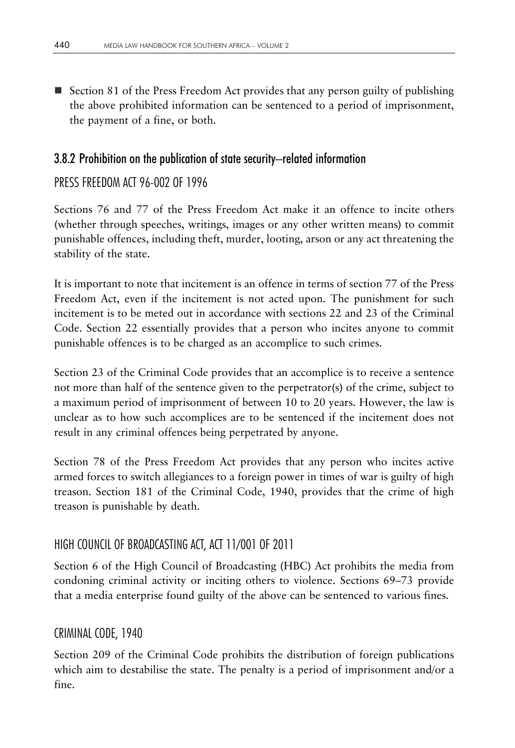- Section 81 of the Press Freedom Act provides that any person guilty of publishing the above prohibited information can be sentenced to a period of imprisonment, the payment of a fine, or both.

### 3.8.2 Prohibition on the publication of state security–related information

#### PRESS FREEDOM ACT 96-002 OF 1996

Sections 76 and 77 of the Press Freedom Act make it an offence to incite others (whether through speeches, writings, images or any other written means) to commit punishable offences, including theft, murder, looting, arson or any act threatening the stability of the state.

It is important to note that incitement is an offence in terms of section 77 of the Press Freedom Act, even if the incitement is not acted upon. The punishment for such incitement is to be meted out in accordance with sections 22 and 23 of the Criminal Code. Section 22 essentially provides that a person who incites anyone to commit punishable offences is to be charged as an accomplice to such crimes.

Section 23 of the Criminal Code provides that an accomplice is to receive a sentence not more than half of the sentence given to the perpetrator(s) of the crime, subject to a maximum period of imprisonment of between 10 to 20 years. However, the law is unclear as to how such accomplices are to be sentenced if the incitement does not result in any criminal offences being perpetrated by anyone.

Section 78 of the Press Freedom Act provides that any person who incites active armed forces to switch allegiances to a foreign power in times of war is guilty of high treason. Section 181 of the Criminal Code, 1940, provides that the crime of high treason is punishable by death.

#### HIGH COUNCIL OF BROADCASTING ACT, ACT 11/001 OF 2011

Section 6 of the High Council of Broadcasting (HBC) Act prohibits the media from condoning criminal activity or inciting others to violence. Sections 69–73 provide that a media enterprise found guilty of the above can be sentenced to various fines.

#### CRIMINAL CODE, 1940

Section 209 of the Criminal Code prohibits the distribution of foreign publications which aim to destabilise the state. The penalty is a period of imprisonment and/or a fine.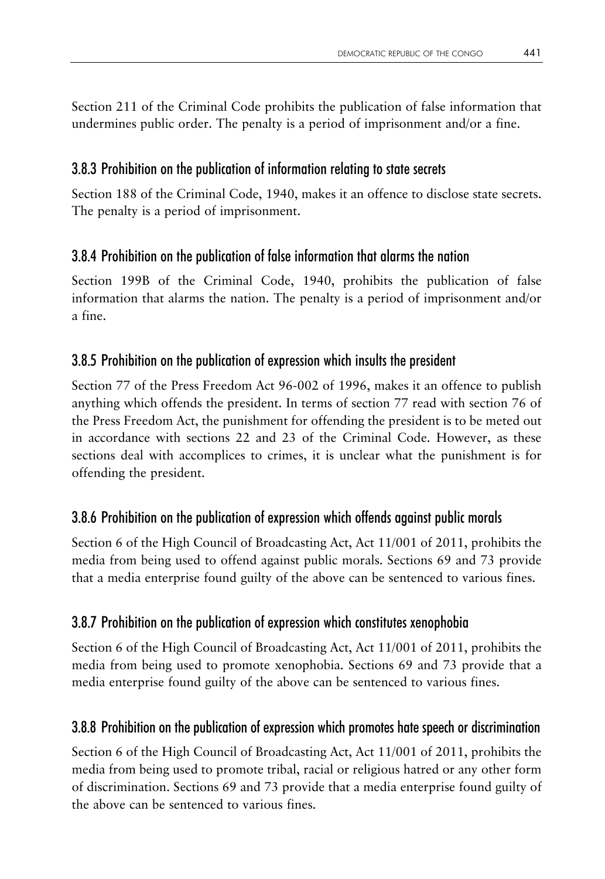Section 211 of the Criminal Code prohibits the publication of false information that undermines public order. The penalty is a period of imprisonment and/or a fine.

### 3.8.3 Prohibition on the publication of information relating to state secrets

Section 188 of the Criminal Code, 1940, makes it an offence to disclose state secrets. The penalty is a period of imprisonment.

### 3.8.4 Prohibition on the publication of false information that alarms the nation

Section 199B of the Criminal Code, 1940, prohibits the publication of false information that alarms the nation. The penalty is a period of imprisonment and/or a fine.

### 3.8.5 Prohibition on the publication of expression which insults the president

Section 77 of the Press Freedom Act 96-002 of 1996, makes it an offence to publish anything which offends the president. In terms of section 77 read with section 76 of the Press Freedom Act, the punishment for offending the president is to be meted out in accordance with sections 22 and 23 of the Criminal Code. However, as these sections deal with accomplices to crimes, it is unclear what the punishment is for offending the president.

### 3.8.6 Prohibition on the publication of expression which offends against public morals

Section 6 of the High Council of Broadcasting Act, Act 11/001 of 2011, prohibits the media from being used to offend against public morals. Sections 69 and 73 provide that a media enterprise found guilty of the above can be sentenced to various fines.

### 3.8.7 Prohibition on the publication of expression which constitutes xenophobia

Section 6 of the High Council of Broadcasting Act, Act 11/001 of 2011, prohibits the media from being used to promote xenophobia. Sections 69 and 73 provide that a media enterprise found guilty of the above can be sentenced to various fines.

### 3.8.8 Prohibition on the publication of expression which promotes hate speech or discrimination

Section 6 of the High Council of Broadcasting Act, Act 11/001 of 2011, prohibits the media from being used to promote tribal, racial or religious hatred or any other form of discrimination. Sections 69 and 73 provide that a media enterprise found guilty of the above can be sentenced to various fines.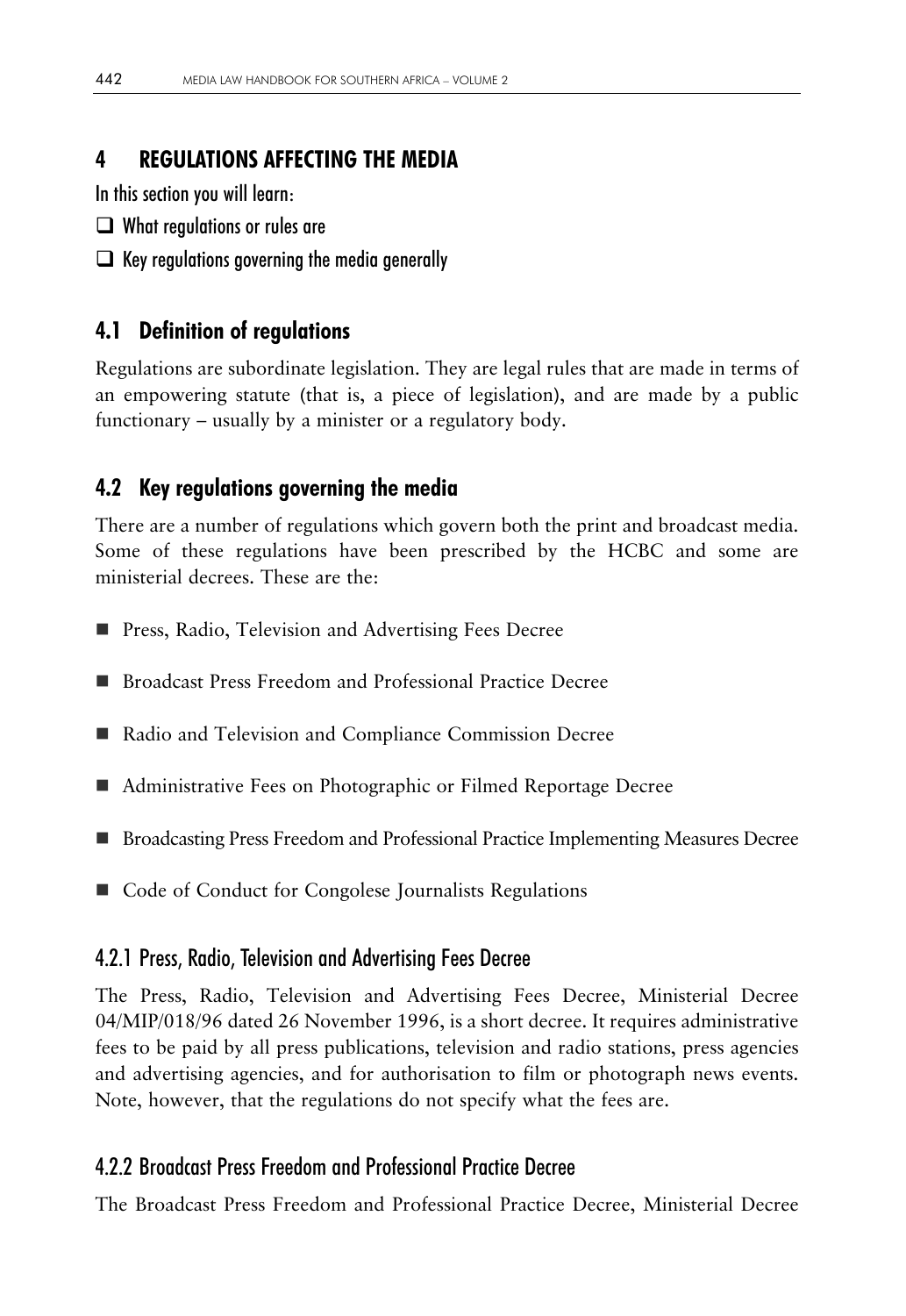## 4 REGULATIONS AFFECTING THE MEDIA

In this section you will learn:

- ☐ What regulations or rules are
- ☐ Key regulations governing the media generally

### 4.1 Definition of regulations

Regulations are subordinate legislation. They are legal rules that are made in terms of an empowering statute (that is, a piece of legislation), and are made by a public functionary – usually by a minister or a regulatory body.

### 4.2 Key regulations governing the media

There are a number of regulations which govern both the print and broadcast media. Some of these regulations have been prescribed by the HCBC and some are ministerial decrees. These are the:

- Press, Radio, Television and Advertising Fees Decree
- Broadcast Press Freedom and Professional Practice Decree
- Radio and Television and Compliance Commission Decree
- Administrative Fees on Photographic or Filmed Reportage Decree
- Broadcasting Press Freedom and Professional Practice Implementing Measures Decree
- Code of Conduct for Congolese Journalists Regulations

#### 4.2.1 Press, Radio, Television and Advertising Fees Decree

The Press, Radio, Television and Advertising Fees Decree, Ministerial Decree 04/MIP/018/96 dated 26 November 1996, is a short decree. It requires administrative fees to be paid by all press publications, television and radio stations, press agencies and advertising agencies, and for authorisation to film or photograph news events. Note, however, that the regulations do not specify what the fees are.

#### 4.2.2 Broadcast Press Freedom and Professional Practice Decree

The Broadcast Press Freedom and Professional Practice Decree, Ministerial Decree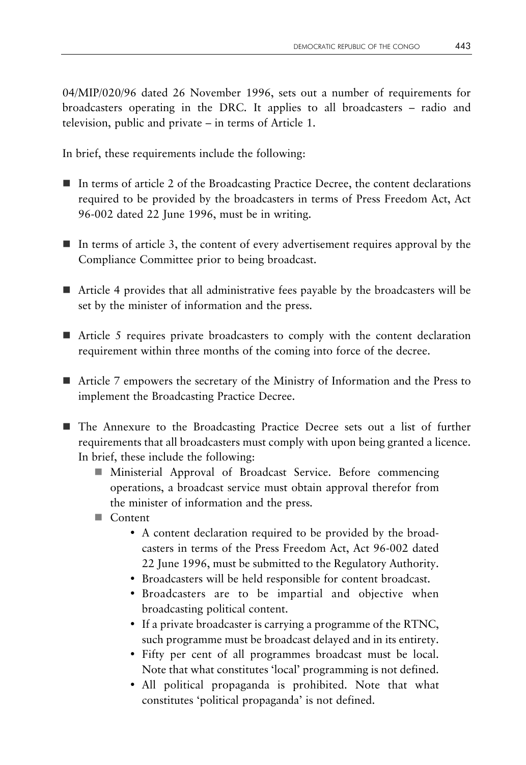04/MIP/020/96 dated 26 November 1996, sets out a number of requirements for broadcasters operating in the DRC. It applies to all broadcasters – radio and television, public and private – in terms of Article 1.

In brief, these requirements include the following:

- In terms of article 2 of the Broadcasting Practice Decree, the content declarations required to be provided by the broadcasters in terms of Press Freedom Act, Act 96-002 dated 22 June 1996, must be in writing.
- In terms of article 3, the content of every advertisement requires approval by the Compliance Committee prior to being broadcast.
- Article 4 provides that all administrative fees payable by the broadcasters will be set by the minister of information and the press.
- Article 5 requires private broadcasters to comply with the content declaration requirement within three months of the coming into force of the decree.
- Article 7 empowers the secretary of the Ministry of Information and the Press to implement the Broadcasting Practice Decree.
- The Annexure to the Broadcasting Practice Decree sets out a list of further requirements that all broadcasters must comply with upon being granted a licence. In brief, these include the following:
  - Ministerial Approval of Broadcast Service. Before commencing operations, a broadcast service must obtain approval therefor from the minister of information and the press.
  - Content
    - A content declaration required to be provided by the broadcasters in terms of the Press Freedom Act, Act 96-002 dated 22 June 1996, must be submitted to the Regulatory Authority.
    - Broadcasters will be held responsible for content broadcast.
    - Broadcasters are to be impartial and objective when broadcasting political content.
    - If a private broadcaster is carrying a programme of the RTNC, such programme must be broadcast delayed and in its entirety.
    - Fifty per cent of all programmes broadcast must be local. Note that what constitutes 'local' programming is not defined.
    - All political propaganda is prohibited. Note that what constitutes 'political propaganda' is not defined.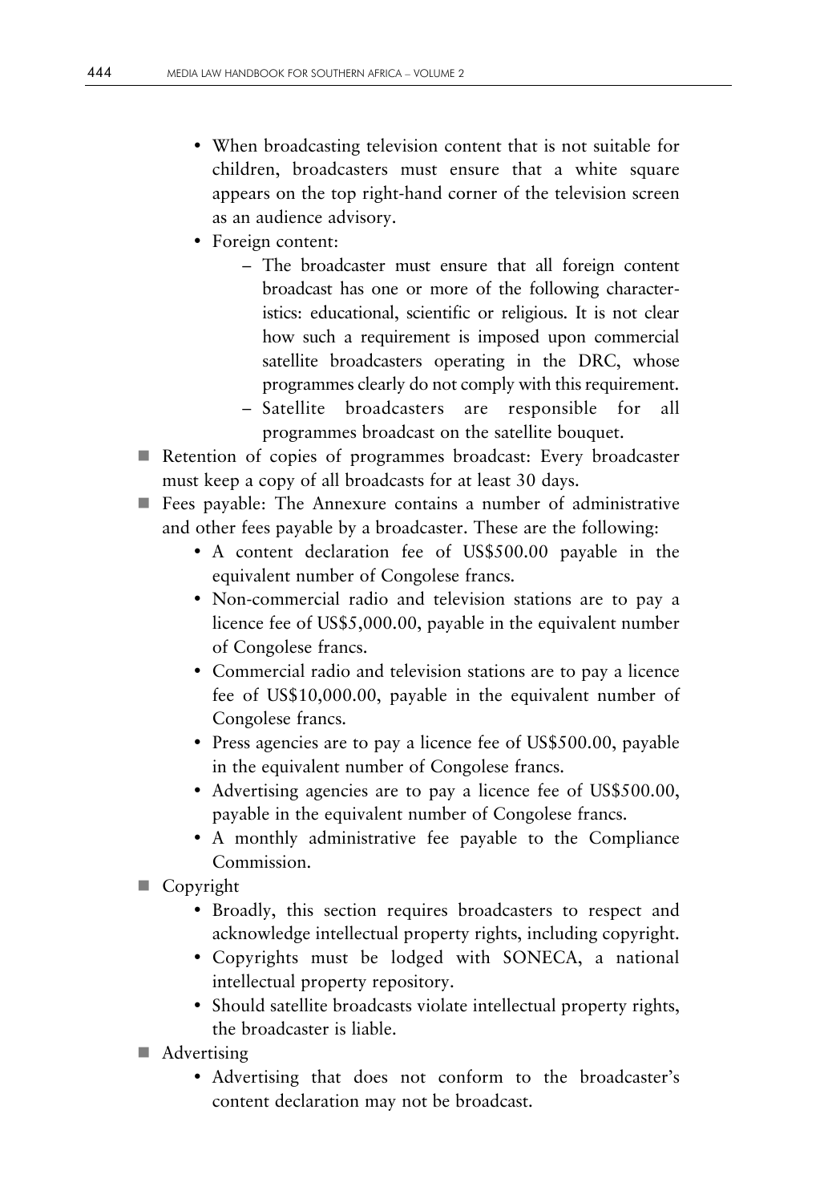- When broadcasting television content that is not suitable for children, broadcasters must ensure that a white square appears on the top right-hand corner of the television screen as an audience advisory.
  - Foreign content:
    - The broadcaster must ensure that all foreign content broadcast has one or more of the following characteristics: educational, scientific or religious. It is not clear how such a requirement is imposed upon commercial satellite broadcasters operating in the DRC, whose programmes clearly do not comply with this requirement.
    - Satellite broadcasters are responsible for all programmes broadcast on the satellite bouquet.
- Retention of copies of programmes broadcast: Every broadcaster must keep a copy of all broadcasts for at least 30 days.
- Fees payable: The Annexure contains a number of administrative and other fees payable by a broadcaster. These are the following:
  - A content declaration fee of US$500.00 payable in the equivalent number of Congolese francs.
  - Non-commercial radio and television stations are to pay a licence fee of US$5,000.00, payable in the equivalent number of Congolese francs.
  - Commercial radio and television stations are to pay a licence fee of US$10,000.00, payable in the equivalent number of Congolese francs.
  - Press agencies are to pay a licence fee of US$500.00, payable in the equivalent number of Congolese francs.
  - Advertising agencies are to pay a licence fee of US$500.00, payable in the equivalent number of Congolese francs.
  - A monthly administrative fee payable to the Compliance Commission.
- Copyright
  - Broadly, this section requires broadcasters to respect and acknowledge intellectual property rights, including copyright.
  - Copyrights must be lodged with SONECA, a national intellectual property repository.
  - Should satellite broadcasts violate intellectual property rights, the broadcaster is liable.
- Advertising
  - Advertising that does not conform to the broadcaster's content declaration may not be broadcast.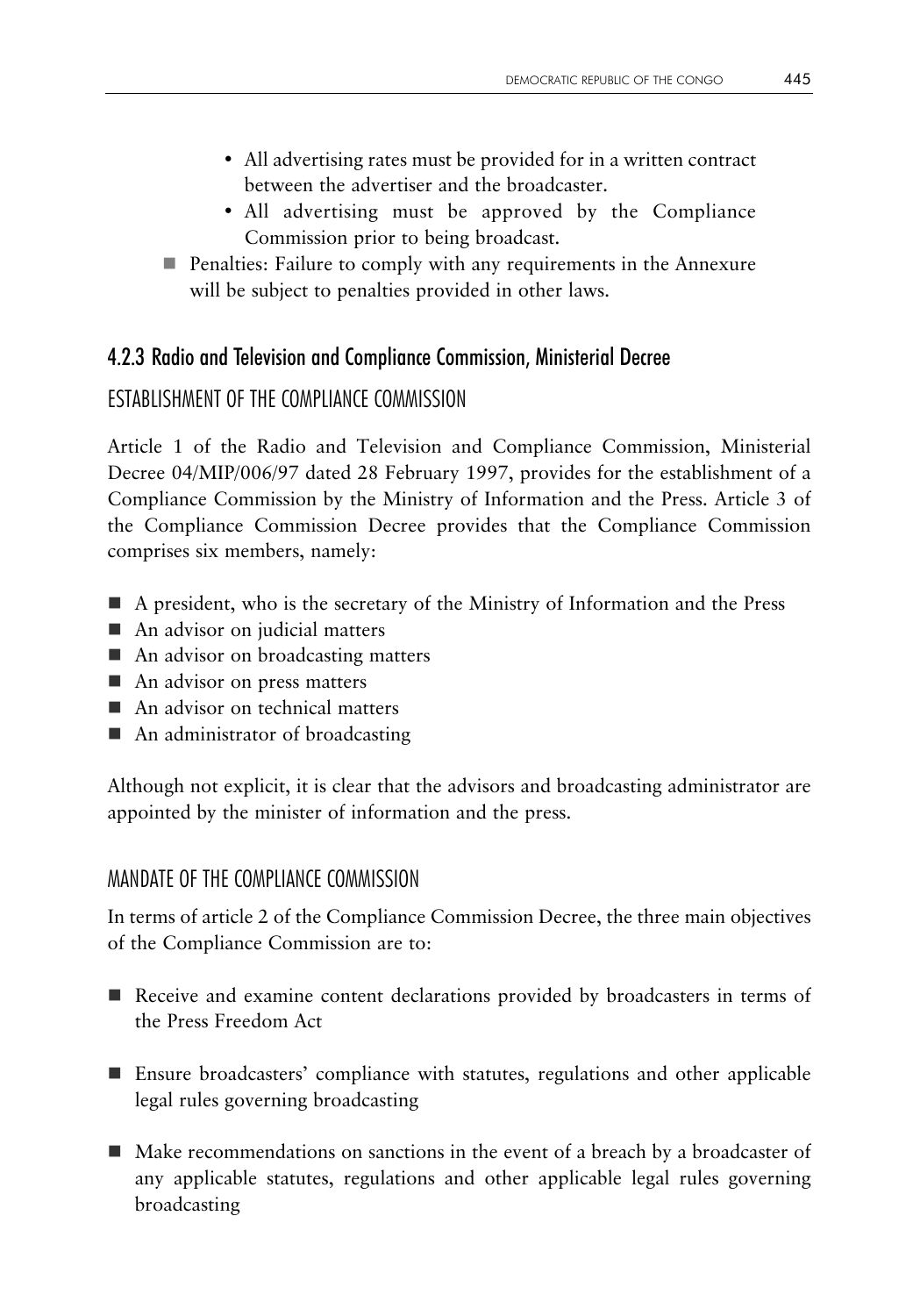- All advertising rates must be provided for in a written contract between the advertiser and the broadcaster.
  - All advertising must be approved by the Compliance Commission prior to being broadcast.
- Penalties: Failure to comply with any requirements in the Annexure will be subject to penalties provided in other laws.

### 4.2.3 Radio and Television and Compliance Commission, Ministerial Decree

#### ESTABLISHMENT OF THE COMPLIANCE COMMISSION

Article 1 of the Radio and Television and Compliance Commission, Ministerial Decree 04/MIP/006/97 dated 28 February 1997, provides for the establishment of a Compliance Commission by the Ministry of Information and the Press. Article 3 of the Compliance Commission Decree provides that the Compliance Commission comprises six members, namely:

- A president, who is the secretary of the Ministry of Information and the Press
- An advisor on judicial matters
- An advisor on broadcasting matters
- An advisor on press matters
- An advisor on technical matters
- An administrator of broadcasting

Although not explicit, it is clear that the advisors and broadcasting administrator are appointed by the minister of information and the press.

#### MANDATE OF THE COMPLIANCE COMMISSION

In terms of article 2 of the Compliance Commission Decree, the three main objectives of the Compliance Commission are to:

- Receive and examine content declarations provided by broadcasters in terms of the Press Freedom Act

- Ensure broadcasters' compliance with statutes, regulations and other applicable legal rules governing broadcasting

- Make recommendations on sanctions in the event of a breach by a broadcaster of any applicable statutes, regulations and other applicable legal rules governing broadcasting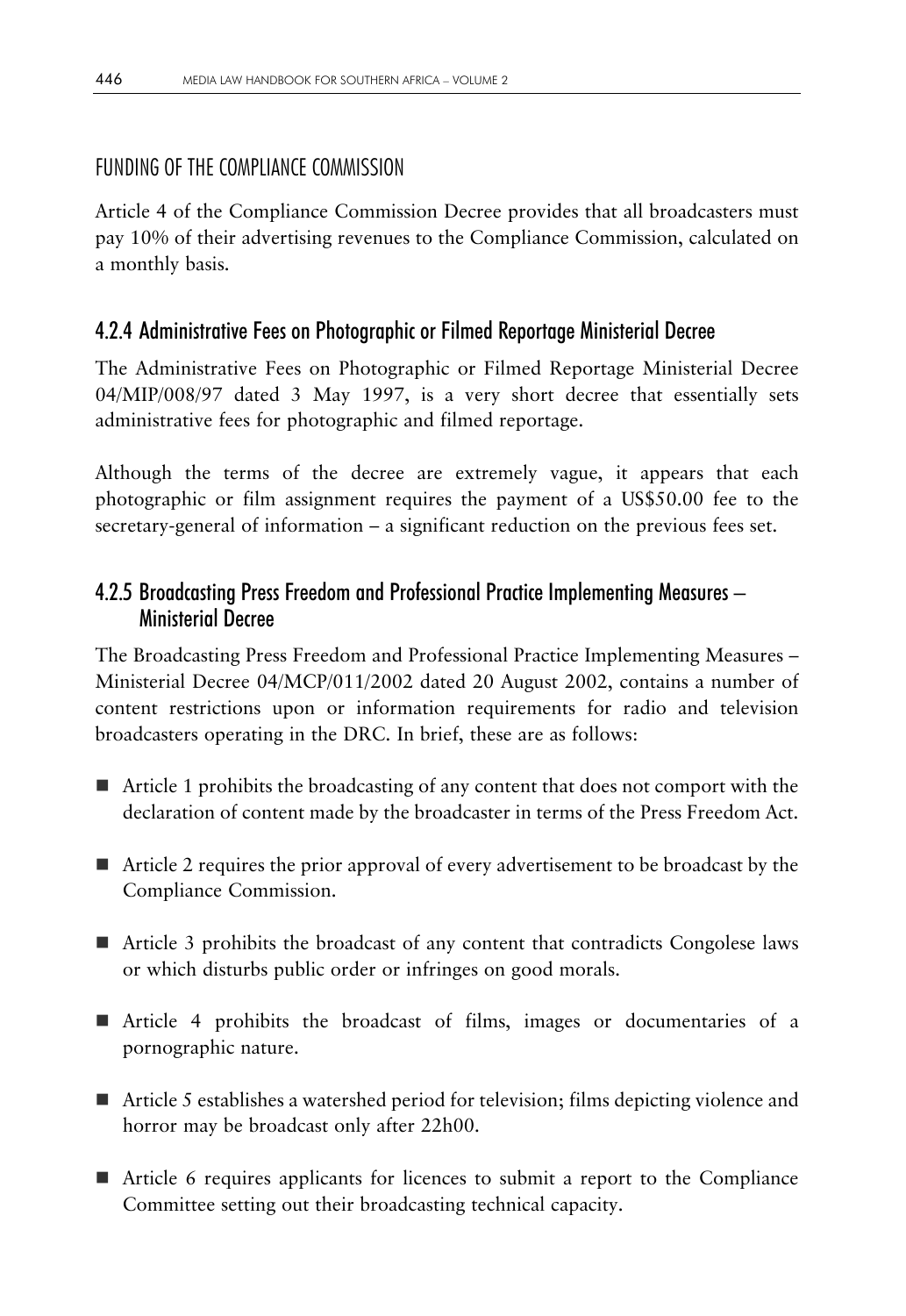### FUNDING OF THE COMPLIANCE COMMISSION

Article 4 of the Compliance Commission Decree provides that all broadcasters must pay 10% of their advertising revenues to the Compliance Commission, calculated on a monthly basis.

## 4.2.4 Administrative Fees on Photographic or Filmed Reportage Ministerial Decree

The Administrative Fees on Photographic or Filmed Reportage Ministerial Decree 04/MIP/008/97 dated 3 May 1997, is a very short decree that essentially sets administrative fees for photographic and filmed reportage.

Although the terms of the decree are extremely vague, it appears that each photographic or film assignment requires the payment of a US$50.00 fee to the secretary-general of information – a significant reduction on the previous fees set.

## 4.2.5 Broadcasting Press Freedom and Professional Practice Implementing Measures – Ministerial Decree

The Broadcasting Press Freedom and Professional Practice Implementing Measures – Ministerial Decree 04/MCP/011/2002 dated 20 August 2002, contains a number of content restrictions upon or information requirements for radio and television broadcasters operating in the DRC. In brief, these are as follows:

- Article 1 prohibits the broadcasting of any content that does not comport with the declaration of content made by the broadcaster in terms of the Press Freedom Act.
- Article 2 requires the prior approval of every advertisement to be broadcast by the Compliance Commission.
- Article 3 prohibits the broadcast of any content that contradicts Congolese laws or which disturbs public order or infringes on good morals.
- Article 4 prohibits the broadcast of films, images or documentaries of a pornographic nature.
- Article 5 establishes a watershed period for television; films depicting violence and horror may be broadcast only after 22h00.
- Article 6 requires applicants for licences to submit a report to the Compliance Committee setting out their broadcasting technical capacity.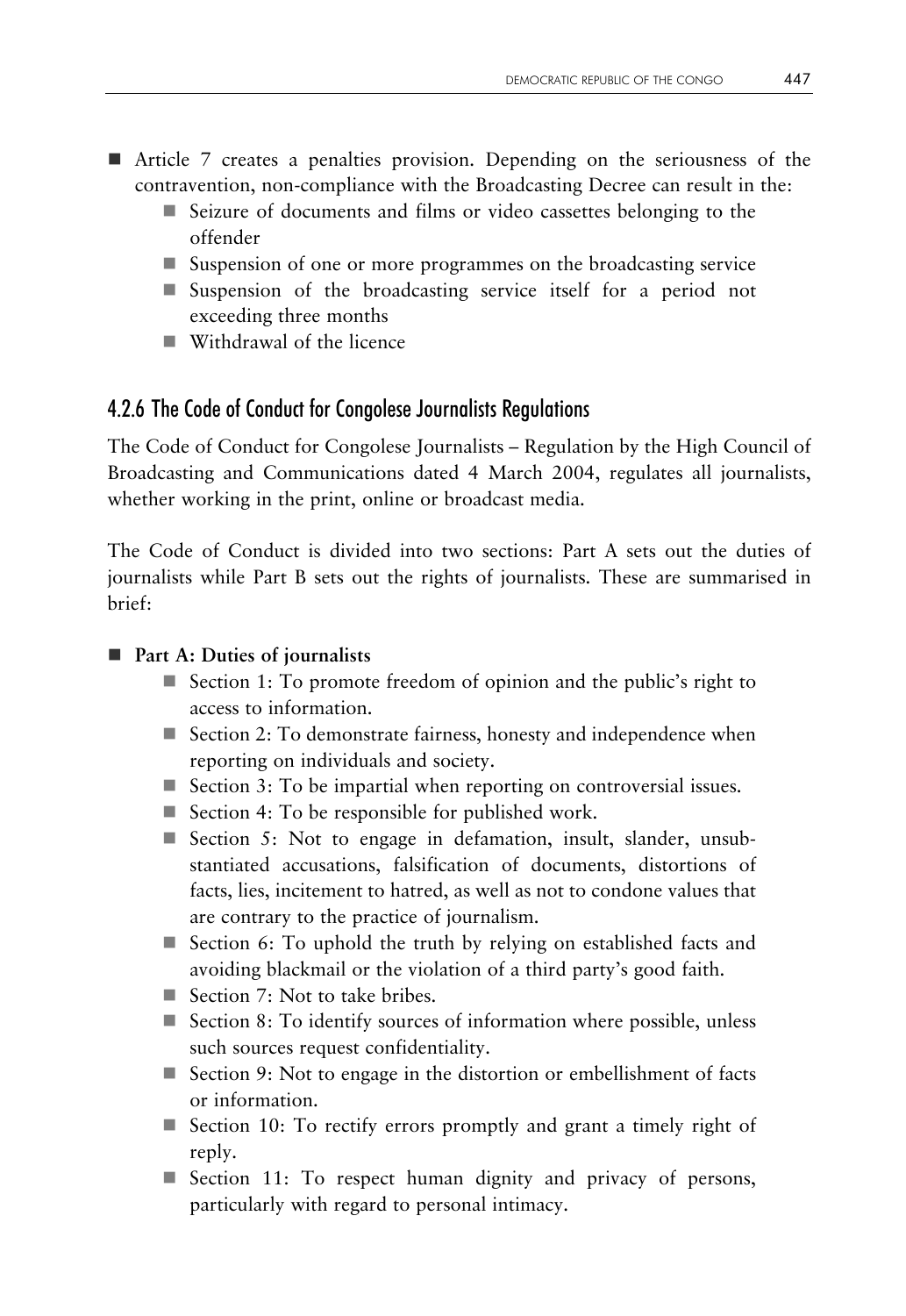- Article 7 creates a penalties provision. Depending on the seriousness of the contravention, non-compliance with the Broadcasting Decree can result in the:
  - Seizure of documents and films or video cassettes belonging to the offender
  - Suspension of one or more programmes on the broadcasting service
  - Suspension of the broadcasting service itself for a period not exceeding three months
  - Withdrawal of the licence

### 4.2.6 The Code of Conduct for Congolese Journalists Regulations

The Code of Conduct for Congolese Journalists – Regulation by the High Council of Broadcasting and Communications dated 4 March 2004, regulates all journalists, whether working in the print, online or broadcast media.

The Code of Conduct is divided into two sections: Part A sets out the duties of journalists while Part B sets out the rights of journalists. These are summarised in brief:

- **Part A: Duties of journalists**
  - Section 1: To promote freedom of opinion and the public's right to access to information.
  - Section 2: To demonstrate fairness, honesty and independence when reporting on individuals and society.
  - Section 3: To be impartial when reporting on controversial issues.
  - Section 4: To be responsible for published work.
  - Section 5: Not to engage in defamation, insult, slander, unsubstantiated accusations, falsification of documents, distortions of facts, lies, incitement to hatred, as well as not to condone values that are contrary to the practice of journalism.
  - Section 6: To uphold the truth by relying on established facts and avoiding blackmail or the violation of a third party's good faith.
  - Section 7: Not to take bribes.
  - Section 8: To identify sources of information where possible, unless such sources request confidentiality.
  - Section 9: Not to engage in the distortion or embellishment of facts or information.
  - Section 10: To rectify errors promptly and grant a timely right of reply.
  - Section 11: To respect human dignity and privacy of persons, particularly with regard to personal intimacy.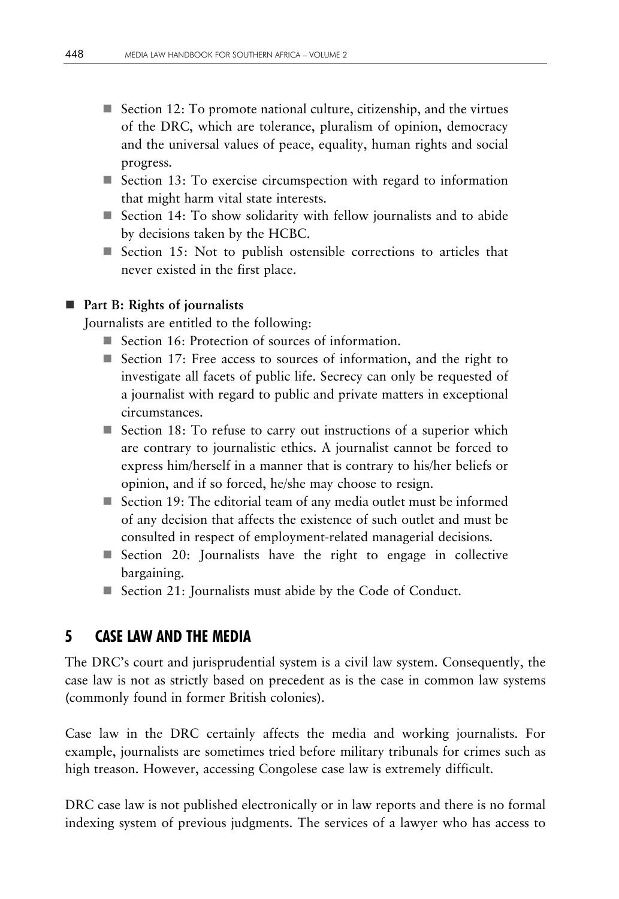- Section 12: To promote national culture, citizenship, and the virtues of the DRC, which are tolerance, pluralism of opinion, democracy and the universal values of peace, equality, human rights and social progress.
- Section 13: To exercise circumspection with regard to information that might harm vital state interests.
- Section 14: To show solidarity with fellow journalists and to abide by decisions taken by the HCBC.
- Section 15: Not to publish ostensible corrections to articles that never existed in the first place.

- **Part B: Rights of journalists**

  Journalists are entitled to the following:
  - Section 16: Protection of sources of information.
  - Section 17: Free access to sources of information, and the right to investigate all facets of public life. Secrecy can only be requested of a journalist with regard to public and private matters in exceptional circumstances.
  - Section 18: To refuse to carry out instructions of a superior which are contrary to journalistic ethics. A journalist cannot be forced to express him/herself in a manner that is contrary to his/her beliefs or opinion, and if so forced, he/she may choose to resign.
  - Section 19: The editorial team of any media outlet must be informed of any decision that affects the existence of such outlet and must be consulted in respect of employment-related managerial decisions.
  - Section 20: Journalists have the right to engage in collective bargaining.
  - Section 21: Journalists must abide by the Code of Conduct.

## 5 CASE LAW AND THE MEDIA

The DRC's court and jurisprudential system is a civil law system. Consequently, the case law is not as strictly based on precedent as is the case in common law systems (commonly found in former British colonies).

Case law in the DRC certainly affects the media and working journalists. For example, journalists are sometimes tried before military tribunals for crimes such as high treason. However, accessing Congolese case law is extremely difficult.

DRC case law is not published electronically or in law reports and there is no formal indexing system of previous judgments. The services of a lawyer who has access to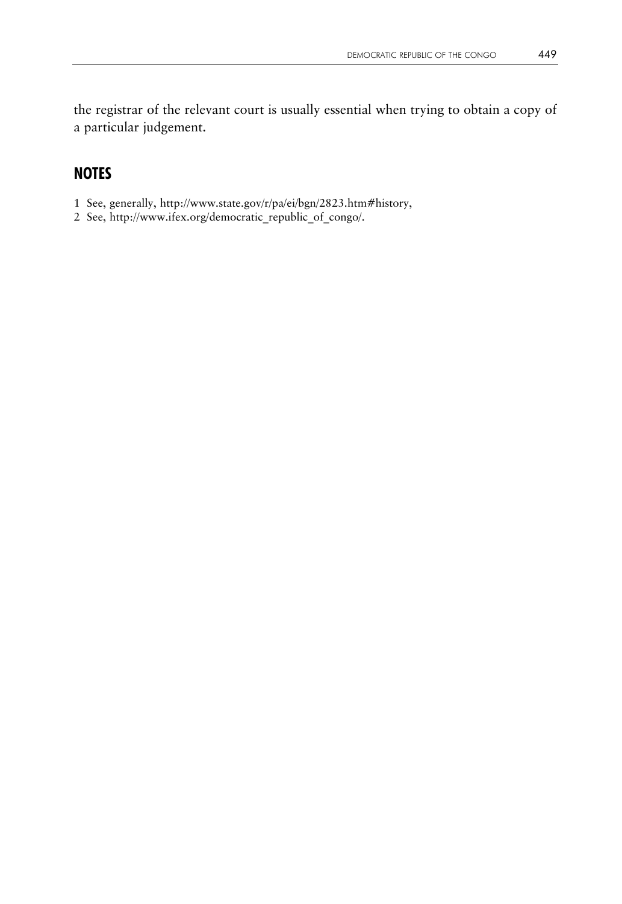the registrar of the relevant court is usually essential when trying to obtain a copy of a particular judgement.

## NOTES

1 See, generally, http://www.state.gov/r/pa/ei/bgn/2823.htm#history,
2 See, http://www.ifex.org/democratic_republic_of_congo/.